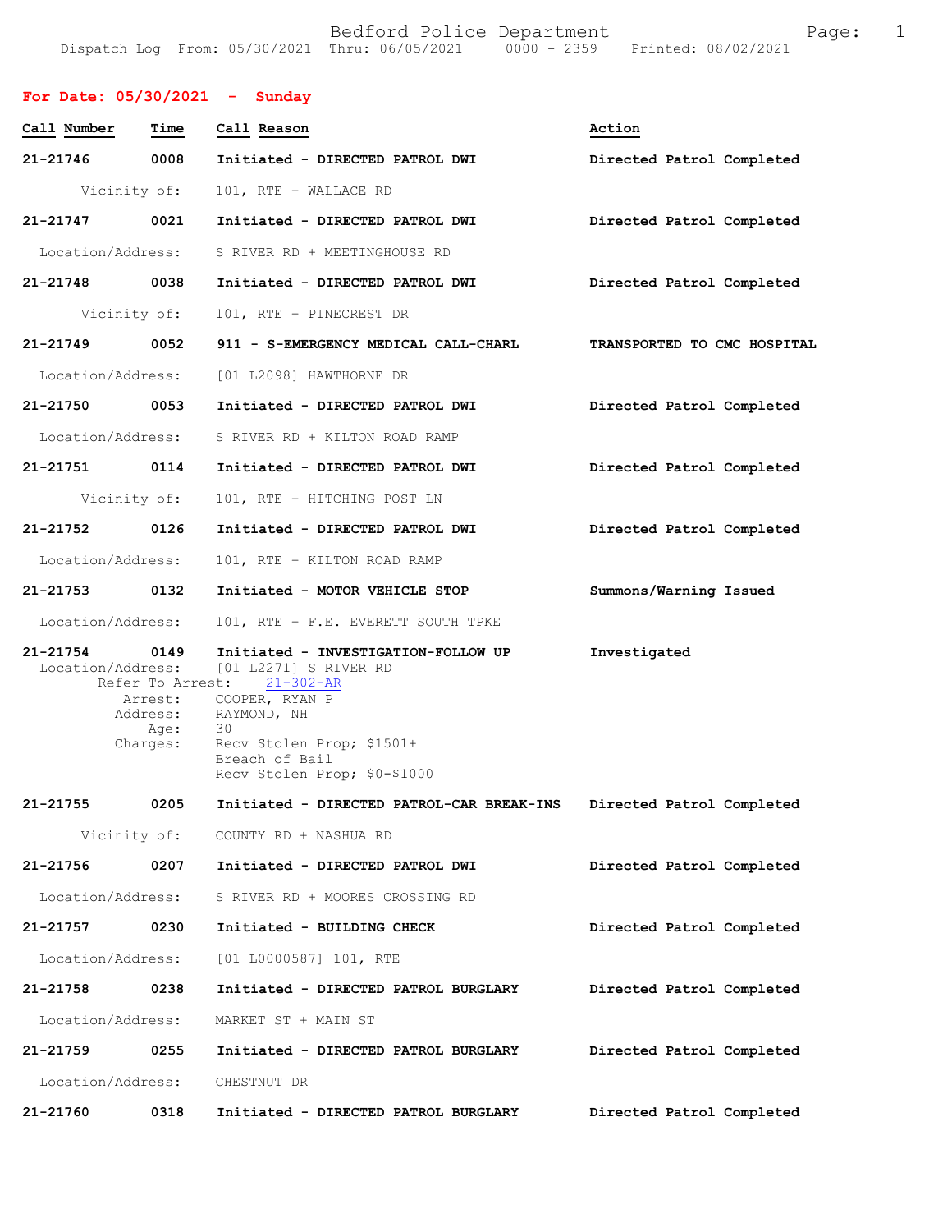Bedford Police Department

Dispatch Log From: 05/30/2021 Thru: 06/05/2021 0000 - 2359 Printed: 08/02/2021

## For Date: 05/30/2021 - Sunday

| Call Number | Time | Call Reason | Action |
|---|---|---|---|
| 21-21746 | 0008 | Initiated - DIRECTED PATROL DWI | Directed Patrol Completed |
| | | Vicinity of: 101, RTE + WALLACE RD | |
| 21-21747 | 0021 | Initiated - DIRECTED PATROL DWI | Directed Patrol Completed |
| | | Location/Address: S RIVER RD + MEETINGHOUSE RD | |
| 21-21748 | 0038 | Initiated - DIRECTED PATROL DWI | Directed Patrol Completed |
| | | Vicinity of: 101, RTE + PINECREST DR | |
| 21-21749 | 0052 | 911 - S-EMERGENCY MEDICAL CALL-CHARL | TRANSPORTED TO CMC HOSPITAL |
| | | Location/Address: [01 L2098] HAWTHORNE DR | |
| 21-21750 | 0053 | Initiated - DIRECTED PATROL DWI | Directed Patrol Completed |
| | | Location/Address: S RIVER RD + KILTON ROAD RAMP | |
| 21-21751 | 0114 | Initiated - DIRECTED PATROL DWI | Directed Patrol Completed |
| | | Vicinity of: 101, RTE + HITCHING POST LN | |
| 21-21752 | 0126 | Initiated - DIRECTED PATROL DWI | Directed Patrol Completed |
| | | Location/Address: 101, RTE + KILTON ROAD RAMP | |
| 21-21753 | 0132 | Initiated - MOTOR VEHICLE STOP | Summons/Warning Issued |
| | | Location/Address: 101, RTE + F.E. EVERETT SOUTH TPKE | |
| 21-21754 | 0149 | Initiated - INVESTIGATION-FOLLOW UP | Investigated |
| | | Location/Address: [01 L2271] S RIVER RD<br>Refer To Arrest: 21-302-AR<br>Arrest: COOPER, RYAN P<br>Address: RAYMOND, NH<br>Age: 30<br>Charges: Recv Stolen Prop; $1501+<br>Breach of Bail<br>Recv Stolen Prop; $0-$1000 | |
| 21-21755 | 0205 | Initiated - DIRECTED PATROL-CAR BREAK-INS | Directed Patrol Completed |
| | | Vicinity of: COUNTY RD + NASHUA RD | |
| 21-21756 | 0207 | Initiated - DIRECTED PATROL DWI | Directed Patrol Completed |
| | | Location/Address: S RIVER RD + MOORES CROSSING RD | |
| 21-21757 | 0230 | Initiated - BUILDING CHECK | Directed Patrol Completed |
| | | Location/Address: [01 L0000587] 101, RTE | |
| 21-21758 | 0238 | Initiated - DIRECTED PATROL BURGLARY | Directed Patrol Completed |
| | | Location/Address: MARKET ST + MAIN ST | |
| 21-21759 | 0255 | Initiated - DIRECTED PATROL BURGLARY | Directed Patrol Completed |
| | | Location/Address: CHESTNUT DR | |
| 21-21760 | 0318 | Initiated - DIRECTED PATROL BURGLARY | Directed Patrol Completed |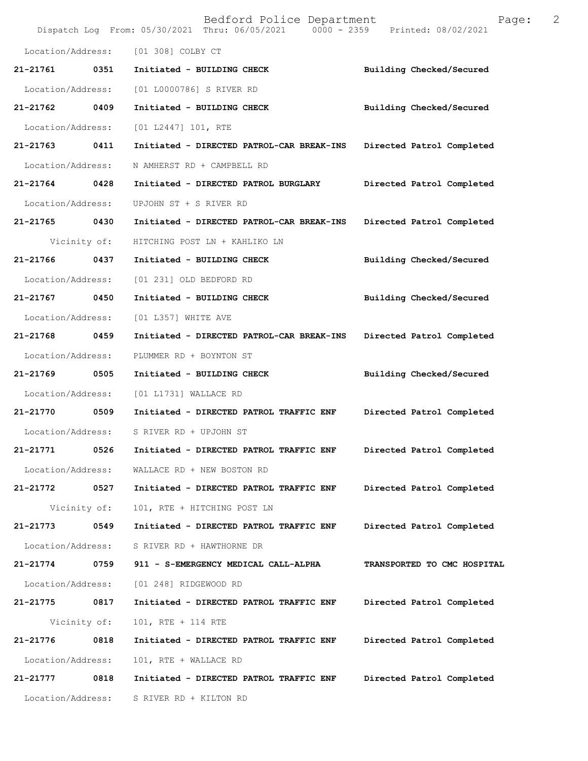Location/Address: [01 308] COLBY CT

**21-21761 0351 Initiated - BUILDING CHECK Building Checked/Secured**

Location/Address: [01 L0000786] S RIVER RD

**21-21762 0409 Initiated - BUILDING CHECK Building Checked/Secured**

Location/Address: [01 L2447] 101, RTE

**21-21763 0411 Initiated - DIRECTED PATROL-CAR BREAK-INS Directed Patrol Completed**

Location/Address: N AMHERST RD + CAMPBELL RD

**21-21764 0428 Initiated - DIRECTED PATROL BURGLARY Directed Patrol Completed**

Location/Address: UPJOHN ST + S RIVER RD

**21-21765 0430 Initiated - DIRECTED PATROL-CAR BREAK-INS Directed Patrol Completed**

Vicinity of: HITCHING POST LN + KAHLIKO LN

**21-21766 0437 Initiated - BUILDING CHECK Building Checked/Secured**

Location/Address: [01 231] OLD BEDFORD RD

**21-21767 0450 Initiated - BUILDING CHECK Building Checked/Secured**

Location/Address: [01 L357] WHITE AVE

**21-21768 0459 Initiated - DIRECTED PATROL-CAR BREAK-INS Directed Patrol Completed**

Location/Address: PLUMMER RD + BOYNTON ST

**21-21769 0505 Initiated - BUILDING CHECK Building Checked/Secured**

Location/Address: [01 L1731] WALLACE RD

**21-21770 0509 Initiated - DIRECTED PATROL TRAFFIC ENF Directed Patrol Completed**

Location/Address: S RIVER RD + UPJOHN ST

**21-21771 0526 Initiated - DIRECTED PATROL TRAFFIC ENF Directed Patrol Completed**

Location/Address: WALLACE RD + NEW BOSTON RD

**21-21772 0527 Initiated - DIRECTED PATROL TRAFFIC ENF Directed Patrol Completed**

Vicinity of: 101, RTE + HITCHING POST LN

**21-21773 0549 Initiated - DIRECTED PATROL TRAFFIC ENF Directed Patrol Completed**

Location/Address: S RIVER RD + HAWTHORNE DR

**21-21774 0759 911 - S-EMERGENCY MEDICAL CALL-ALPHA TRANSPORTED TO CMC HOSPITAL**

Location/Address: [01 248] RIDGEWOOD RD

**21-21775 0817 Initiated - DIRECTED PATROL TRAFFIC ENF Directed Patrol Completed**

Vicinity of: 101, RTE + 114 RTE

**21-21776 0818 Initiated - DIRECTED PATROL TRAFFIC ENF Directed Patrol Completed**

Location/Address: 101, RTE + WALLACE RD

**21-21777 0818 Initiated - DIRECTED PATROL TRAFFIC ENF Directed Patrol Completed**

Location/Address: S RIVER RD + KILTON RD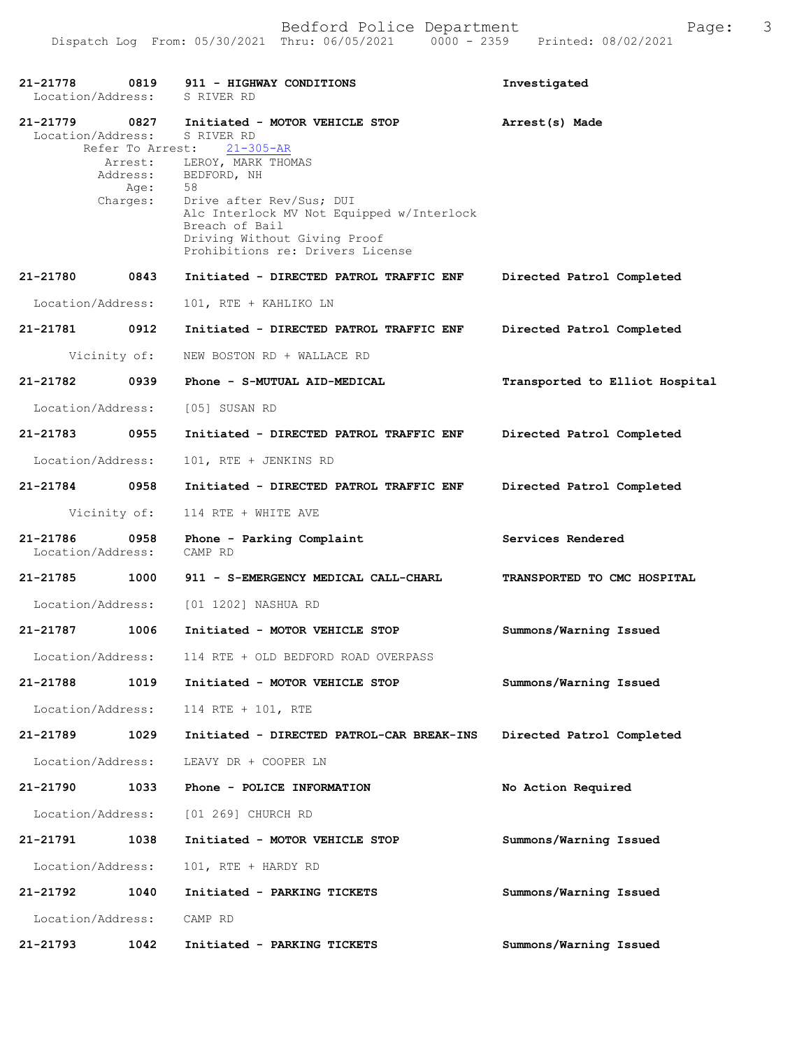21-21778 0819 911 - HIGHWAY CONDITIONS Investigated
Location/Address: S RIVER RD

21-21779 0827 Initiated - MOTOR VEHICLE STOP Arrest(s) Made
Location/Address: S RIVER RD
Refer To Arrest: 21-305-AR
Arrest: LEROY, MARK THOMAS
Address: BEDFORD, NH
Age: 58
Charges: Drive after Rev/Sus; DUI
Alc Interlock MV Not Equipped w/Interlock
Breach of Bail
Driving Without Giving Proof
Prohibitions re: Drivers License

21-21780 0843 Initiated - DIRECTED PATROL TRAFFIC ENF Directed Patrol Completed
Location/Address: 101, RTE + KAHLIKO LN

21-21781 0912 Initiated - DIRECTED PATROL TRAFFIC ENF Directed Patrol Completed
Vicinity of: NEW BOSTON RD + WALLACE RD

21-21782 0939 Phone - S-MUTUAL AID-MEDICAL Transported to Elliot Hospital
Location/Address: [05] SUSAN RD

21-21783 0955 Initiated - DIRECTED PATROL TRAFFIC ENF Directed Patrol Completed
Location/Address: 101, RTE + JENKINS RD

21-21784 0958 Initiated - DIRECTED PATROL TRAFFIC ENF Directed Patrol Completed
Vicinity of: 114 RTE + WHITE AVE

21-21786 0958 Phone - Parking Complaint Services Rendered
Location/Address: CAMP RD

21-21785 1000 911 - S-EMERGENCY MEDICAL CALL-CHARL TRANSPORTED TO CMC HOSPITAL
Location/Address: [01 1202] NASHUA RD

21-21787 1006 Initiated - MOTOR VEHICLE STOP Summons/Warning Issued
Location/Address: 114 RTE + OLD BEDFORD ROAD OVERPASS

21-21788 1019 Initiated - MOTOR VEHICLE STOP Summons/Warning Issued
Location/Address: 114 RTE + 101, RTE

21-21789 1029 Initiated - DIRECTED PATROL-CAR BREAK-INS Directed Patrol Completed
Location/Address: LEAVY DR + COOPER LN

21-21790 1033 Phone - POLICE INFORMATION No Action Required
Location/Address: [01 269] CHURCH RD

21-21791 1038 Initiated - MOTOR VEHICLE STOP Summons/Warning Issued
Location/Address: 101, RTE + HARDY RD

21-21792 1040 Initiated - PARKING TICKETS Summons/Warning Issued
Location/Address: CAMP RD

21-21793 1042 Initiated - PARKING TICKETS Summons/Warning Issued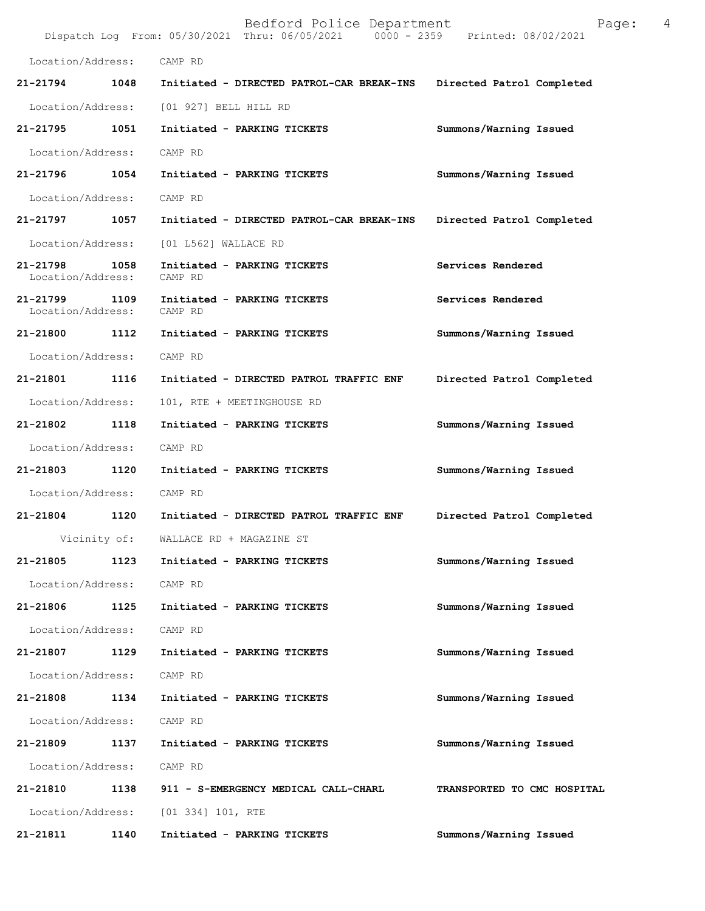Location/Address: CAMP RD

| Call # | Time | Call Reason / Action | Disposition |
|---|---|---|---|
| **21-21794** | **1048** | **Initiated - DIRECTED PATROL-CAR BREAK-INS** | **Directed Patrol Completed** |
| Location/Address: | | [01 927] BELL HILL RD | |
| **21-21795** | **1051** | **Initiated - PARKING TICKETS** | **Summons/Warning Issued** |
| Location/Address: | | CAMP RD | |
| **21-21796** | **1054** | **Initiated - PARKING TICKETS** | **Summons/Warning Issued** |
| Location/Address: | | CAMP RD | |
| **21-21797** | **1057** | **Initiated - DIRECTED PATROL-CAR BREAK-INS** | **Directed Patrol Completed** |
| Location/Address: | | [01 L562] WALLACE RD | |
| **21-21798** | **1058** | **Initiated - PARKING TICKETS** | **Services Rendered** |
| Location/Address: | | CAMP RD | |
| **21-21799** | **1109** | **Initiated - PARKING TICKETS** | **Services Rendered** |
| Location/Address: | | CAMP RD | |
| **21-21800** | **1112** | **Initiated - PARKING TICKETS** | **Summons/Warning Issued** |
| Location/Address: | | CAMP RD | |
| **21-21801** | **1116** | **Initiated - DIRECTED PATROL TRAFFIC ENF** | **Directed Patrol Completed** |
| Location/Address: | | 101, RTE + MEETINGHOUSE RD | |
| **21-21802** | **1118** | **Initiated - PARKING TICKETS** | **Summons/Warning Issued** |
| Location/Address: | | CAMP RD | |
| **21-21803** | **1120** | **Initiated - PARKING TICKETS** | **Summons/Warning Issued** |
| Location/Address: | | CAMP RD | |
| **21-21804** | **1120** | **Initiated - DIRECTED PATROL TRAFFIC ENF** | **Directed Patrol Completed** |
| Vicinity of: | | WALLACE RD + MAGAZINE ST | |
| **21-21805** | **1123** | **Initiated - PARKING TICKETS** | **Summons/Warning Issued** |
| Location/Address: | | CAMP RD | |
| **21-21806** | **1125** | **Initiated - PARKING TICKETS** | **Summons/Warning Issued** |
| Location/Address: | | CAMP RD | |
| **21-21807** | **1129** | **Initiated - PARKING TICKETS** | **Summons/Warning Issued** |
| Location/Address: | | CAMP RD | |
| **21-21808** | **1134** | **Initiated - PARKING TICKETS** | **Summons/Warning Issued** |
| Location/Address: | | CAMP RD | |
| **21-21809** | **1137** | **Initiated - PARKING TICKETS** | **Summons/Warning Issued** |
| Location/Address: | | CAMP RD | |
| **21-21810** | **1138** | **911 - S-EMERGENCY MEDICAL CALL-CHARL** | **TRANSPORTED TO CMC HOSPITAL** |
| Location/Address: | | [01 334] 101, RTE | |
| **21-21811** | **1140** | **Initiated - PARKING TICKETS** | **Summons/Warning Issued** |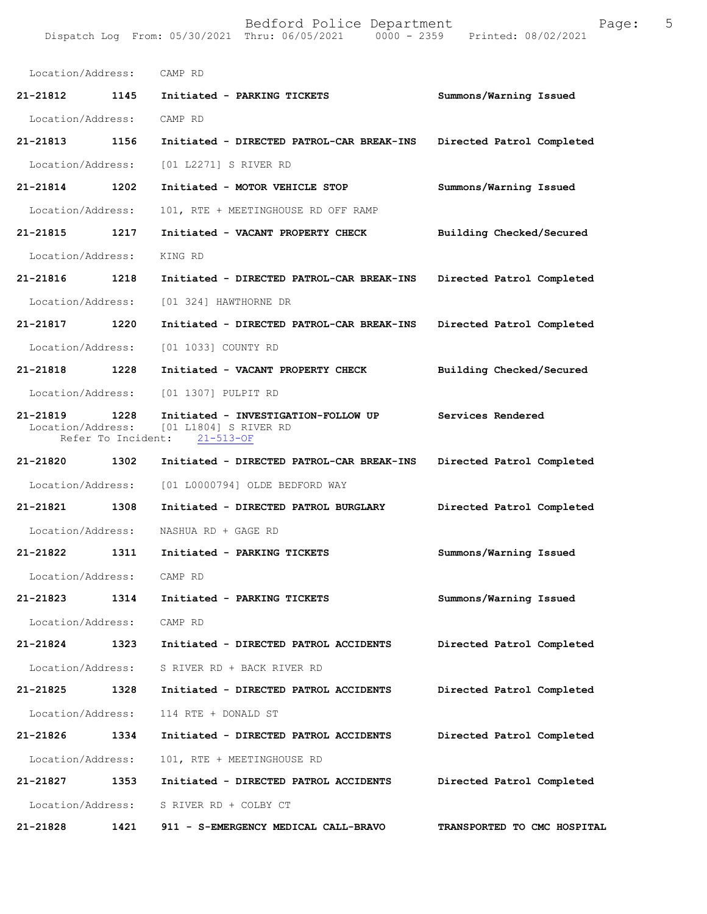Location/Address: CAMP RD

**21-21812 1145 Initiated - PARKING TICKETS Summons/Warning Issued**

Location/Address: CAMP RD

**21-21813 1156 Initiated - DIRECTED PATROL-CAR BREAK-INS Directed Patrol Completed**

Location/Address: [01 L2271] S RIVER RD

**21-21814 1202 Initiated - MOTOR VEHICLE STOP Summons/Warning Issued**

Location/Address: 101, RTE + MEETINGHOUSE RD OFF RAMP

**21-21815 1217 Initiated - VACANT PROPERTY CHECK Building Checked/Secured**

Location/Address: KING RD

**21-21816 1218 Initiated - DIRECTED PATROL-CAR BREAK-INS Directed Patrol Completed**

Location/Address: [01 324] HAWTHORNE DR

**21-21817 1220 Initiated - DIRECTED PATROL-CAR BREAK-INS Directed Patrol Completed**

Location/Address: [01 1033] COUNTY RD

**21-21818 1228 Initiated - VACANT PROPERTY CHECK Building Checked/Secured**

Location/Address: [01 1307] PULPIT RD

**21-21819 1228 Initiated - INVESTIGATION-FOLLOW UP Services Rendered**

Location/Address: [01 L1804] S RIVER RD
Refer To Incident: 21-513-OF

**21-21820 1302 Initiated - DIRECTED PATROL-CAR BREAK-INS Directed Patrol Completed**

Location/Address: [01 L0000794] OLDE BEDFORD WAY

**21-21821 1308 Initiated - DIRECTED PATROL BURGLARY Directed Patrol Completed**

Location/Address: NASHUA RD + GAGE RD

**21-21822 1311 Initiated - PARKING TICKETS Summons/Warning Issued**

Location/Address: CAMP RD

**21-21823 1314 Initiated - PARKING TICKETS Summons/Warning Issued**

Location/Address: CAMP RD

**21-21824 1323 Initiated - DIRECTED PATROL ACCIDENTS Directed Patrol Completed**

Location/Address: S RIVER RD + BACK RIVER RD

**21-21825 1328 Initiated - DIRECTED PATROL ACCIDENTS Directed Patrol Completed**

Location/Address: 114 RTE + DONALD ST

**21-21826 1334 Initiated - DIRECTED PATROL ACCIDENTS Directed Patrol Completed**

Location/Address: 101, RTE + MEETINGHOUSE RD

**21-21827 1353 Initiated - DIRECTED PATROL ACCIDENTS Directed Patrol Completed**

Location/Address: S RIVER RD + COLBY CT

**21-21828 1421 911 - S-EMERGENCY MEDICAL CALL-BRAVO TRANSPORTED TO CMC HOSPITAL**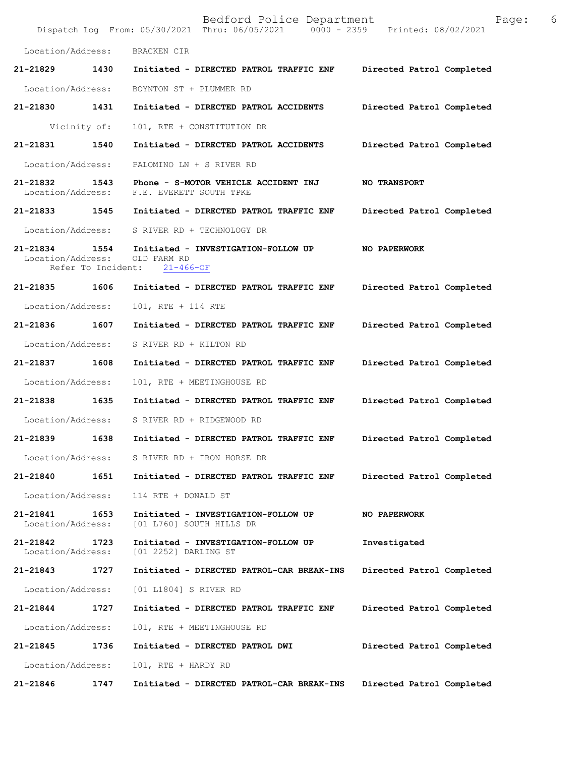Location/Address: BRACKEN CIR

**21-21829 1430 Initiated - DIRECTED PATROL TRAFFIC ENF Directed Patrol Completed**

Location/Address: BOYNTON ST + PLUMMER RD

**21-21830 1431 Initiated - DIRECTED PATROL ACCIDENTS Directed Patrol Completed**

Vicinity of: 101, RTE + CONSTITUTION DR

**21-21831 1540 Initiated - DIRECTED PATROL ACCIDENTS Directed Patrol Completed**

Location/Address: PALOMINO LN + S RIVER RD

**21-21832 1543 Phone - S-MOTOR VEHICLE ACCIDENT INJ NO TRANSPORT**
Location/Address: F.E. EVERETT SOUTH TPKE

**21-21833 1545 Initiated - DIRECTED PATROL TRAFFIC ENF Directed Patrol Completed**

Location/Address: S RIVER RD + TECHNOLOGY DR

**21-21834 1554 Initiated - INVESTIGATION-FOLLOW UP NO PAPERWORK**
Location/Address: OLD FARM RD
Refer To Incident: 21-466-OF

**21-21835 1606 Initiated - DIRECTED PATROL TRAFFIC ENF Directed Patrol Completed**

Location/Address: 101, RTE + 114 RTE

**21-21836 1607 Initiated - DIRECTED PATROL TRAFFIC ENF Directed Patrol Completed**

Location/Address: S RIVER RD + KILTON RD

**21-21837 1608 Initiated - DIRECTED PATROL TRAFFIC ENF Directed Patrol Completed**

Location/Address: 101, RTE + MEETINGHOUSE RD

**21-21838 1635 Initiated - DIRECTED PATROL TRAFFIC ENF Directed Patrol Completed**

Location/Address: S RIVER RD + RIDGEWOOD RD

**21-21839 1638 Initiated - DIRECTED PATROL TRAFFIC ENF Directed Patrol Completed**

Location/Address: S RIVER RD + IRON HORSE DR

**21-21840 1651 Initiated - DIRECTED PATROL TRAFFIC ENF Directed Patrol Completed**

Location/Address: 114 RTE + DONALD ST

**21-21841 1653 Initiated - INVESTIGATION-FOLLOW UP NO PAPERWORK**
Location/Address: [01 L760] SOUTH HILLS DR

**21-21842 1723 Initiated - INVESTIGATION-FOLLOW UP Investigated**
Location/Address: [01 2252] DARLING ST

**21-21843 1727 Initiated - DIRECTED PATROL-CAR BREAK-INS Directed Patrol Completed**

Location/Address: [01 L1804] S RIVER RD

**21-21844 1727 Initiated - DIRECTED PATROL TRAFFIC ENF Directed Patrol Completed**

Location/Address: 101, RTE + MEETINGHOUSE RD

**21-21845 1736 Initiated - DIRECTED PATROL DWI Directed Patrol Completed**

Location/Address: 101, RTE + HARDY RD

**21-21846 1747 Initiated - DIRECTED PATROL-CAR BREAK-INS Directed Patrol Completed**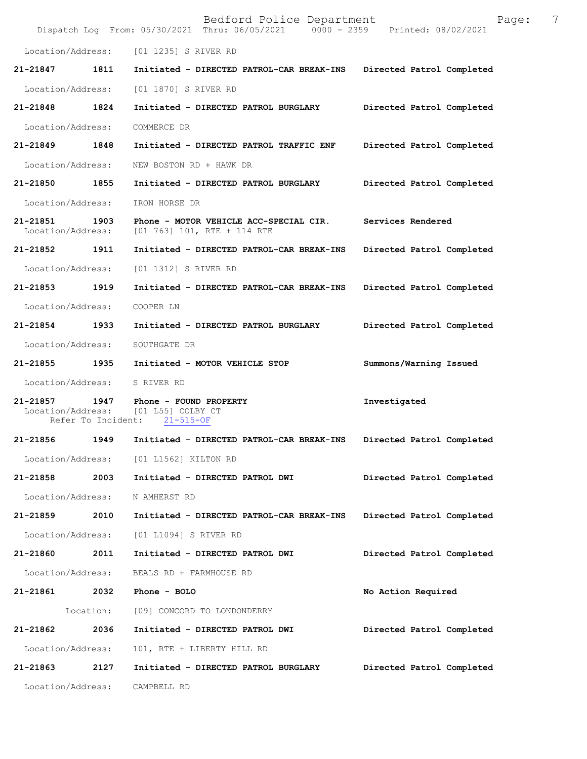Location/Address: [01 1235] S RIVER RD

**21-21847 1811 Initiated - DIRECTED PATROL-CAR BREAK-INS Directed Patrol Completed**

Location/Address: [01 1870] S RIVER RD

**21-21848 1824 Initiated - DIRECTED PATROL BURGLARY Directed Patrol Completed**

Location/Address: COMMERCE DR

**21-21849 1848 Initiated - DIRECTED PATROL TRAFFIC ENF Directed Patrol Completed**

Location/Address: NEW BOSTON RD + HAWK DR

**21-21850 1855 Initiated - DIRECTED PATROL BURGLARY Directed Patrol Completed**

Location/Address: IRON HORSE DR

**21-21851 1903 Phone - MOTOR VEHICLE ACC-SPECIAL CIR. Services Rendered**
Location/Address: [01 763] 101, RTE + 114 RTE

**21-21852 1911 Initiated - DIRECTED PATROL-CAR BREAK-INS Directed Patrol Completed**

Location/Address: [01 1312] S RIVER RD

**21-21853 1919 Initiated - DIRECTED PATROL-CAR BREAK-INS Directed Patrol Completed**

Location/Address: COOPER LN

**21-21854 1933 Initiated - DIRECTED PATROL BURGLARY Directed Patrol Completed**

Location/Address: SOUTHGATE DR

**21-21855 1935 Initiated - MOTOR VEHICLE STOP Summons/Warning Issued**

Location/Address: S RIVER RD

**21-21857 1947 Phone - FOUND PROPERTY Investigated**
Location/Address: [01 L55] COLBY CT
Refer To Incident: 21-515-OF

**21-21856 1949 Initiated - DIRECTED PATROL-CAR BREAK-INS Directed Patrol Completed**

Location/Address: [01 L1562] KILTON RD

**21-21858 2003 Initiated - DIRECTED PATROL DWI Directed Patrol Completed**

Location/Address: N AMHERST RD

**21-21859 2010 Initiated - DIRECTED PATROL-CAR BREAK-INS Directed Patrol Completed**

Location/Address: [01 L1094] S RIVER RD

**21-21860 2011 Initiated - DIRECTED PATROL DWI Directed Patrol Completed**

Location/Address: BEALS RD + FARMHOUSE RD

**21-21861 2032 Phone - BOLO No Action Required**

Location: [09] CONCORD TO LONDONDERRY

**21-21862 2036 Initiated - DIRECTED PATROL DWI Directed Patrol Completed**

Location/Address: 101, RTE + LIBERTY HILL RD

**21-21863 2127 Initiated - DIRECTED PATROL BURGLARY Directed Patrol Completed**

Location/Address: CAMPBELL RD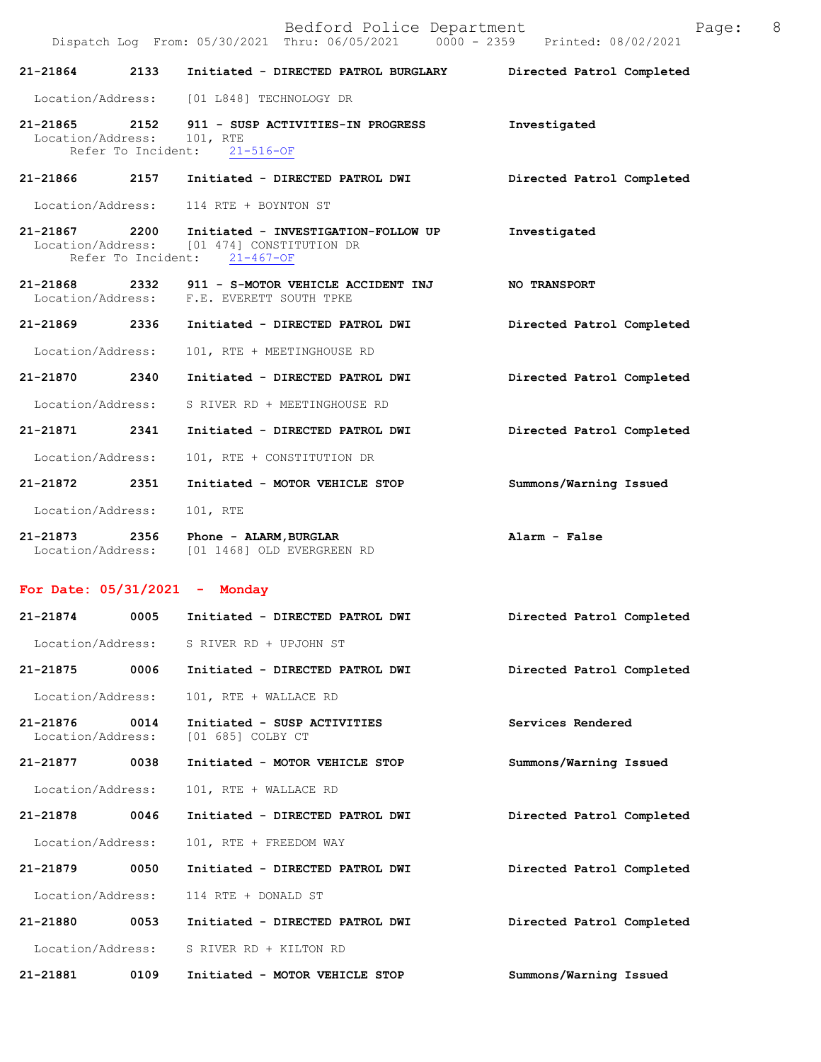**21-21864 2133 Initiated - DIRECTED PATROL BURGLARY — Directed Patrol Completed**

Location/Address: [01 L848] TECHNOLOGY DR

**21-21865 2152 911 - SUSP ACTIVITIES-IN PROGRESS — Investigated**

Location/Address: 101, RTE
Refer To Incident: 21-516-OF

**21-21866 2157 Initiated - DIRECTED PATROL DWI — Directed Patrol Completed**

Location/Address: 114 RTE + BOYNTON ST

**21-21867 2200 Initiated - INVESTIGATION-FOLLOW UP — Investigated**

Location/Address: [01 474] CONSTITUTION DR
Refer To Incident: 21-467-OF

**21-21868 2332 911 - S-MOTOR VEHICLE ACCIDENT INJ — NO TRANSPORT**

Location/Address: F.E. EVERETT SOUTH TPKE

**21-21869 2336 Initiated - DIRECTED PATROL DWI — Directed Patrol Completed**

Location/Address: 101, RTE + MEETINGHOUSE RD

**21-21870 2340 Initiated - DIRECTED PATROL DWI — Directed Patrol Completed**

Location/Address: S RIVER RD + MEETINGHOUSE RD

**21-21871 2341 Initiated - DIRECTED PATROL DWI — Directed Patrol Completed**

Location/Address: 101, RTE + CONSTITUTION DR

**21-21872 2351 Initiated - MOTOR VEHICLE STOP — Summons/Warning Issued**

Location/Address: 101, RTE

**21-21873 2356 Phone - ALARM,BURGLAR — Alarm - False**

Location/Address: [01 1468] OLD EVERGREEN RD

## For Date: 05/31/2021 - Monday

**21-21874 0005 Initiated - DIRECTED PATROL DWI — Directed Patrol Completed**

Location/Address: S RIVER RD + UPJOHN ST

**21-21875 0006 Initiated - DIRECTED PATROL DWI — Directed Patrol Completed**

Location/Address: 101, RTE + WALLACE RD

**21-21876 0014 Initiated - SUSP ACTIVITIES — Services Rendered**

Location/Address: [01 685] COLBY CT

**21-21877 0038 Initiated - MOTOR VEHICLE STOP — Summons/Warning Issued**

Location/Address: 101, RTE + WALLACE RD

**21-21878 0046 Initiated - DIRECTED PATROL DWI — Directed Patrol Completed**

Location/Address: 101, RTE + FREEDOM WAY

**21-21879 0050 Initiated - DIRECTED PATROL DWI — Directed Patrol Completed**

Location/Address: 114 RTE + DONALD ST

**21-21880 0053 Initiated - DIRECTED PATROL DWI — Directed Patrol Completed**

Location/Address: S RIVER RD + KILTON RD

**21-21881 0109 Initiated - MOTOR VEHICLE STOP — Summons/Warning Issued**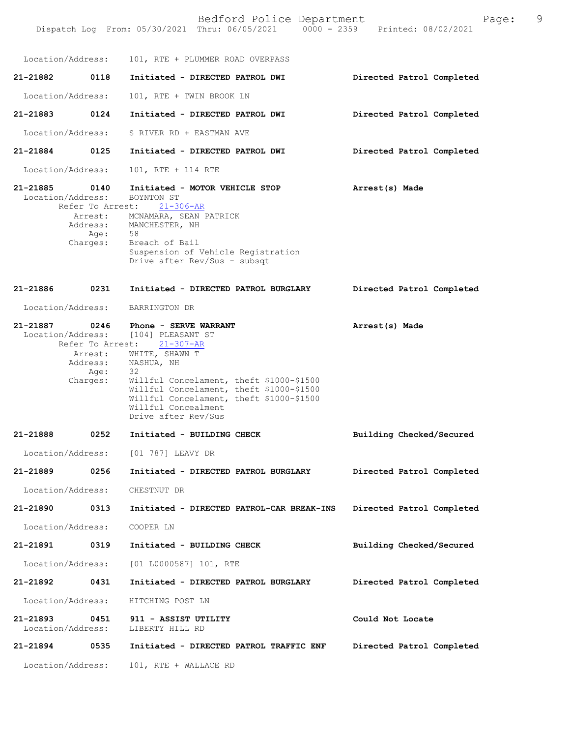Location/Address: 101, RTE + PLUMMER ROAD OVERPASS

**21-21882 0118 Initiated - DIRECTED PATROL DWI** Directed Patrol Completed

Location/Address: 101, RTE + TWIN BROOK LN

**21-21883 0124 Initiated - DIRECTED PATROL DWI** Directed Patrol Completed

Location/Address: S RIVER RD + EASTMAN AVE

**21-21884 0125 Initiated - DIRECTED PATROL DWI** Directed Patrol Completed

Location/Address: 101, RTE + 114 RTE

**21-21885 0140 Initiated - MOTOR VEHICLE STOP** Arrest(s) Made

Location/Address: BOYNTON ST
Refer To Arrest: 21-306-AR
Arrest: MCNAMARA, SEAN PATRICK
Address: MANCHESTER, NH
Age: 58
Charges: Breach of Bail
Suspension of Vehicle Registration
Drive after Rev/Sus - subsqt

**21-21886 0231 Initiated - DIRECTED PATROL BURGLARY** Directed Patrol Completed

Location/Address: BARRINGTON DR

**21-21887 0246 Phone - SERVE WARRANT** Arrest(s) Made

Location/Address: [104] PLEASANT ST
Refer To Arrest: 21-307-AR
Arrest: WHITE, SHAWN T
Address: NASHUA, NH
Age: 32
Charges: Willful Concelament, theft $1000-$1500
Willful Concelament, theft $1000-$1500
Willful Concelament, theft $1000-$1500
Willful Concealment
Drive after Rev/Sus

**21-21888 0252 Initiated - BUILDING CHECK** Building Checked/Secured

Location/Address: [01 787] LEAVY DR

**21-21889 0256 Initiated - DIRECTED PATROL BURGLARY** Directed Patrol Completed

Location/Address: CHESTNUT DR

**21-21890 0313 Initiated - DIRECTED PATROL-CAR BREAK-INS** Directed Patrol Completed

Location/Address: COOPER LN

**21-21891 0319 Initiated - BUILDING CHECK** Building Checked/Secured

Location/Address: [01 L0000587] 101, RTE

**21-21892 0431 Initiated - DIRECTED PATROL BURGLARY** Directed Patrol Completed

Location/Address: HITCHING POST LN

**21-21893 0451 911 - ASSIST UTILITY** Could Not Locate

Location/Address: LIBERTY HILL RD

**21-21894 0535 Initiated - DIRECTED PATROL TRAFFIC ENF** Directed Patrol Completed

Location/Address: 101, RTE + WALLACE RD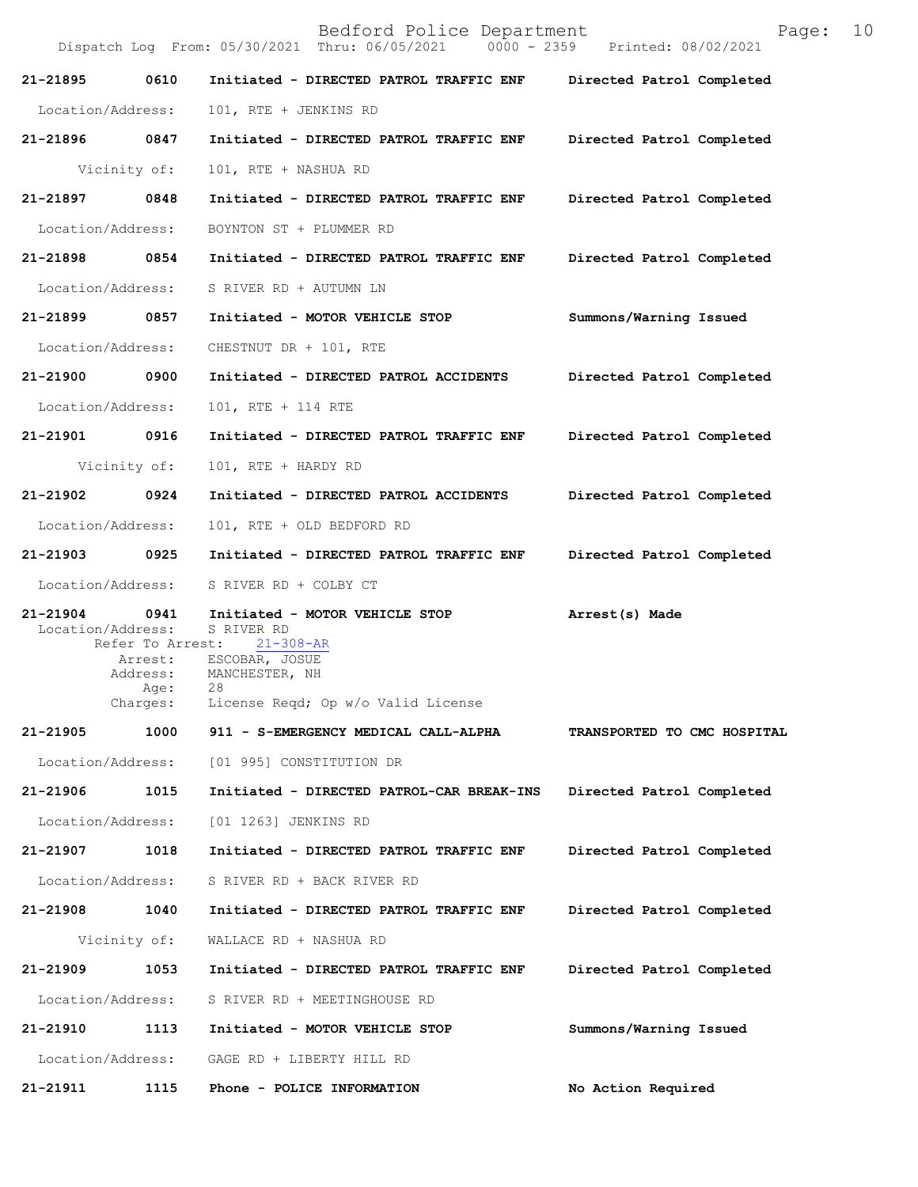21-21895 0610 Initiated - DIRECTED PATROL TRAFFIC ENF Directed Patrol Completed

Location/Address: 101, RTE + JENKINS RD

21-21896 0847 Initiated - DIRECTED PATROL TRAFFIC ENF Directed Patrol Completed

Vicinity of: 101, RTE + NASHUA RD

21-21897 0848 Initiated - DIRECTED PATROL TRAFFIC ENF Directed Patrol Completed

Location/Address: BOYNTON ST + PLUMMER RD

21-21898 0854 Initiated - DIRECTED PATROL TRAFFIC ENF Directed Patrol Completed

Location/Address: S RIVER RD + AUTUMN LN

21-21899 0857 Initiated - MOTOR VEHICLE STOP Summons/Warning Issued

Location/Address: CHESTNUT DR + 101, RTE

21-21900 0900 Initiated - DIRECTED PATROL ACCIDENTS Directed Patrol Completed

Location/Address: 101, RTE + 114 RTE

21-21901 0916 Initiated - DIRECTED PATROL TRAFFIC ENF Directed Patrol Completed

Vicinity of: 101, RTE + HARDY RD

21-21902 0924 Initiated - DIRECTED PATROL ACCIDENTS Directed Patrol Completed

Location/Address: 101, RTE + OLD BEDFORD RD

21-21903 0925 Initiated - DIRECTED PATROL TRAFFIC ENF Directed Patrol Completed

Location/Address: S RIVER RD + COLBY CT

21-21904 0941 Initiated - MOTOR VEHICLE STOP Arrest(s) Made

Location/Address: S RIVER RD
Refer To Arrest: 21-308-AR
Arrest: ESCOBAR, JOSUE
Address: MANCHESTER, NH
Age: 28
Charges: License Reqd; Op w/o Valid License

21-21905 1000 911 - S-EMERGENCY MEDICAL CALL-ALPHA TRANSPORTED TO CMC HOSPITAL

Location/Address: [01 995] CONSTITUTION DR

21-21906 1015 Initiated - DIRECTED PATROL-CAR BREAK-INS Directed Patrol Completed

Location/Address: [01 1263] JENKINS RD

21-21907 1018 Initiated - DIRECTED PATROL TRAFFIC ENF Directed Patrol Completed

Location/Address: S RIVER RD + BACK RIVER RD

21-21908 1040 Initiated - DIRECTED PATROL TRAFFIC ENF Directed Patrol Completed

Vicinity of: WALLACE RD + NASHUA RD

21-21909 1053 Initiated - DIRECTED PATROL TRAFFIC ENF Directed Patrol Completed

Location/Address: S RIVER RD + MEETINGHOUSE RD

21-21910 1113 Initiated - MOTOR VEHICLE STOP Summons/Warning Issued

Location/Address: GAGE RD + LIBERTY HILL RD

21-21911 1115 Phone - POLICE INFORMATION No Action Required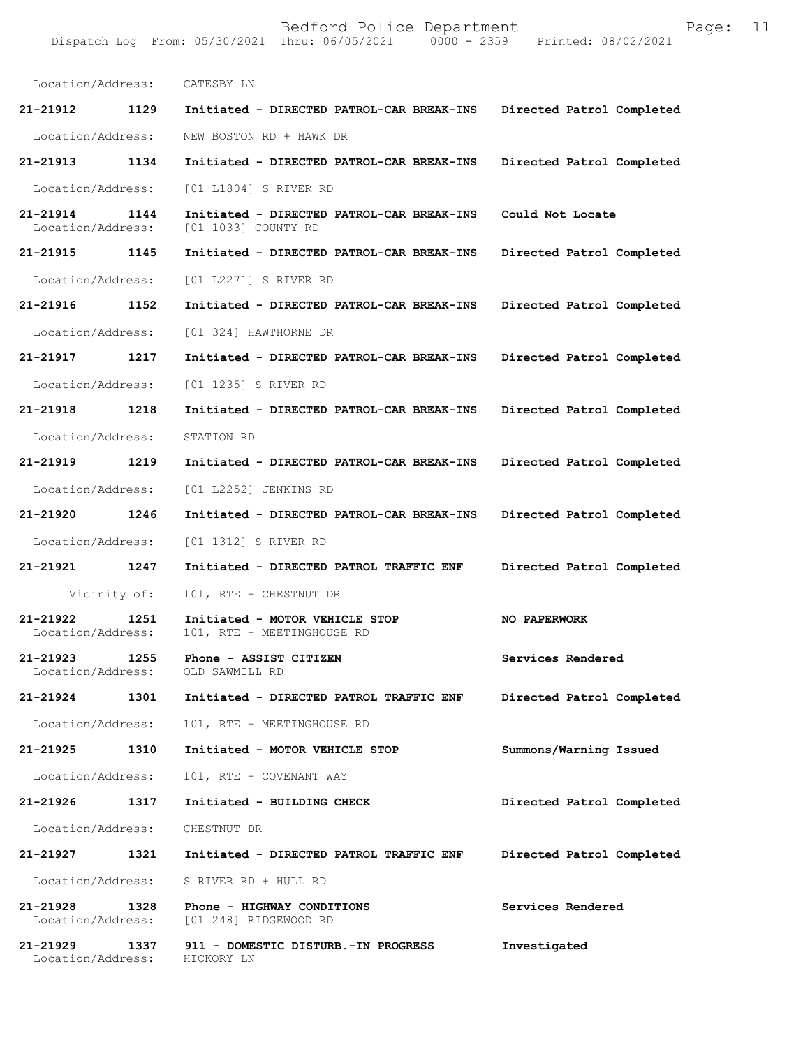Location/Address: CATESBY LN

**21-21912 1129 Initiated - DIRECTED PATROL-CAR BREAK-INS Directed Patrol Completed**

Location/Address: NEW BOSTON RD + HAWK DR

**21-21913 1134 Initiated - DIRECTED PATROL-CAR BREAK-INS Directed Patrol Completed**

Location/Address: [01 L1804] S RIVER RD

**21-21914 1144 Initiated - DIRECTED PATROL-CAR BREAK-INS Could Not Locate**
Location/Address: [01 1033] COUNTY RD

**21-21915 1145 Initiated - DIRECTED PATROL-CAR BREAK-INS Directed Patrol Completed**

Location/Address: [01 L2271] S RIVER RD

**21-21916 1152 Initiated - DIRECTED PATROL-CAR BREAK-INS Directed Patrol Completed**

Location/Address: [01 324] HAWTHORNE DR

**21-21917 1217 Initiated - DIRECTED PATROL-CAR BREAK-INS Directed Patrol Completed**

Location/Address: [01 1235] S RIVER RD

**21-21918 1218 Initiated - DIRECTED PATROL-CAR BREAK-INS Directed Patrol Completed**

Location/Address: STATION RD

**21-21919 1219 Initiated - DIRECTED PATROL-CAR BREAK-INS Directed Patrol Completed**

Location/Address: [01 L2252] JENKINS RD

**21-21920 1246 Initiated - DIRECTED PATROL-CAR BREAK-INS Directed Patrol Completed**

Location/Address: [01 1312] S RIVER RD

**21-21921 1247 Initiated - DIRECTED PATROL TRAFFIC ENF Directed Patrol Completed**

Vicinity of: 101, RTE + CHESTNUT DR

**21-21922 1251 Initiated - MOTOR VEHICLE STOP NO PAPERWORK**
Location/Address: 101, RTE + MEETINGHOUSE RD

**21-21923 1255 Phone - ASSIST CITIZEN Services Rendered**
Location/Address: OLD SAWMILL RD

**21-21924 1301 Initiated - DIRECTED PATROL TRAFFIC ENF Directed Patrol Completed**

Location/Address: 101, RTE + MEETINGHOUSE RD

**21-21925 1310 Initiated - MOTOR VEHICLE STOP Summons/Warning Issued**

Location/Address: 101, RTE + COVENANT WAY

**21-21926 1317 Initiated - BUILDING CHECK Directed Patrol Completed**

Location/Address: CHESTNUT DR

**21-21927 1321 Initiated - DIRECTED PATROL TRAFFIC ENF Directed Patrol Completed**

Location/Address: S RIVER RD + HULL RD

**21-21928 1328 Phone - HIGHWAY CONDITIONS Services Rendered**
Location/Address: [01 248] RIDGEWOOD RD

**21-21929 1337 911 - DOMESTIC DISTURB.-IN PROGRESS Investigated**
Location/Address: HICKORY LN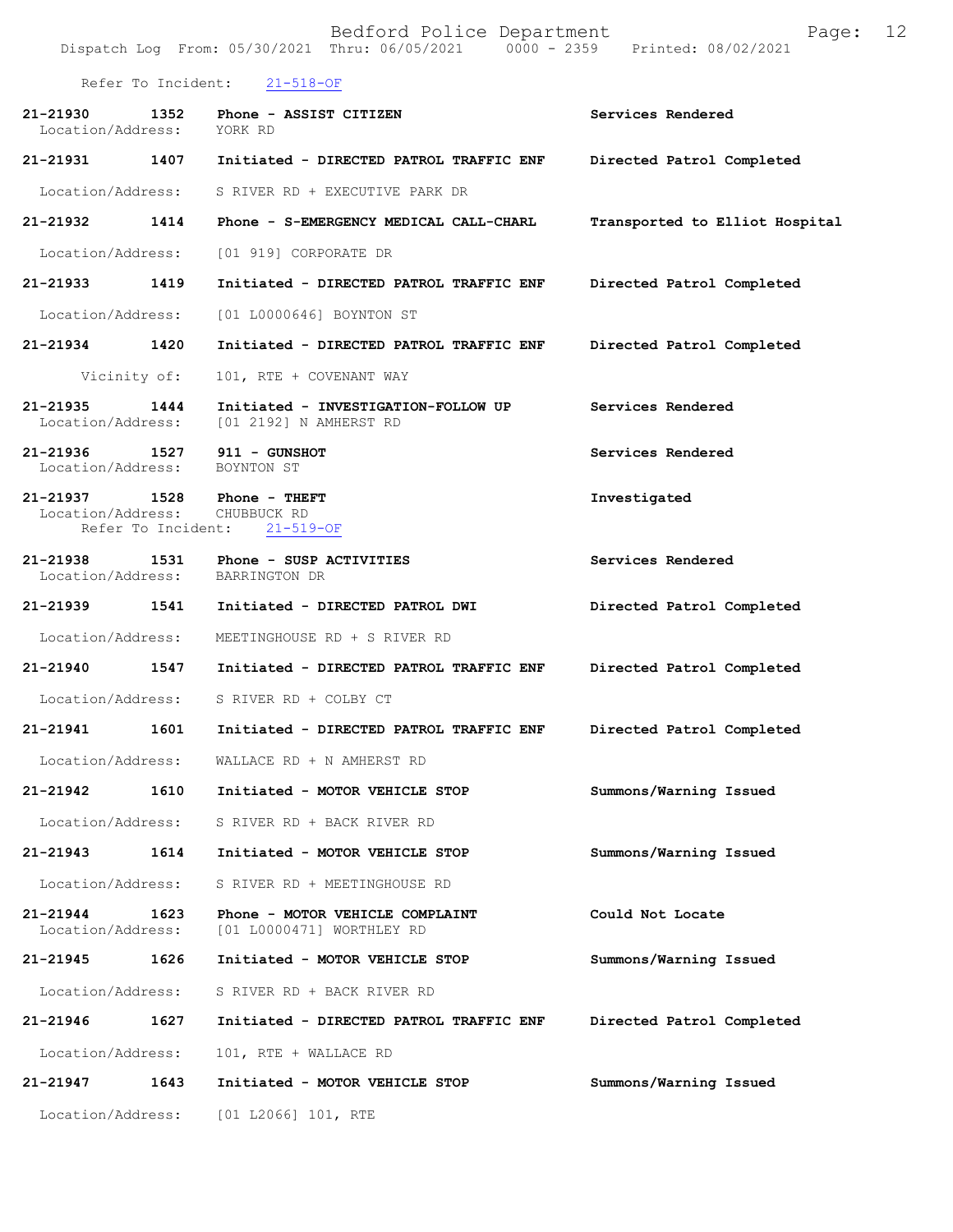Refer To Incident: 21-518-OF

**21-21930** 1352 **Phone - ASSIST CITIZEN** **Services Rendered**
Location/Address: YORK RD

**21-21931** 1407 **Initiated - DIRECTED PATROL TRAFFIC ENF** **Directed Patrol Completed**
Location/Address: S RIVER RD + EXECUTIVE PARK DR

**21-21932** 1414 **Phone - S-EMERGENCY MEDICAL CALL-CHARL** **Transported to Elliot Hospital**
Location/Address: [01 919] CORPORATE DR

**21-21933** 1419 **Initiated - DIRECTED PATROL TRAFFIC ENF** **Directed Patrol Completed**
Location/Address: [01 L0000646] BOYNTON ST

**21-21934** 1420 **Initiated - DIRECTED PATROL TRAFFIC ENF** **Directed Patrol Completed**
Vicinity of: 101, RTE + COVENANT WAY

**21-21935** 1444 **Initiated - INVESTIGATION-FOLLOW UP** **Services Rendered**
Location/Address: [01 2192] N AMHERST RD

**21-21936** 1527 **911 - GUNSHOT** **Services Rendered**
Location/Address: BOYNTON ST

**21-21937** 1528 **Phone - THEFT** **Investigated**
Location/Address: CHUBBUCK RD
Refer To Incident: 21-519-OF

**21-21938** 1531 **Phone - SUSP ACTIVITIES** **Services Rendered**
Location/Address: BARRINGTON DR

**21-21939** 1541 **Initiated - DIRECTED PATROL DWI** **Directed Patrol Completed**
Location/Address: MEETINGHOUSE RD + S RIVER RD

**21-21940** 1547 **Initiated - DIRECTED PATROL TRAFFIC ENF** **Directed Patrol Completed**
Location/Address: S RIVER RD + COLBY CT

**21-21941** 1601 **Initiated - DIRECTED PATROL TRAFFIC ENF** **Directed Patrol Completed**
Location/Address: WALLACE RD + N AMHERST RD

**21-21942** 1610 **Initiated - MOTOR VEHICLE STOP** **Summons/Warning Issued**
Location/Address: S RIVER RD + BACK RIVER RD

**21-21943** 1614 **Initiated - MOTOR VEHICLE STOP** **Summons/Warning Issued**
Location/Address: S RIVER RD + MEETINGHOUSE RD

**21-21944** 1623 **Phone - MOTOR VEHICLE COMPLAINT** **Could Not Locate**
Location/Address: [01 L0000471] WORTHLEY RD

**21-21945** 1626 **Initiated - MOTOR VEHICLE STOP** **Summons/Warning Issued**
Location/Address: S RIVER RD + BACK RIVER RD

**21-21946** 1627 **Initiated - DIRECTED PATROL TRAFFIC ENF** **Directed Patrol Completed**
Location/Address: 101, RTE + WALLACE RD

**21-21947** 1643 **Initiated - MOTOR VEHICLE STOP** **Summons/Warning Issued**
Location/Address: [01 L2066] 101, RTE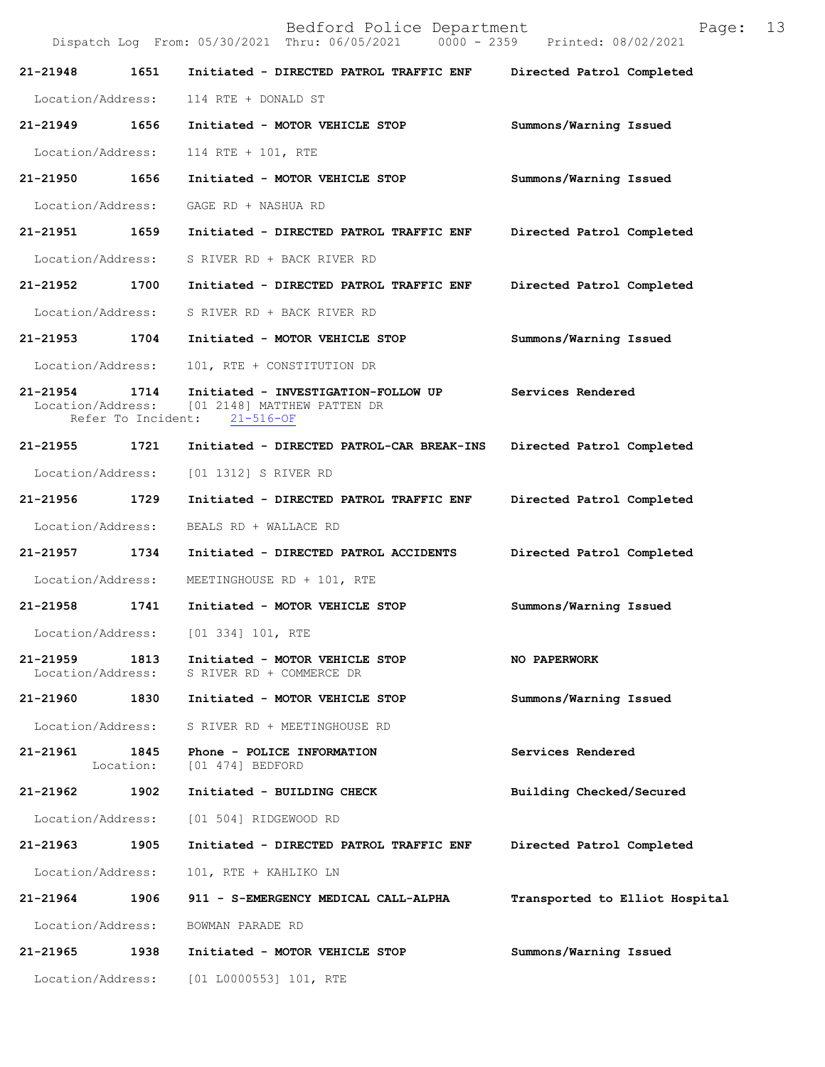**21-21948 1651 Initiated - DIRECTED PATROL TRAFFIC ENF Directed Patrol Completed**

Location/Address: 114 RTE + DONALD ST

**21-21949 1656 Initiated - MOTOR VEHICLE STOP Summons/Warning Issued**

Location/Address: 114 RTE + 101, RTE

**21-21950 1656 Initiated - MOTOR VEHICLE STOP Summons/Warning Issued**

Location/Address: GAGE RD + NASHUA RD

**21-21951 1659 Initiated - DIRECTED PATROL TRAFFIC ENF Directed Patrol Completed**

Location/Address: S RIVER RD + BACK RIVER RD

**21-21952 1700 Initiated - DIRECTED PATROL TRAFFIC ENF Directed Patrol Completed**

Location/Address: S RIVER RD + BACK RIVER RD

**21-21953 1704 Initiated - MOTOR VEHICLE STOP Summons/Warning Issued**

Location/Address: 101, RTE + CONSTITUTION DR

**21-21954 1714 Initiated - INVESTIGATION-FOLLOW UP Services Rendered**

Location/Address: [01 2148] MATTHEW PATTEN DR
Refer To Incident: 21-516-OF

**21-21955 1721 Initiated - DIRECTED PATROL-CAR BREAK-INS Directed Patrol Completed**

Location/Address: [01 1312] S RIVER RD

**21-21956 1729 Initiated - DIRECTED PATROL TRAFFIC ENF Directed Patrol Completed**

Location/Address: BEALS RD + WALLACE RD

**21-21957 1734 Initiated - DIRECTED PATROL ACCIDENTS Directed Patrol Completed**

Location/Address: MEETINGHOUSE RD + 101, RTE

**21-21958 1741 Initiated - MOTOR VEHICLE STOP Summons/Warning Issued**

Location/Address: [01 334] 101, RTE

**21-21959 1813 Initiated - MOTOR VEHICLE STOP NO PAPERWORK**

Location/Address: S RIVER RD + COMMERCE DR

**21-21960 1830 Initiated - MOTOR VEHICLE STOP Summons/Warning Issued**

Location/Address: S RIVER RD + MEETINGHOUSE RD

**21-21961 1845 Phone - POLICE INFORMATION Services Rendered**

Location: [01 474] BEDFORD

**21-21962 1902 Initiated - BUILDING CHECK Building Checked/Secured**

Location/Address: [01 504] RIDGEWOOD RD

**21-21963 1905 Initiated - DIRECTED PATROL TRAFFIC ENF Directed Patrol Completed**

Location/Address: 101, RTE + KAHLIKO LN

**21-21964 1906 911 - S-EMERGENCY MEDICAL CALL-ALPHA Transported to Elliot Hospital**

Location/Address: BOWMAN PARADE RD

**21-21965 1938 Initiated - MOTOR VEHICLE STOP Summons/Warning Issued**

Location/Address: [01 L0000553] 101, RTE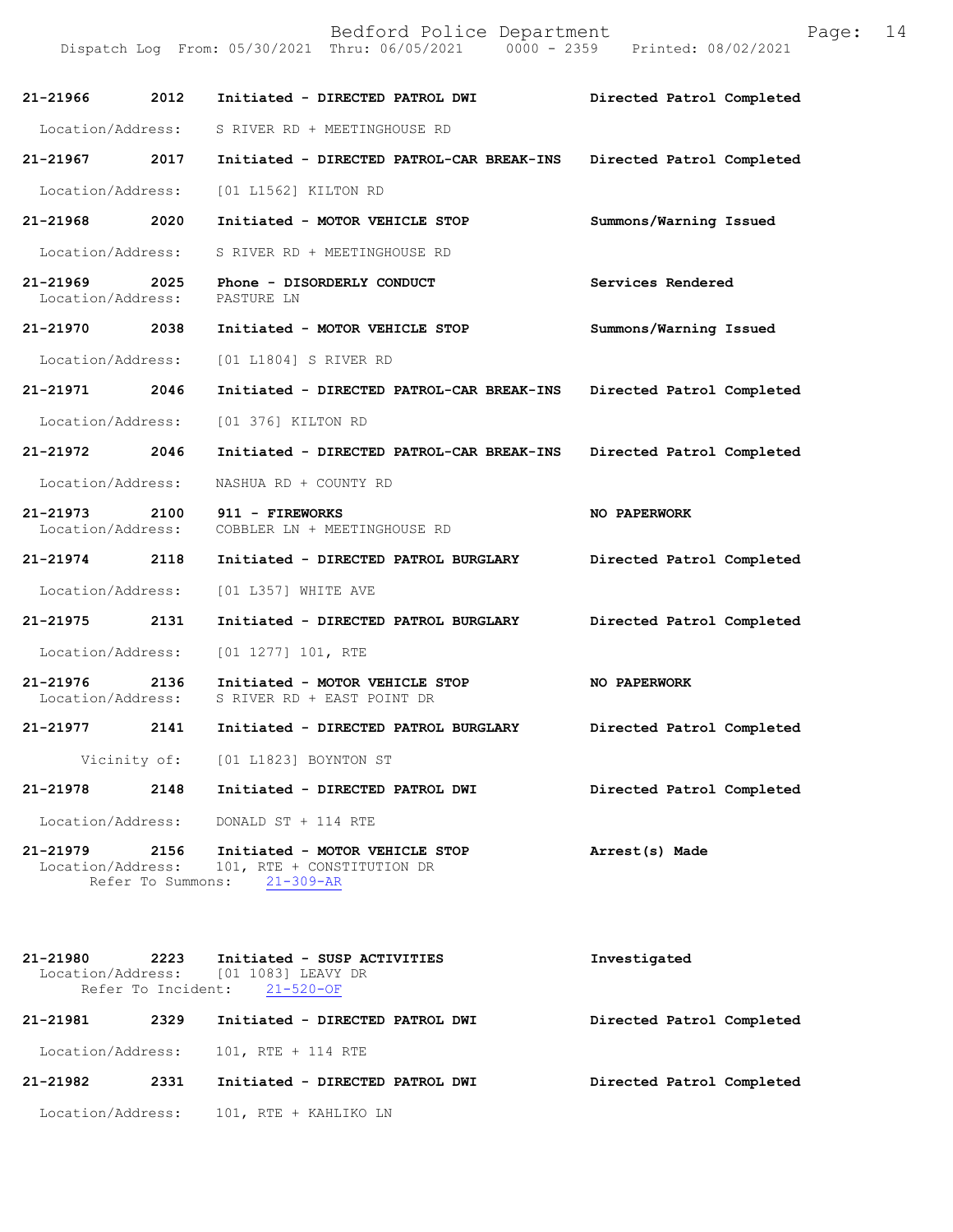**21-21966 2012 Initiated - DIRECTED PATROL DWI — Directed Patrol Completed**

Location/Address: S RIVER RD + MEETINGHOUSE RD

**21-21967 2017 Initiated - DIRECTED PATROL-CAR BREAK-INS — Directed Patrol Completed**

Location/Address: [01 L1562] KILTON RD

**21-21968 2020 Initiated - MOTOR VEHICLE STOP — Summons/Warning Issued**

Location/Address: S RIVER RD + MEETINGHOUSE RD

**21-21969 2025 Phone - DISORDERLY CONDUCT — Services Rendered**

Location/Address: PASTURE LN

**21-21970 2038 Initiated - MOTOR VEHICLE STOP — Summons/Warning Issued**

Location/Address: [01 L1804] S RIVER RD

**21-21971 2046 Initiated - DIRECTED PATROL-CAR BREAK-INS — Directed Patrol Completed**

Location/Address: [01 376] KILTON RD

**21-21972 2046 Initiated - DIRECTED PATROL-CAR BREAK-INS — Directed Patrol Completed**

Location/Address: NASHUA RD + COUNTY RD

**21-21973 2100 911 - FIREWORKS — NO PAPERWORK**

Location/Address: COBBLER LN + MEETINGHOUSE RD

**21-21974 2118 Initiated - DIRECTED PATROL BURGLARY — Directed Patrol Completed**

Location/Address: [01 L357] WHITE AVE

**21-21975 2131 Initiated - DIRECTED PATROL BURGLARY — Directed Patrol Completed**

Location/Address: [01 1277] 101, RTE

**21-21976 2136 Initiated - MOTOR VEHICLE STOP — NO PAPERWORK**

Location/Address: S RIVER RD + EAST POINT DR

**21-21977 2141 Initiated - DIRECTED PATROL BURGLARY — Directed Patrol Completed**

Vicinity of: [01 L1823] BOYNTON ST

**21-21978 2148 Initiated - DIRECTED PATROL DWI — Directed Patrol Completed**

Location/Address: DONALD ST + 114 RTE

**21-21979 2156 Initiated - MOTOR VEHICLE STOP — Arrest(s) Made**

Location/Address: 101, RTE + CONSTITUTION DR
Refer To Summons: 21-309-AR

**21-21980 2223 Initiated - SUSP ACTIVITIES — Investigated**

Location/Address: [01 1083] LEAVY DR
Refer To Incident: 21-520-OF

**21-21981 2329 Initiated - DIRECTED PATROL DWI — Directed Patrol Completed**

Location/Address: 101, RTE + 114 RTE

**21-21982 2331 Initiated - DIRECTED PATROL DWI — Directed Patrol Completed**

Location/Address: 101, RTE + KAHLIKO LN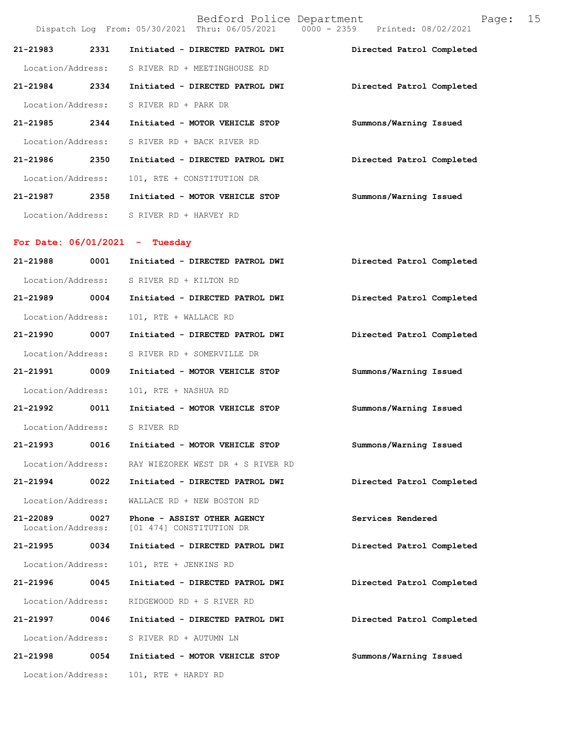| Call # | Time | Call Reason | Action |
|---|---|---|---|
| 21-21983 | 2331 | Initiated - DIRECTED PATROL DWI | Directed Patrol Completed |
| Location/Address: | | S RIVER RD + MEETINGHOUSE RD | |
| 21-21984 | 2334 | Initiated - DIRECTED PATROL DWI | Directed Patrol Completed |
| Location/Address: | | S RIVER RD + PARK DR | |
| 21-21985 | 2344 | Initiated - MOTOR VEHICLE STOP | Summons/Warning Issued |
| Location/Address: | | S RIVER RD + BACK RIVER RD | |
| 21-21986 | 2350 | Initiated - DIRECTED PATROL DWI | Directed Patrol Completed |
| Location/Address: | | 101, RTE + CONSTITUTION DR | |
| 21-21987 | 2358 | Initiated - MOTOR VEHICLE STOP | Summons/Warning Issued |
| Location/Address: | | S RIVER RD + HARVEY RD | |

## For Date: 06/01/2021 - Tuesday

| Call # | Time | Call Reason | Action |
|---|---|---|---|
| 21-21988 | 0001 | Initiated - DIRECTED PATROL DWI | Directed Patrol Completed |
| Location/Address: | | S RIVER RD + KILTON RD | |
| 21-21989 | 0004 | Initiated - DIRECTED PATROL DWI | Directed Patrol Completed |
| Location/Address: | | 101, RTE + WALLACE RD | |
| 21-21990 | 0007 | Initiated - DIRECTED PATROL DWI | Directed Patrol Completed |
| Location/Address: | | S RIVER RD + SOMERVILLE DR | |
| 21-21991 | 0009 | Initiated - MOTOR VEHICLE STOP | Summons/Warning Issued |
| Location/Address: | | 101, RTE + NASHUA RD | |
| 21-21992 | 0011 | Initiated - MOTOR VEHICLE STOP | Summons/Warning Issued |
| Location/Address: | | S RIVER RD | |
| 21-21993 | 0016 | Initiated - MOTOR VEHICLE STOP | Summons/Warning Issued |
| Location/Address: | | RAY WIEZOREK WEST DR + S RIVER RD | |
| 21-21994 | 0022 | Initiated - DIRECTED PATROL DWI | Directed Patrol Completed |
| Location/Address: | | WALLACE RD + NEW BOSTON RD | |
| 21-22089 | 0027 | Phone - ASSIST OTHER AGENCY | Services Rendered |
| Location/Address: | | [01 474] CONSTITUTION DR | |
| 21-21995 | 0034 | Initiated - DIRECTED PATROL DWI | Directed Patrol Completed |
| Location/Address: | | 101, RTE + JENKINS RD | |
| 21-21996 | 0045 | Initiated - DIRECTED PATROL DWI | Directed Patrol Completed |
| Location/Address: | | RIDGEWOOD RD + S RIVER RD | |
| 21-21997 | 0046 | Initiated - DIRECTED PATROL DWI | Directed Patrol Completed |
| Location/Address: | | S RIVER RD + AUTUMN LN | |
| 21-21998 | 0054 | Initiated - MOTOR VEHICLE STOP | Summons/Warning Issued |
| Location/Address: | | 101, RTE + HARDY RD | |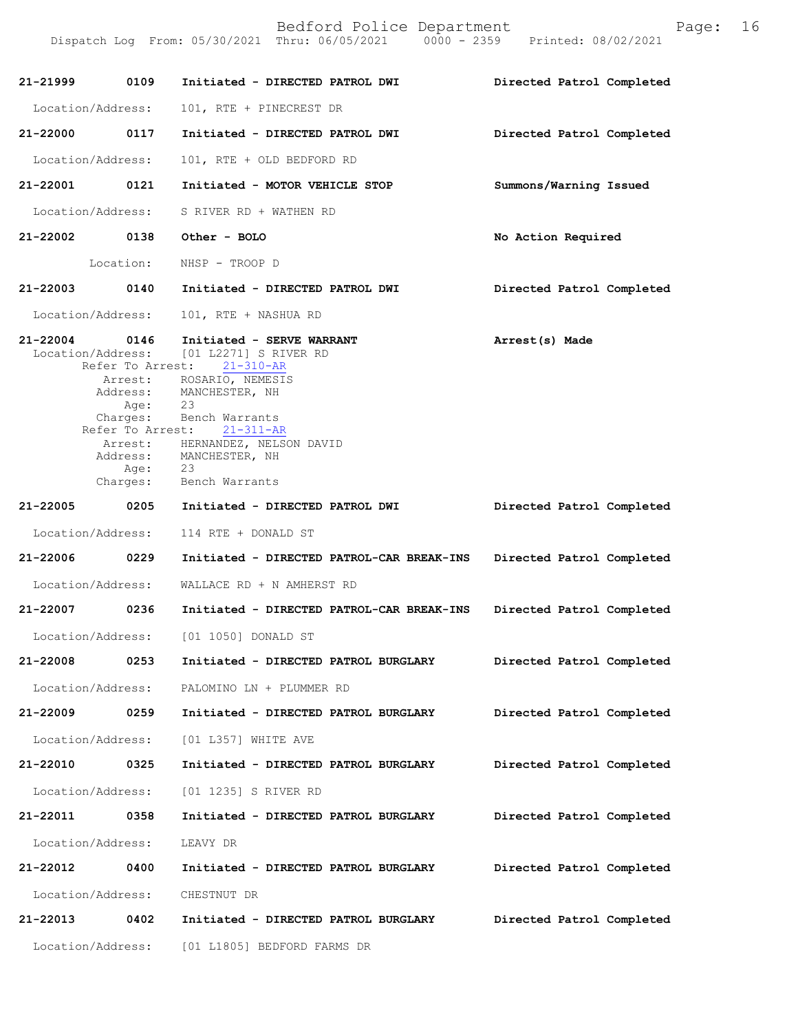**21-21999 0109 Initiated - DIRECTED PATROL DWI** — Directed Patrol Completed

Location/Address: 101, RTE + PINECREST DR

**21-22000 0117 Initiated - DIRECTED PATROL DWI** — Directed Patrol Completed

Location/Address: 101, RTE + OLD BEDFORD RD

**21-22001 0121 Initiated - MOTOR VEHICLE STOP** — Summons/Warning Issued

Location/Address: S RIVER RD + WATHEN RD

**21-22002 0138 Other - BOLO** — No Action Required

Location: NHSP - TROOP D

**21-22003 0140 Initiated - DIRECTED PATROL DWI** — Directed Patrol Completed

Location/Address: 101, RTE + NASHUA RD

**21-22004 0146 Initiated - SERVE WARRANT** — Arrest(s) Made

Location/Address: [01 L2271] S RIVER RD

Refer To Arrest: 21-310-AR
Arrest: ROSARIO, NEMESIS
Address: MANCHESTER, NH
Age: 23
Charges: Bench Warrants

Refer To Arrest: 21-311-AR
Arrest: HERNANDEZ, NELSON DAVID
Address: MANCHESTER, NH
Age: 23
Charges: Bench Warrants

**21-22005 0205 Initiated - DIRECTED PATROL DWI** — Directed Patrol Completed

Location/Address: 114 RTE + DONALD ST

**21-22006 0229 Initiated - DIRECTED PATROL-CAR BREAK-INS** — Directed Patrol Completed

Location/Address: WALLACE RD + N AMHERST RD

**21-22007 0236 Initiated - DIRECTED PATROL-CAR BREAK-INS** — Directed Patrol Completed

Location/Address: [01 1050] DONALD ST

**21-22008 0253 Initiated - DIRECTED PATROL BURGLARY** — Directed Patrol Completed

Location/Address: PALOMINO LN + PLUMMER RD

**21-22009 0259 Initiated - DIRECTED PATROL BURGLARY** — Directed Patrol Completed

Location/Address: [01 L357] WHITE AVE

**21-22010 0325 Initiated - DIRECTED PATROL BURGLARY** — Directed Patrol Completed

Location/Address: [01 1235] S RIVER RD

**21-22011 0358 Initiated - DIRECTED PATROL BURGLARY** — Directed Patrol Completed

Location/Address: LEAVY DR

**21-22012 0400 Initiated - DIRECTED PATROL BURGLARY** — Directed Patrol Completed

Location/Address: CHESTNUT DR

**21-22013 0402 Initiated - DIRECTED PATROL BURGLARY** — Directed Patrol Completed

Location/Address: [01 L1805] BEDFORD FARMS DR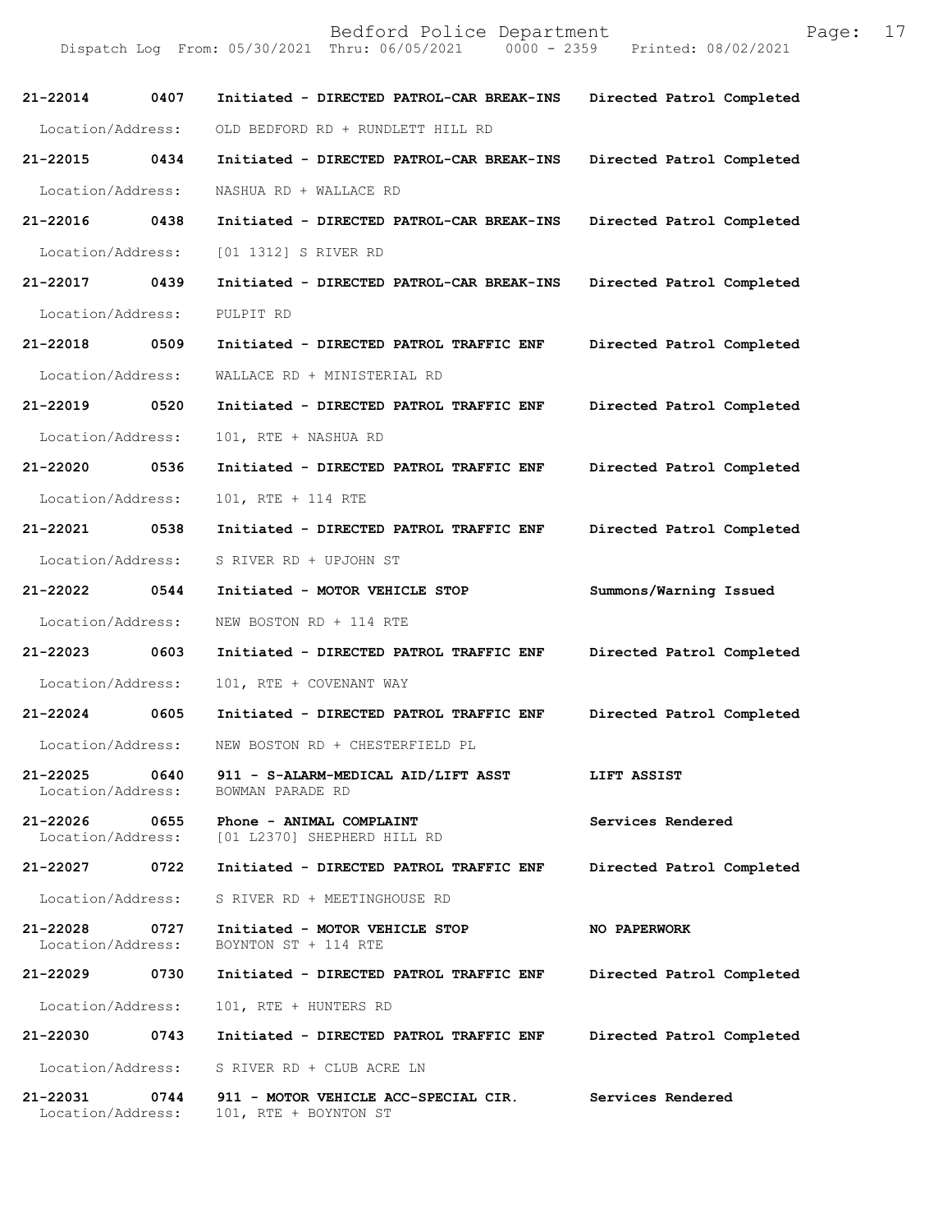21-22014 0407 Initiated - DIRECTED PATROL-CAR BREAK-INS Directed Patrol Completed
Location/Address: OLD BEDFORD RD + RUNDLETT HILL RD

21-22015 0434 Initiated - DIRECTED PATROL-CAR BREAK-INS Directed Patrol Completed
Location/Address: NASHUA RD + WALLACE RD

21-22016 0438 Initiated - DIRECTED PATROL-CAR BREAK-INS Directed Patrol Completed
Location/Address: [01 1312] S RIVER RD

21-22017 0439 Initiated - DIRECTED PATROL-CAR BREAK-INS Directed Patrol Completed
Location/Address: PULPIT RD

21-22018 0509 Initiated - DIRECTED PATROL TRAFFIC ENF Directed Patrol Completed
Location/Address: WALLACE RD + MINISTERIAL RD

21-22019 0520 Initiated - DIRECTED PATROL TRAFFIC ENF Directed Patrol Completed
Location/Address: 101, RTE + NASHUA RD

21-22020 0536 Initiated - DIRECTED PATROL TRAFFIC ENF Directed Patrol Completed
Location/Address: 101, RTE + 114 RTE

21-22021 0538 Initiated - DIRECTED PATROL TRAFFIC ENF Directed Patrol Completed
Location/Address: S RIVER RD + UPJOHN ST

21-22022 0544 Initiated - MOTOR VEHICLE STOP Summons/Warning Issued
Location/Address: NEW BOSTON RD + 114 RTE

21-22023 0603 Initiated - DIRECTED PATROL TRAFFIC ENF Directed Patrol Completed
Location/Address: 101, RTE + COVENANT WAY

21-22024 0605 Initiated - DIRECTED PATROL TRAFFIC ENF Directed Patrol Completed
Location/Address: NEW BOSTON RD + CHESTERFIELD PL

21-22025 0640 911 - S-ALARM-MEDICAL AID/LIFT ASST LIFT ASSIST
Location/Address: BOWMAN PARADE RD

21-22026 0655 Phone - ANIMAL COMPLAINT Services Rendered
Location/Address: [01 L2370] SHEPHERD HILL RD

21-22027 0722 Initiated - DIRECTED PATROL TRAFFIC ENF Directed Patrol Completed
Location/Address: S RIVER RD + MEETINGHOUSE RD

21-22028 0727 Initiated - MOTOR VEHICLE STOP NO PAPERWORK
Location/Address: BOYNTON ST + 114 RTE

21-22029 0730 Initiated - DIRECTED PATROL TRAFFIC ENF Directed Patrol Completed
Location/Address: 101, RTE + HUNTERS RD

21-22030 0743 Initiated - DIRECTED PATROL TRAFFIC ENF Directed Patrol Completed
Location/Address: S RIVER RD + CLUB ACRE LN

21-22031 0744 911 - MOTOR VEHICLE ACC-SPECIAL CIR. Services Rendered
Location/Address: 101, RTE + BOYNTON ST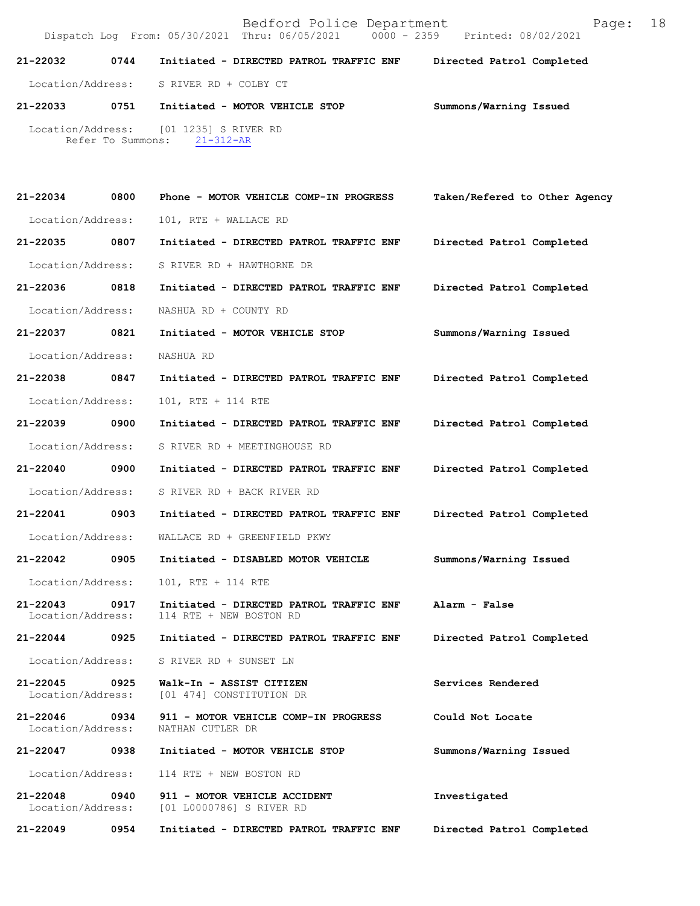**21-22032** **0744** **Initiated - DIRECTED PATROL TRAFFIC ENF** **Directed Patrol Completed**

Location/Address: S RIVER RD + COLBY CT

**21-22033** **0751** **Initiated - MOTOR VEHICLE STOP** **Summons/Warning Issued**

Location/Address: [01 1235] S RIVER RD
Refer To Summons: 21-312-AR

**21-22034** **0800** **Phone - MOTOR VEHICLE COMP-IN PROGRESS** **Taken/Refered to Other Agency**

Location/Address: 101, RTE + WALLACE RD

**21-22035** **0807** **Initiated - DIRECTED PATROL TRAFFIC ENF** **Directed Patrol Completed**

Location/Address: S RIVER RD + HAWTHORNE DR

**21-22036** **0818** **Initiated - DIRECTED PATROL TRAFFIC ENF** **Directed Patrol Completed**

Location/Address: NASHUA RD + COUNTY RD

**21-22037** **0821** **Initiated - MOTOR VEHICLE STOP** **Summons/Warning Issued**

Location/Address: NASHUA RD

**21-22038** **0847** **Initiated - DIRECTED PATROL TRAFFIC ENF** **Directed Patrol Completed**

Location/Address: 101, RTE + 114 RTE

**21-22039** **0900** **Initiated - DIRECTED PATROL TRAFFIC ENF** **Directed Patrol Completed**

Location/Address: S RIVER RD + MEETINGHOUSE RD

**21-22040** **0900** **Initiated - DIRECTED PATROL TRAFFIC ENF** **Directed Patrol Completed**

Location/Address: S RIVER RD + BACK RIVER RD

**21-22041** **0903** **Initiated - DIRECTED PATROL TRAFFIC ENF** **Directed Patrol Completed**

Location/Address: WALLACE RD + GREENFIELD PKWY

**21-22042** **0905** **Initiated - DISABLED MOTOR VEHICLE** **Summons/Warning Issued**

Location/Address: 101, RTE + 114 RTE

**21-22043** **0917** **Initiated - DIRECTED PATROL TRAFFIC ENF** **Alarm - False**
Location/Address: 114 RTE + NEW BOSTON RD

**21-22044** **0925** **Initiated - DIRECTED PATROL TRAFFIC ENF** **Directed Patrol Completed**

Location/Address: S RIVER RD + SUNSET LN

**21-22045** **0925** **Walk-In - ASSIST CITIZEN** **Services Rendered**
Location/Address: [01 474] CONSTITUTION DR

**21-22046** **0934** **911 - MOTOR VEHICLE COMP-IN PROGRESS** **Could Not Locate**
Location/Address: NATHAN CUTLER DR

**21-22047** **0938** **Initiated - MOTOR VEHICLE STOP** **Summons/Warning Issued**

Location/Address: 114 RTE + NEW BOSTON RD

**21-22048** **0940** **911 - MOTOR VEHICLE ACCIDENT** **Investigated**
Location/Address: [01 L0000786] S RIVER RD

**21-22049** **0954** **Initiated - DIRECTED PATROL TRAFFIC ENF** **Directed Patrol Completed**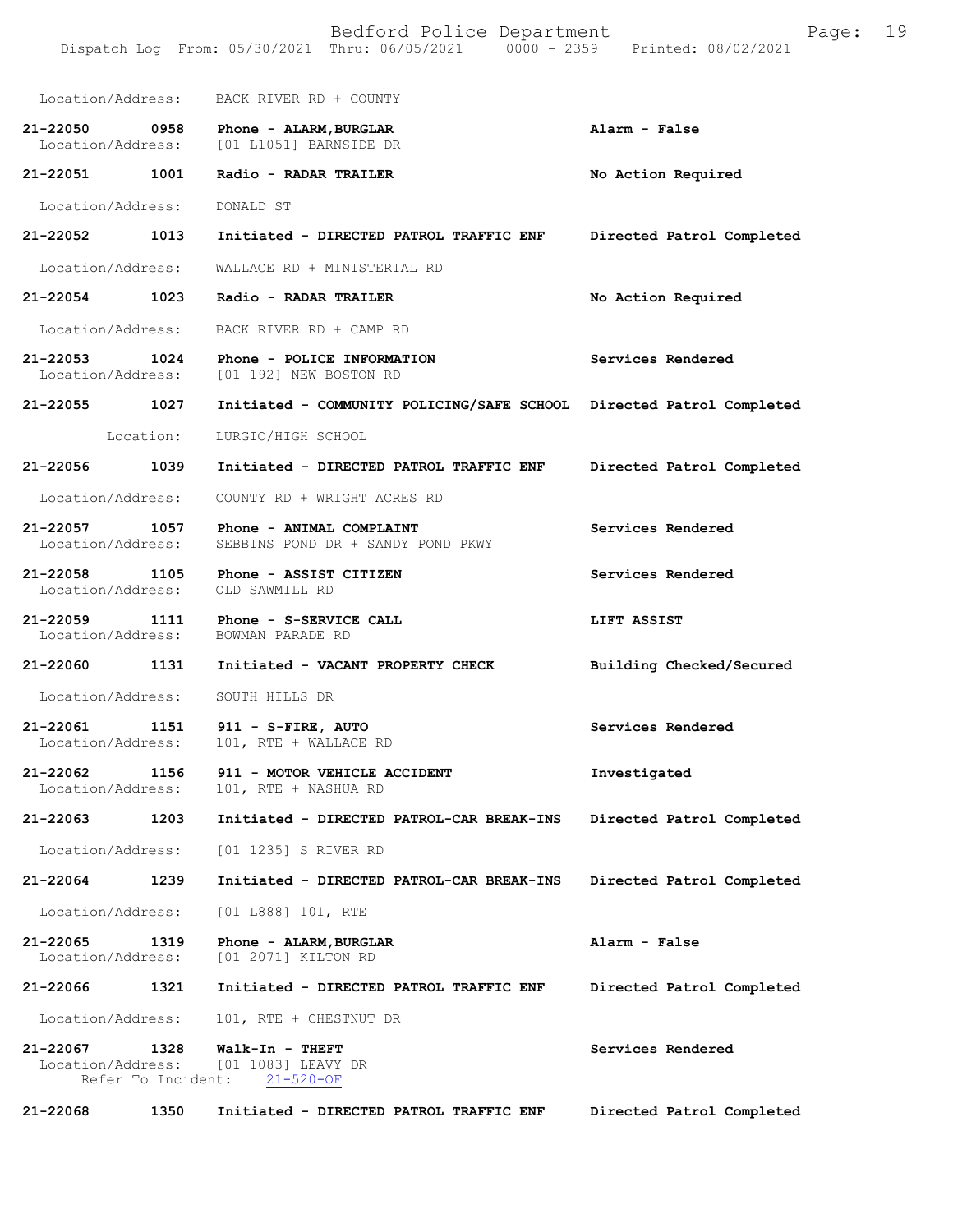Location/Address: BACK RIVER RD + COUNTY

**21-22050 0958 Phone - ALARM,BURGLAR** — **Alarm - False**
Location/Address: [01 L1051] BARNSIDE DR

**21-22051 1001 Radio - RADAR TRAILER** — **No Action Required**
Location/Address: DONALD ST

**21-22052 1013 Initiated - DIRECTED PATROL TRAFFIC ENF** — **Directed Patrol Completed**
Location/Address: WALLACE RD + MINISTERIAL RD

**21-22054 1023 Radio - RADAR TRAILER** — **No Action Required**
Location/Address: BACK RIVER RD + CAMP RD

**21-22053 1024 Phone - POLICE INFORMATION** — **Services Rendered**
Location/Address: [01 192] NEW BOSTON RD

**21-22055 1027 Initiated - COMMUNITY POLICING/SAFE SCHOOL** — **Directed Patrol Completed**
Location: LURGIO/HIGH SCHOOL

**21-22056 1039 Initiated - DIRECTED PATROL TRAFFIC ENF** — **Directed Patrol Completed**
Location/Address: COUNTY RD + WRIGHT ACRES RD

**21-22057 1057 Phone - ANIMAL COMPLAINT** — **Services Rendered**
Location/Address: SEBBINS POND DR + SANDY POND PKWY

**21-22058 1105 Phone - ASSIST CITIZEN** — **Services Rendered**
Location/Address: OLD SAWMILL RD

**21-22059 1111 Phone - S-SERVICE CALL** — **LIFT ASSIST**
Location/Address: BOWMAN PARADE RD

**21-22060 1131 Initiated - VACANT PROPERTY CHECK** — **Building Checked/Secured**
Location/Address: SOUTH HILLS DR

**21-22061 1151 911 - S-FIRE, AUTO** — **Services Rendered**
Location/Address: 101, RTE + WALLACE RD

**21-22062 1156 911 - MOTOR VEHICLE ACCIDENT** — **Investigated**
Location/Address: 101, RTE + NASHUA RD

**21-22063 1203 Initiated - DIRECTED PATROL-CAR BREAK-INS** — **Directed Patrol Completed**
Location/Address: [01 1235] S RIVER RD

**21-22064 1239 Initiated - DIRECTED PATROL-CAR BREAK-INS** — **Directed Patrol Completed**
Location/Address: [01 L888] 101, RTE

**21-22065 1319 Phone - ALARM,BURGLAR** — **Alarm - False**
Location/Address: [01 2071] KILTON RD

**21-22066 1321 Initiated - DIRECTED PATROL TRAFFIC ENF** — **Directed Patrol Completed**
Location/Address: 101, RTE + CHESTNUT DR

**21-22067 1328 Walk-In - THEFT** — **Services Rendered**
Location/Address: [01 1083] LEAVY DR
Refer To Incident: 21-520-OF

**21-22068 1350 Initiated - DIRECTED PATROL TRAFFIC ENF** — **Directed Patrol Completed**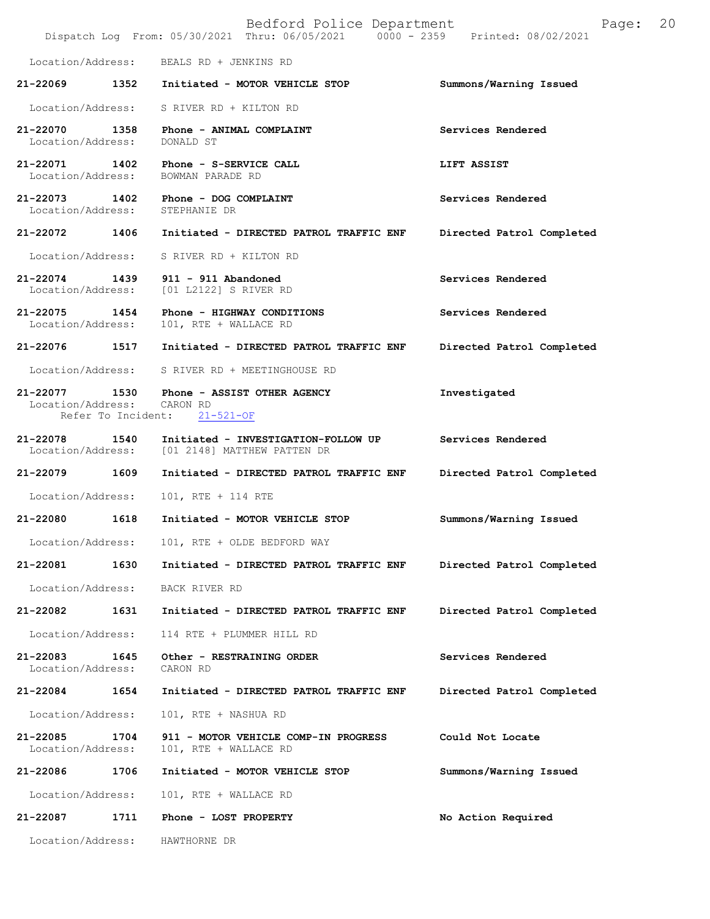Location/Address: BEALS RD + JENKINS RD

**21-22069 1352 Initiated - MOTOR VEHICLE STOP** **Summons/Warning Issued**

Location/Address: S RIVER RD + KILTON RD

**21-22070 1358 Phone - ANIMAL COMPLAINT** **Services Rendered**
Location/Address: DONALD ST

**21-22071 1402 Phone - S-SERVICE CALL** **LIFT ASSIST**
Location/Address: BOWMAN PARADE RD

**21-22073 1402 Phone - DOG COMPLAINT** **Services Rendered**
Location/Address: STEPHANIE DR

**21-22072 1406 Initiated - DIRECTED PATROL TRAFFIC ENF** **Directed Patrol Completed**

Location/Address: S RIVER RD + KILTON RD

**21-22074 1439 911 - 911 Abandoned** **Services Rendered**
Location/Address: [01 L2122] S RIVER RD

**21-22075 1454 Phone - HIGHWAY CONDITIONS** **Services Rendered**
Location/Address: 101, RTE + WALLACE RD

**21-22076 1517 Initiated - DIRECTED PATROL TRAFFIC ENF** **Directed Patrol Completed**

Location/Address: S RIVER RD + MEETINGHOUSE RD

**21-22077 1530 Phone - ASSIST OTHER AGENCY** **Investigated**
Location/Address: CARON RD
Refer To Incident: 21-521-OF

**21-22078 1540 Initiated - INVESTIGATION-FOLLOW UP** **Services Rendered**
Location/Address: [01 2148] MATTHEW PATTEN DR

**21-22079 1609 Initiated - DIRECTED PATROL TRAFFIC ENF** **Directed Patrol Completed**

Location/Address: 101, RTE + 114 RTE

**21-22080 1618 Initiated - MOTOR VEHICLE STOP** **Summons/Warning Issued**

Location/Address: 101, RTE + OLDE BEDFORD WAY

**21-22081 1630 Initiated - DIRECTED PATROL TRAFFIC ENF** **Directed Patrol Completed**

Location/Address: BACK RIVER RD

**21-22082 1631 Initiated - DIRECTED PATROL TRAFFIC ENF** **Directed Patrol Completed**

Location/Address: 114 RTE + PLUMMER HILL RD

**21-22083 1645 Other - RESTRAINING ORDER** **Services Rendered**
Location/Address: CARON RD

**21-22084 1654 Initiated - DIRECTED PATROL TRAFFIC ENF** **Directed Patrol Completed**

Location/Address: 101, RTE + NASHUA RD

**21-22085 1704 911 - MOTOR VEHICLE COMP-IN PROGRESS** **Could Not Locate**
Location/Address: 101, RTE + WALLACE RD

**21-22086 1706 Initiated - MOTOR VEHICLE STOP** **Summons/Warning Issued**

Location/Address: 101, RTE + WALLACE RD

**21-22087 1711 Phone - LOST PROPERTY** **No Action Required**

Location/Address: HAWTHORNE DR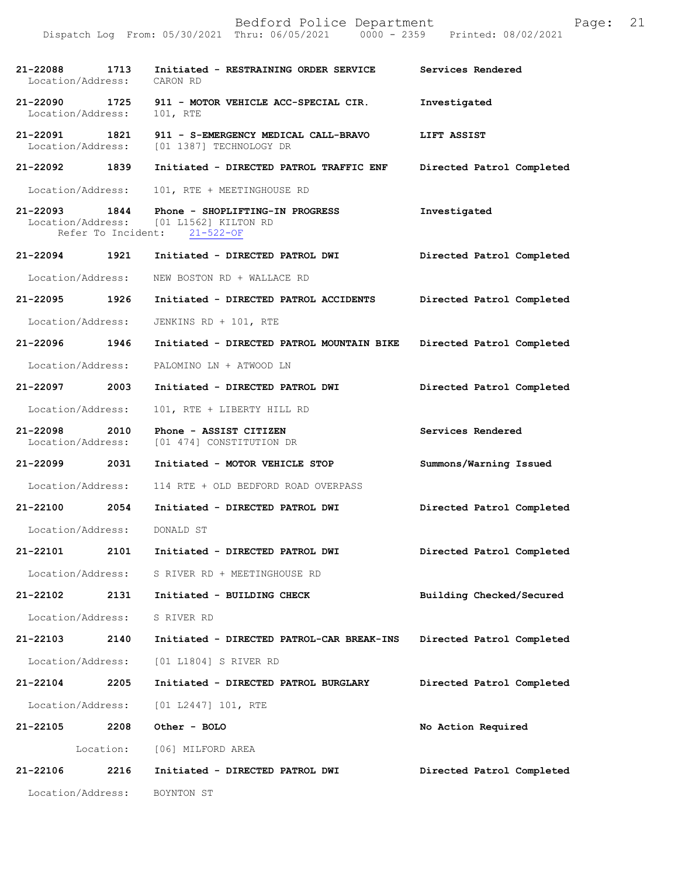Dispatch Log From: 05/30/2021 Thru: 06/05/2021 0000 - 2359 Printed: 08/02/2021

**21-22088 1713 Initiated - RESTRAINING ORDER SERVICE** Services Rendered
Location/Address: CARON RD

**21-22090 1725 911 - MOTOR VEHICLE ACC-SPECIAL CIR.** Investigated
Location/Address: 101, RTE

**21-22091 1821 911 - S-EMERGENCY MEDICAL CALL-BRAVO** LIFT ASSIST
Location/Address: [01 1387] TECHNOLOGY DR

**21-22092 1839 Initiated - DIRECTED PATROL TRAFFIC ENF** Directed Patrol Completed
Location/Address: 101, RTE + MEETINGHOUSE RD

**21-22093 1844 Phone - SHOPLIFTING-IN PROGRESS** Investigated
Location/Address: [01 L1562] KILTON RD
Refer To Incident: 21-522-OF

**21-22094 1921 Initiated - DIRECTED PATROL DWI** Directed Patrol Completed
Location/Address: NEW BOSTON RD + WALLACE RD

**21-22095 1926 Initiated - DIRECTED PATROL ACCIDENTS** Directed Patrol Completed
Location/Address: JENKINS RD + 101, RTE

**21-22096 1946 Initiated - DIRECTED PATROL MOUNTAIN BIKE** Directed Patrol Completed
Location/Address: PALOMINO LN + ATWOOD LN

**21-22097 2003 Initiated - DIRECTED PATROL DWI** Directed Patrol Completed
Location/Address: 101, RTE + LIBERTY HILL RD

**21-22098 2010 Phone - ASSIST CITIZEN** Services Rendered
Location/Address: [01 474] CONSTITUTION DR

**21-22099 2031 Initiated - MOTOR VEHICLE STOP** Summons/Warning Issued
Location/Address: 114 RTE + OLD BEDFORD ROAD OVERPASS

**21-22100 2054 Initiated - DIRECTED PATROL DWI** Directed Patrol Completed
Location/Address: DONALD ST

**21-22101 2101 Initiated - DIRECTED PATROL DWI** Directed Patrol Completed
Location/Address: S RIVER RD + MEETINGHOUSE RD

**21-22102 2131 Initiated - BUILDING CHECK** Building Checked/Secured
Location/Address: S RIVER RD

**21-22103 2140 Initiated - DIRECTED PATROL-CAR BREAK-INS** Directed Patrol Completed
Location/Address: [01 L1804] S RIVER RD

**21-22104 2205 Initiated - DIRECTED PATROL BURGLARY** Directed Patrol Completed
Location/Address: [01 L2447] 101, RTE

**21-22105 2208 Other - BOLO** No Action Required
Location: [06] MILFORD AREA

**21-22106 2216 Initiated - DIRECTED PATROL DWI** Directed Patrol Completed
Location/Address: BOYNTON ST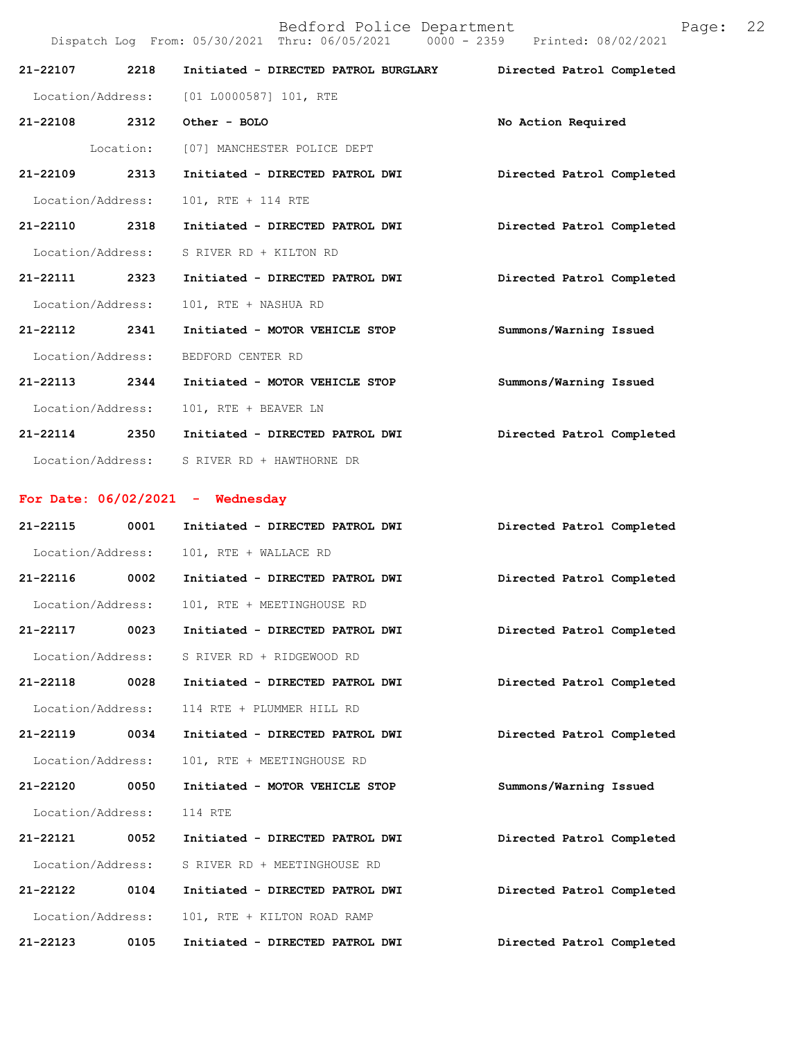| Call Number | Time | Call Reason | Action |
|---|---|---|---|
| 21-22107 | 2218 | Initiated - DIRECTED PATROL BURGLARY | Directed Patrol Completed |
| | | Location/Address: [01 L0000587] 101, RTE | |
| 21-22108 | 2312 | Other - BOLO | No Action Required |
| | | Location: [07] MANCHESTER POLICE DEPT | |
| 21-22109 | 2313 | Initiated - DIRECTED PATROL DWI | Directed Patrol Completed |
| | | Location/Address: 101, RTE + 114 RTE | |
| 21-22110 | 2318 | Initiated - DIRECTED PATROL DWI | Directed Patrol Completed |
| | | Location/Address: S RIVER RD + KILTON RD | |
| 21-22111 | 2323 | Initiated - DIRECTED PATROL DWI | Directed Patrol Completed |
| | | Location/Address: 101, RTE + NASHUA RD | |
| 21-22112 | 2341 | Initiated - MOTOR VEHICLE STOP | Summons/Warning Issued |
| | | Location/Address: BEDFORD CENTER RD | |
| 21-22113 | 2344 | Initiated - MOTOR VEHICLE STOP | Summons/Warning Issued |
| | | Location/Address: 101, RTE + BEAVER LN | |
| 21-22114 | 2350 | Initiated - DIRECTED PATROL DWI | Directed Patrol Completed |
| | | Location/Address: S RIVER RD + HAWTHORNE DR | |

**For Date: 06/02/2021 - Wednesday**

| Call Number | Time | Call Reason | Action |
|---|---|---|---|
| 21-22115 | 0001 | Initiated - DIRECTED PATROL DWI | Directed Patrol Completed |
| | | Location/Address: 101, RTE + WALLACE RD | |
| 21-22116 | 0002 | Initiated - DIRECTED PATROL DWI | Directed Patrol Completed |
| | | Location/Address: 101, RTE + MEETINGHOUSE RD | |
| 21-22117 | 0023 | Initiated - DIRECTED PATROL DWI | Directed Patrol Completed |
| | | Location/Address: S RIVER RD + RIDGEWOOD RD | |
| 21-22118 | 0028 | Initiated - DIRECTED PATROL DWI | Directed Patrol Completed |
| | | Location/Address: 114 RTE + PLUMMER HILL RD | |
| 21-22119 | 0034 | Initiated - DIRECTED PATROL DWI | Directed Patrol Completed |
| | | Location/Address: 101, RTE + MEETINGHOUSE RD | |
| 21-22120 | 0050 | Initiated - MOTOR VEHICLE STOP | Summons/Warning Issued |
| | | Location/Address: 114 RTE | |
| 21-22121 | 0052 | Initiated - DIRECTED PATROL DWI | Directed Patrol Completed |
| | | Location/Address: S RIVER RD + MEETINGHOUSE RD | |
| 21-22122 | 0104 | Initiated - DIRECTED PATROL DWI | Directed Patrol Completed |
| | | Location/Address: 101, RTE + KILTON ROAD RAMP | |
| 21-22123 | 0105 | Initiated - DIRECTED PATROL DWI | Directed Patrol Completed |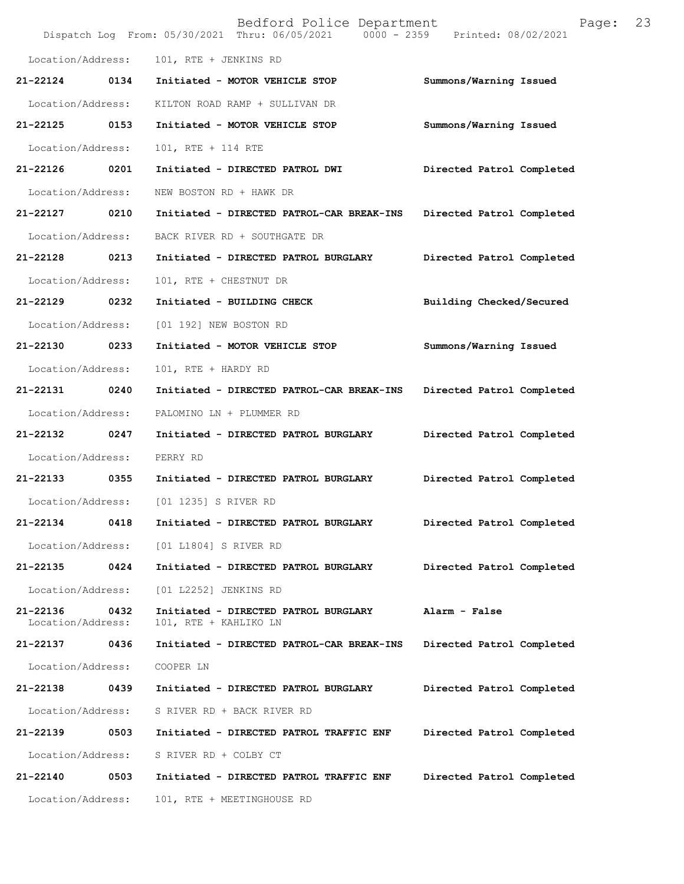Location/Address: 101, RTE + JENKINS RD

**21-22124 0134 Initiated - MOTOR VEHICLE STOP** **Summons/Warning Issued**

Location/Address: KILTON ROAD RAMP + SULLIVAN DR

**21-22125 0153 Initiated - MOTOR VEHICLE STOP** **Summons/Warning Issued**

Location/Address: 101, RTE + 114 RTE

**21-22126 0201 Initiated - DIRECTED PATROL DWI** **Directed Patrol Completed**

Location/Address: NEW BOSTON RD + HAWK DR

**21-22127 0210 Initiated - DIRECTED PATROL-CAR BREAK-INS** **Directed Patrol Completed**

Location/Address: BACK RIVER RD + SOUTHGATE DR

**21-22128 0213 Initiated - DIRECTED PATROL BURGLARY** **Directed Patrol Completed**

Location/Address: 101, RTE + CHESTNUT DR

**21-22129 0232 Initiated - BUILDING CHECK** **Building Checked/Secured**

Location/Address: [01 192] NEW BOSTON RD

**21-22130 0233 Initiated - MOTOR VEHICLE STOP** **Summons/Warning Issued**

Location/Address: 101, RTE + HARDY RD

**21-22131 0240 Initiated - DIRECTED PATROL-CAR BREAK-INS** **Directed Patrol Completed**

Location/Address: PALOMINO LN + PLUMMER RD

**21-22132 0247 Initiated - DIRECTED PATROL BURGLARY** **Directed Patrol Completed**

Location/Address: PERRY RD

**21-22133 0355 Initiated - DIRECTED PATROL BURGLARY** **Directed Patrol Completed**

Location/Address: [01 1235] S RIVER RD

**21-22134 0418 Initiated - DIRECTED PATROL BURGLARY** **Directed Patrol Completed**

Location/Address: [01 L1804] S RIVER RD

**21-22135 0424 Initiated - DIRECTED PATROL BURGLARY** **Directed Patrol Completed**

Location/Address: [01 L2252] JENKINS RD

**21-22136 0432 Initiated - DIRECTED PATROL BURGLARY** **Alarm - False**

Location/Address: 101, RTE + KAHLIKO LN

**21-22137 0436 Initiated - DIRECTED PATROL-CAR BREAK-INS** **Directed Patrol Completed**

Location/Address: COOPER LN

**21-22138 0439 Initiated - DIRECTED PATROL BURGLARY** **Directed Patrol Completed**

Location/Address: S RIVER RD + BACK RIVER RD

**21-22139 0503 Initiated - DIRECTED PATROL TRAFFIC ENF** **Directed Patrol Completed**

Location/Address: S RIVER RD + COLBY CT

**21-22140 0503 Initiated - DIRECTED PATROL TRAFFIC ENF** **Directed Patrol Completed**

Location/Address: 101, RTE + MEETINGHOUSE RD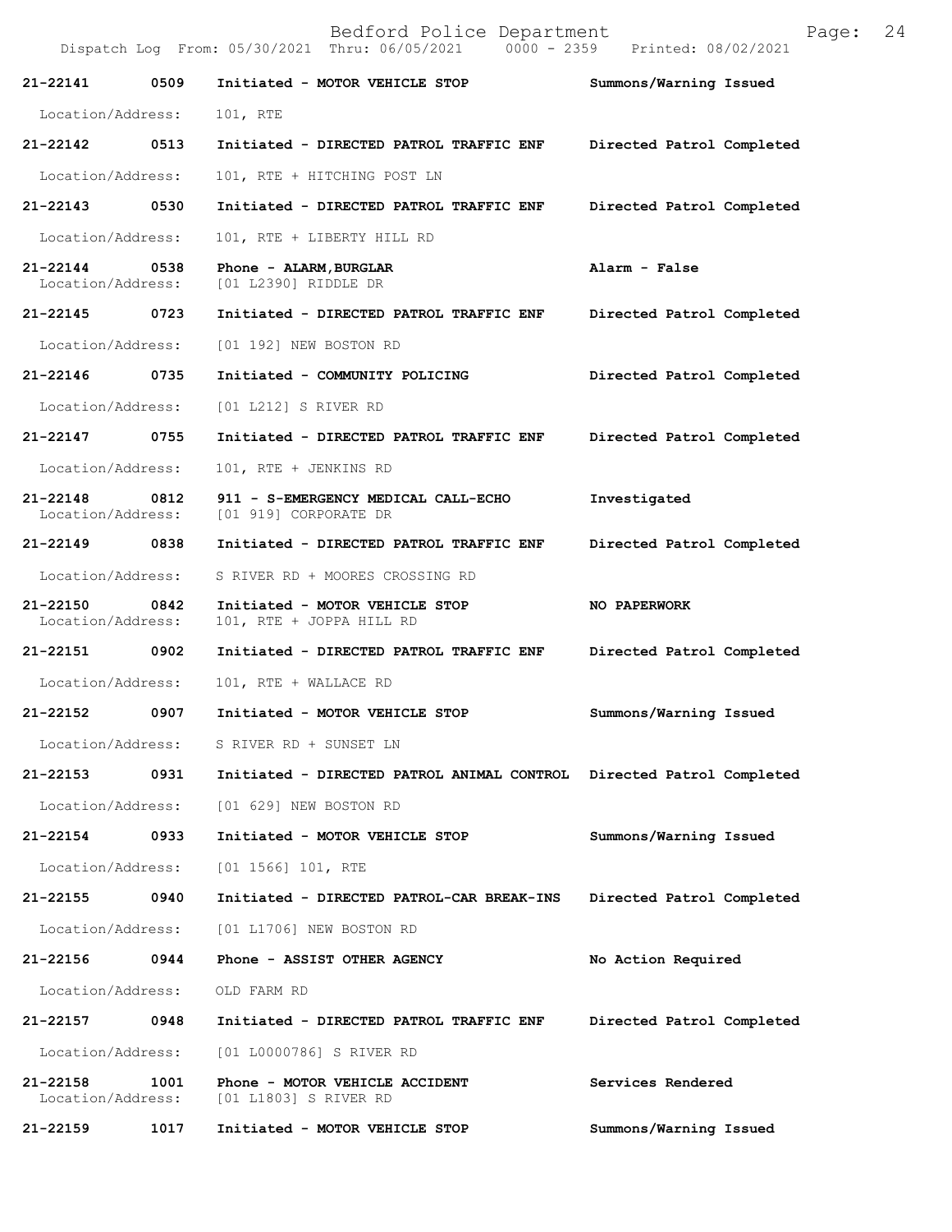Dispatch Log From: 05/30/2021 Thru: 06/05/2021 0000 - 2359 Printed: 08/02/2021

| Call Number | Time | Call Reason | Action |
|---|---|---|---|
| **21-22141** | **0509** | **Initiated - MOTOR VEHICLE STOP** | **Summons/Warning Issued** |
| Location/Address: | | 101, RTE | |
| **21-22142** | **0513** | **Initiated - DIRECTED PATROL TRAFFIC ENF** | **Directed Patrol Completed** |
| Location/Address: | | 101, RTE + HITCHING POST LN | |
| **21-22143** | **0530** | **Initiated - DIRECTED PATROL TRAFFIC ENF** | **Directed Patrol Completed** |
| Location/Address: | | 101, RTE + LIBERTY HILL RD | |
| **21-22144** | **0538** | **Phone - ALARM,BURGLAR** | **Alarm - False** |
| Location/Address: | | [01 L2390] RIDDLE DR | |
| **21-22145** | **0723** | **Initiated - DIRECTED PATROL TRAFFIC ENF** | **Directed Patrol Completed** |
| Location/Address: | | [01 192] NEW BOSTON RD | |
| **21-22146** | **0735** | **Initiated - COMMUNITY POLICING** | **Directed Patrol Completed** |
| Location/Address: | | [01 L212] S RIVER RD | |
| **21-22147** | **0755** | **Initiated - DIRECTED PATROL TRAFFIC ENF** | **Directed Patrol Completed** |
| Location/Address: | | 101, RTE + JENKINS RD | |
| **21-22148** | **0812** | **911 - S-EMERGENCY MEDICAL CALL-ECHO** | **Investigated** |
| Location/Address: | | [01 919] CORPORATE DR | |
| **21-22149** | **0838** | **Initiated - DIRECTED PATROL TRAFFIC ENF** | **Directed Patrol Completed** |
| Location/Address: | | S RIVER RD + MOORES CROSSING RD | |
| **21-22150** | **0842** | **Initiated - MOTOR VEHICLE STOP** | **NO PAPERWORK** |
| Location/Address: | | 101, RTE + JOPPA HILL RD | |
| **21-22151** | **0902** | **Initiated - DIRECTED PATROL TRAFFIC ENF** | **Directed Patrol Completed** |
| Location/Address: | | 101, RTE + WALLACE RD | |
| **21-22152** | **0907** | **Initiated - MOTOR VEHICLE STOP** | **Summons/Warning Issued** |
| Location/Address: | | S RIVER RD + SUNSET LN | |
| **21-22153** | **0931** | **Initiated - DIRECTED PATROL ANIMAL CONTROL** | **Directed Patrol Completed** |
| Location/Address: | | [01 629] NEW BOSTON RD | |
| **21-22154** | **0933** | **Initiated - MOTOR VEHICLE STOP** | **Summons/Warning Issued** |
| Location/Address: | | [01 1566] 101, RTE | |
| **21-22155** | **0940** | **Initiated - DIRECTED PATROL-CAR BREAK-INS** | **Directed Patrol Completed** |
| Location/Address: | | [01 L1706] NEW BOSTON RD | |
| **21-22156** | **0944** | **Phone - ASSIST OTHER AGENCY** | **No Action Required** |
| Location/Address: | | OLD FARM RD | |
| **21-22157** | **0948** | **Initiated - DIRECTED PATROL TRAFFIC ENF** | **Directed Patrol Completed** |
| Location/Address: | | [01 L0000786] S RIVER RD | |
| **21-22158** | **1001** | **Phone - MOTOR VEHICLE ACCIDENT** | **Services Rendered** |
| Location/Address: | | [01 L1803] S RIVER RD | |
| **21-22159** | **1017** | **Initiated - MOTOR VEHICLE STOP** | **Summons/Warning Issued** |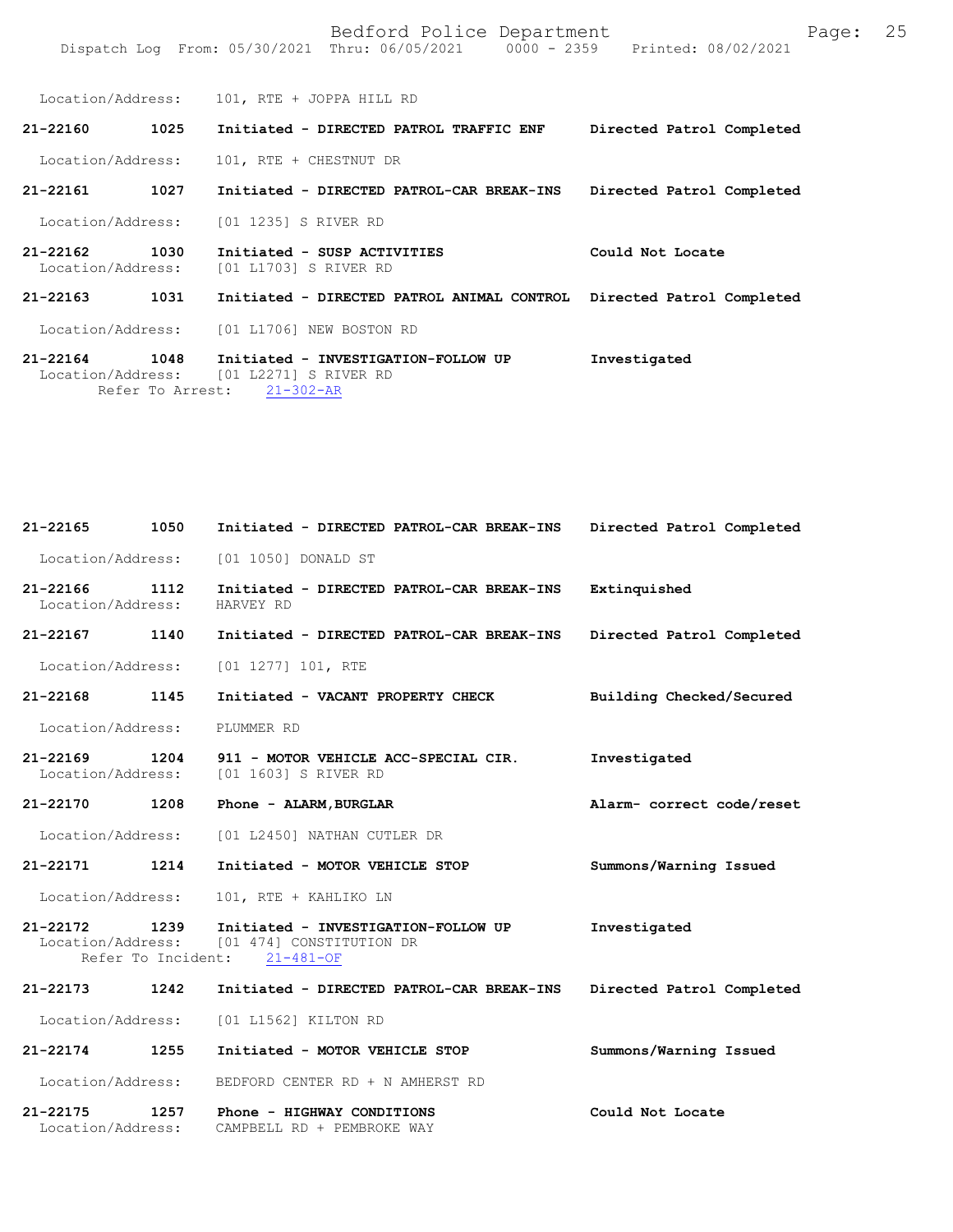Location/Address: 101, RTE + JOPPA HILL RD

**21-22160 1025 Initiated - DIRECTED PATROL TRAFFIC ENF Directed Patrol Completed**

Location/Address: 101, RTE + CHESTNUT DR

**21-22161 1027 Initiated - DIRECTED PATROL-CAR BREAK-INS Directed Patrol Completed**

Location/Address: [01 1235] S RIVER RD

**21-22162 1030 Initiated - SUSP ACTIVITIES Could Not Locate**
Location/Address: [01 L1703] S RIVER RD

**21-22163 1031 Initiated - DIRECTED PATROL ANIMAL CONTROL Directed Patrol Completed**

Location/Address: [01 L1706] NEW BOSTON RD

**21-22164 1048 Initiated - INVESTIGATION-FOLLOW UP Investigated**
Location/Address: [01 L2271] S RIVER RD
Refer To Arrest: 21-302-AR

**21-22165 1050 Initiated - DIRECTED PATROL-CAR BREAK-INS Directed Patrol Completed**

Location/Address: [01 1050] DONALD ST

**21-22166 1112 Initiated - DIRECTED PATROL-CAR BREAK-INS Extinquished**
Location/Address: HARVEY RD

**21-22167 1140 Initiated - DIRECTED PATROL-CAR BREAK-INS Directed Patrol Completed**

Location/Address: [01 1277] 101, RTE

**21-22168 1145 Initiated - VACANT PROPERTY CHECK Building Checked/Secured**

Location/Address: PLUMMER RD

**21-22169 1204 911 - MOTOR VEHICLE ACC-SPECIAL CIR. Investigated**
Location/Address: [01 1603] S RIVER RD

**21-22170 1208 Phone - ALARM,BURGLAR Alarm- correct code/reset**

Location/Address: [01 L2450] NATHAN CUTLER DR

**21-22171 1214 Initiated - MOTOR VEHICLE STOP Summons/Warning Issued**

Location/Address: 101, RTE + KAHLIKO LN

**21-22172 1239 Initiated - INVESTIGATION-FOLLOW UP Investigated**
Location/Address: [01 474] CONSTITUTION DR
Refer To Incident: 21-481-OF

**21-22173 1242 Initiated - DIRECTED PATROL-CAR BREAK-INS Directed Patrol Completed**

Location/Address: [01 L1562] KILTON RD

**21-22174 1255 Initiated - MOTOR VEHICLE STOP Summons/Warning Issued**

Location/Address: BEDFORD CENTER RD + N AMHERST RD

**21-22175 1257 Phone - HIGHWAY CONDITIONS Could Not Locate**
Location/Address: CAMPBELL RD + PEMBROKE WAY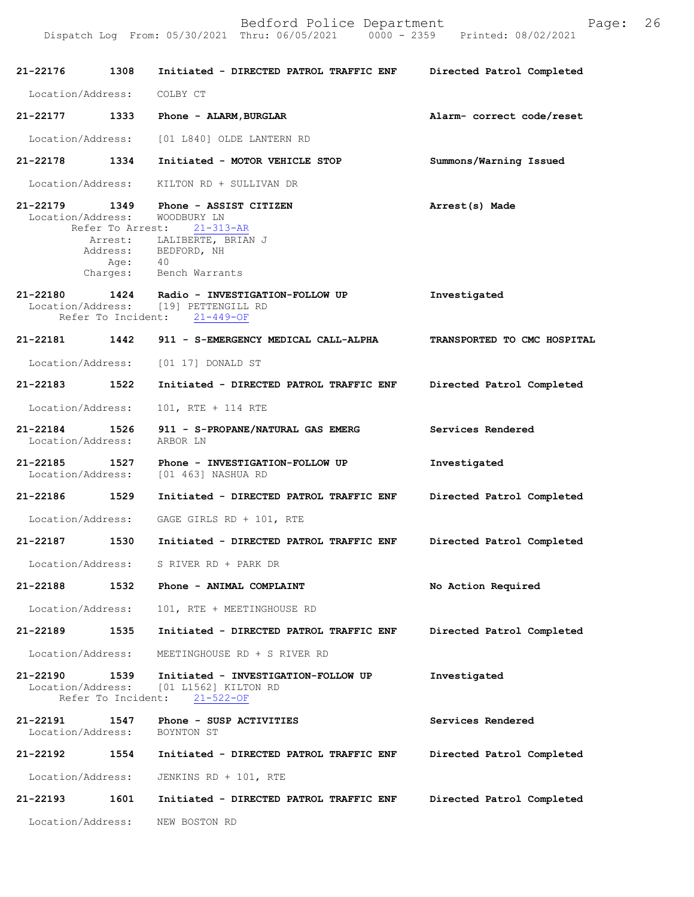**21-22176 1308 Initiated - DIRECTED PATROL TRAFFIC ENF** — Directed Patrol Completed

Location/Address: COLBY CT

**21-22177 1333 Phone - ALARM,BURGLAR** — Alarm- correct code/reset

Location/Address: [01 L840] OLDE LANTERN RD

**21-22178 1334 Initiated - MOTOR VEHICLE STOP** — Summons/Warning Issued

Location/Address: KILTON RD + SULLIVAN DR

**21-22179 1349 Phone - ASSIST CITIZEN** — Arrest(s) Made

Location/Address: WOODBURY LN
Refer To Arrest: 21-313-AR
Arrest: LALIBERTE, BRIAN J
Address: BEDFORD, NH
Age: 40
Charges: Bench Warrants

**21-22180 1424 Radio - INVESTIGATION-FOLLOW UP** — Investigated

Location/Address: [19] PETTENGILL RD
Refer To Incident: 21-449-OF

**21-22181 1442 911 - S-EMERGENCY MEDICAL CALL-ALPHA** — TRANSPORTED TO CMC HOSPITAL

Location/Address: [01 17] DONALD ST

**21-22183 1522 Initiated - DIRECTED PATROL TRAFFIC ENF** — Directed Patrol Completed

Location/Address: 101, RTE + 114 RTE

**21-22184 1526 911 - S-PROPANE/NATURAL GAS EMERG** — Services Rendered

Location/Address: ARBOR LN

**21-22185 1527 Phone - INVESTIGATION-FOLLOW UP** — Investigated

Location/Address: [01 463] NASHUA RD

**21-22186 1529 Initiated - DIRECTED PATROL TRAFFIC ENF** — Directed Patrol Completed

Location/Address: GAGE GIRLS RD + 101, RTE

**21-22187 1530 Initiated - DIRECTED PATROL TRAFFIC ENF** — Directed Patrol Completed

Location/Address: S RIVER RD + PARK DR

**21-22188 1532 Phone - ANIMAL COMPLAINT** — No Action Required

Location/Address: 101, RTE + MEETINGHOUSE RD

**21-22189 1535 Initiated - DIRECTED PATROL TRAFFIC ENF** — Directed Patrol Completed

Location/Address: MEETINGHOUSE RD + S RIVER RD

**21-22190 1539 Initiated - INVESTIGATION-FOLLOW UP** — Investigated

Location/Address: [01 L1562] KILTON RD
Refer To Incident: 21-522-OF

**21-22191 1547 Phone - SUSP ACTIVITIES** — Services Rendered

Location/Address: BOYNTON ST

**21-22192 1554 Initiated - DIRECTED PATROL TRAFFIC ENF** — Directed Patrol Completed

Location/Address: JENKINS RD + 101, RTE

**21-22193 1601 Initiated - DIRECTED PATROL TRAFFIC ENF** — Directed Patrol Completed

Location/Address: NEW BOSTON RD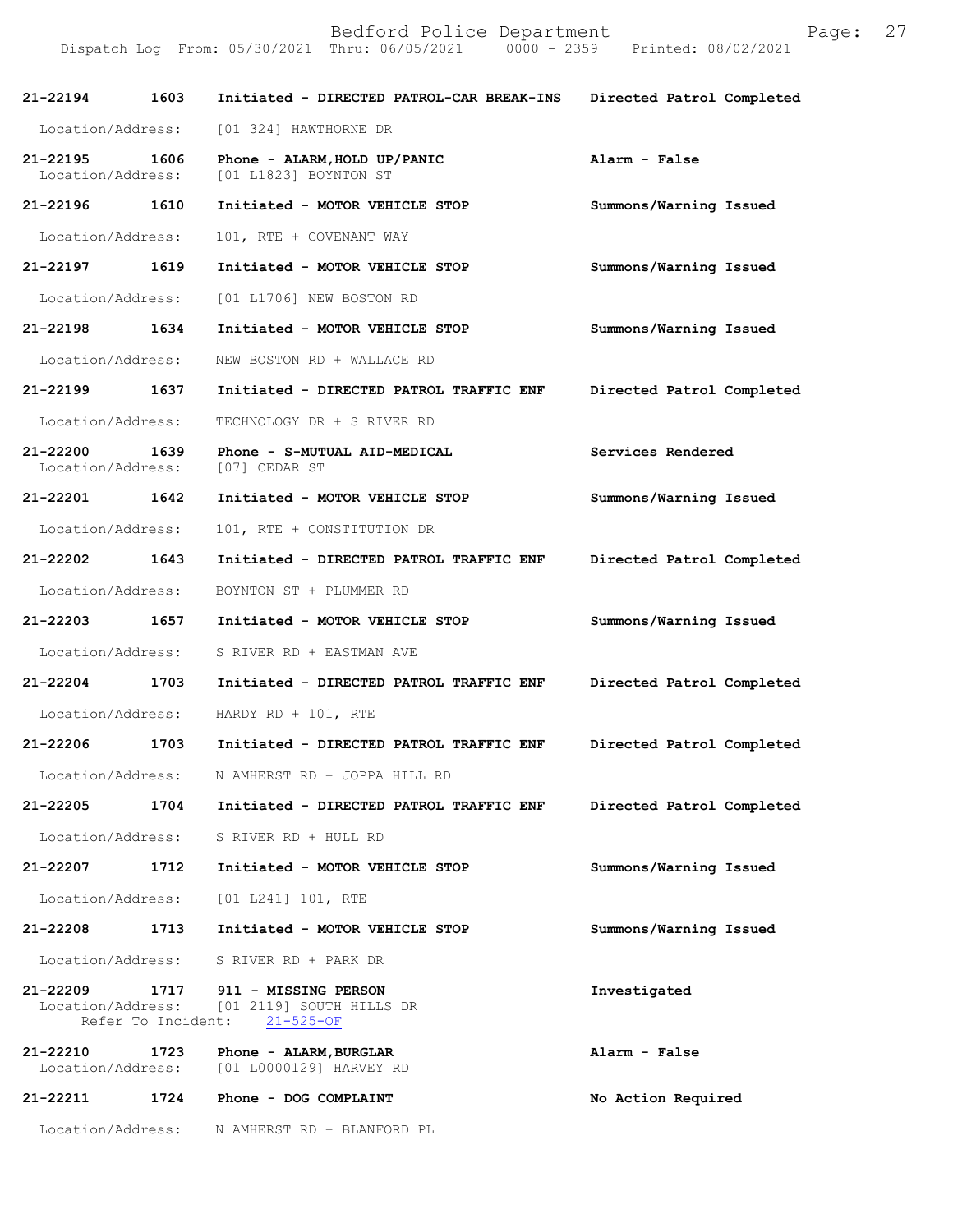| Call Number | Time | Call Reason | Action |
|---|---|---|---|
| 21-22194 | 1603 | Initiated - DIRECTED PATROL-CAR BREAK-INS | Directed Patrol Completed |
| | | Location/Address: [01 324] HAWTHORNE DR | |
| 21-22195 | 1606 | Phone - ALARM,HOLD UP/PANIC | Alarm - False |
| | | Location/Address: [01 L1823] BOYNTON ST | |
| 21-22196 | 1610 | Initiated - MOTOR VEHICLE STOP | Summons/Warning Issued |
| | | Location/Address: 101, RTE + COVENANT WAY | |
| 21-22197 | 1619 | Initiated - MOTOR VEHICLE STOP | Summons/Warning Issued |
| | | Location/Address: [01 L1706] NEW BOSTON RD | |
| 21-22198 | 1634 | Initiated - MOTOR VEHICLE STOP | Summons/Warning Issued |
| | | Location/Address: NEW BOSTON RD + WALLACE RD | |
| 21-22199 | 1637 | Initiated - DIRECTED PATROL TRAFFIC ENF | Directed Patrol Completed |
| | | Location/Address: TECHNOLOGY DR + S RIVER RD | |
| 21-22200 | 1639 | Phone - S-MUTUAL AID-MEDICAL | Services Rendered |
| | | Location/Address: [07] CEDAR ST | |
| 21-22201 | 1642 | Initiated - MOTOR VEHICLE STOP | Summons/Warning Issued |
| | | Location/Address: 101, RTE + CONSTITUTION DR | |
| 21-22202 | 1643 | Initiated - DIRECTED PATROL TRAFFIC ENF | Directed Patrol Completed |
| | | Location/Address: BOYNTON ST + PLUMMER RD | |
| 21-22203 | 1657 | Initiated - MOTOR VEHICLE STOP | Summons/Warning Issued |
| | | Location/Address: S RIVER RD + EASTMAN AVE | |
| 21-22204 | 1703 | Initiated - DIRECTED PATROL TRAFFIC ENF | Directed Patrol Completed |
| | | Location/Address: HARDY RD + 101, RTE | |
| 21-22206 | 1703 | Initiated - DIRECTED PATROL TRAFFIC ENF | Directed Patrol Completed |
| | | Location/Address: N AMHERST RD + JOPPA HILL RD | |
| 21-22205 | 1704 | Initiated - DIRECTED PATROL TRAFFIC ENF | Directed Patrol Completed |
| | | Location/Address: S RIVER RD + HULL RD | |
| 21-22207 | 1712 | Initiated - MOTOR VEHICLE STOP | Summons/Warning Issued |
| | | Location/Address: [01 L241] 101, RTE | |
| 21-22208 | 1713 | Initiated - MOTOR VEHICLE STOP | Summons/Warning Issued |
| | | Location/Address: S RIVER RD + PARK DR | |
| 21-22209 | 1717 | 911 - MISSING PERSON | Investigated |
| | | Location/Address: [01 2119] SOUTH HILLS DR | |
| | | Refer To Incident: 21-525-OF | |
| 21-22210 | 1723 | Phone - ALARM,BURGLAR | Alarm - False |
| | | Location/Address: [01 L0000129] HARVEY RD | |
| 21-22211 | 1724 | Phone - DOG COMPLAINT | No Action Required |
| | | Location/Address: N AMHERST RD + BLANFORD PL | |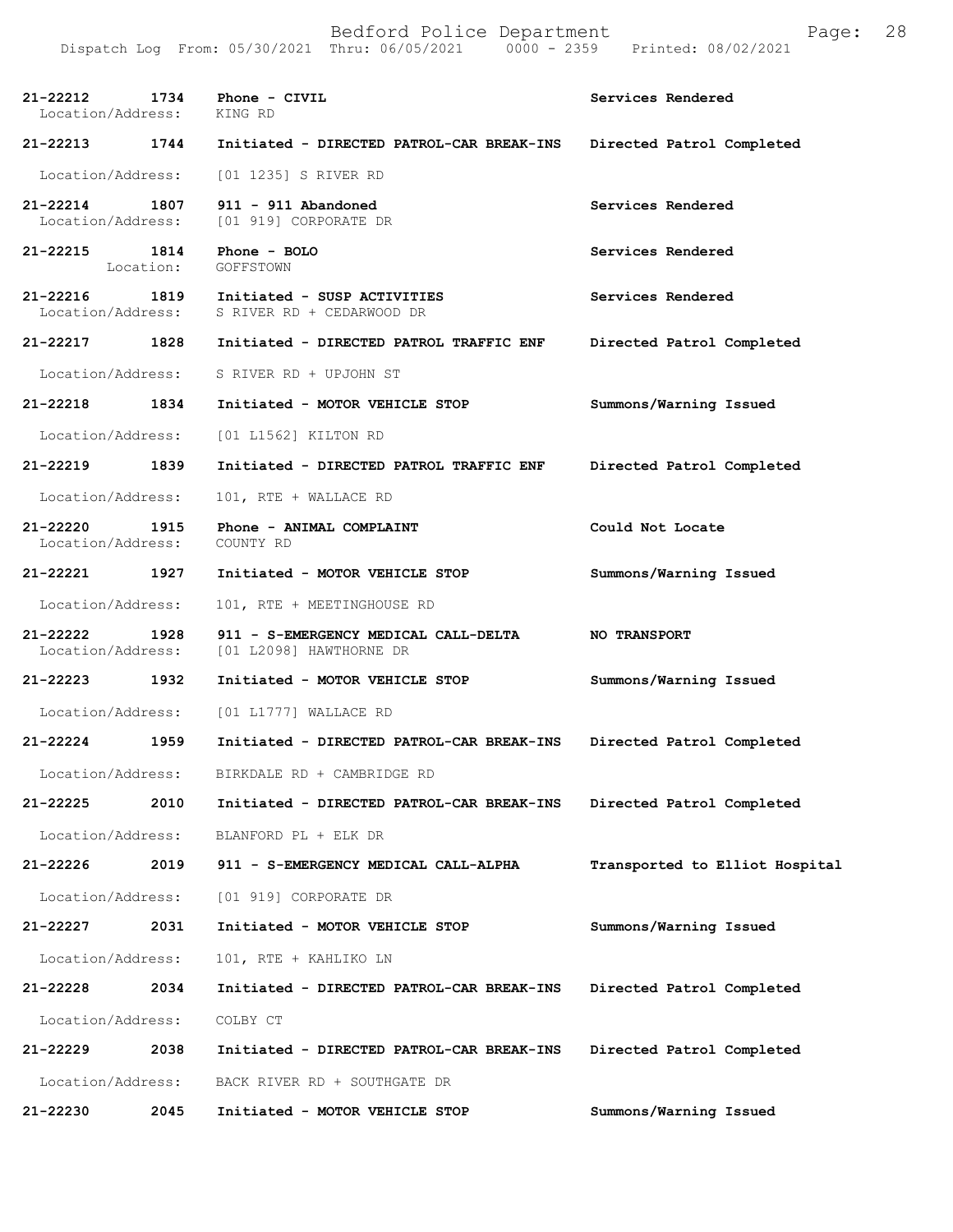| Call Number | Time | Call Reason | Action |
|---|---|---|---|
| 21-22212 | 1734 | Phone - CIVIL | Services Rendered |
| Location/Address: | | KING RD | |
| 21-22213 | 1744 | Initiated - DIRECTED PATROL-CAR BREAK-INS | Directed Patrol Completed |
| Location/Address: | | [01 1235] S RIVER RD | |
| 21-22214 | 1807 | 911 - 911 Abandoned | Services Rendered |
| Location/Address: | | [01 919] CORPORATE DR | |
| 21-22215 | 1814 | Phone - BOLO | Services Rendered |
| Location: | | GOFFSTOWN | |
| 21-22216 | 1819 | Initiated - SUSP ACTIVITIES | Services Rendered |
| Location/Address: | | S RIVER RD + CEDARWOOD DR | |
| 21-22217 | 1828 | Initiated - DIRECTED PATROL TRAFFIC ENF | Directed Patrol Completed |
| Location/Address: | | S RIVER RD + UPJOHN ST | |
| 21-22218 | 1834 | Initiated - MOTOR VEHICLE STOP | Summons/Warning Issued |
| Location/Address: | | [01 L1562] KILTON RD | |
| 21-22219 | 1839 | Initiated - DIRECTED PATROL TRAFFIC ENF | Directed Patrol Completed |
| Location/Address: | | 101, RTE + WALLACE RD | |
| 21-22220 | 1915 | Phone - ANIMAL COMPLAINT | Could Not Locate |
| Location/Address: | | COUNTY RD | |
| 21-22221 | 1927 | Initiated - MOTOR VEHICLE STOP | Summons/Warning Issued |
| Location/Address: | | 101, RTE + MEETINGHOUSE RD | |
| 21-22222 | 1928 | 911 - S-EMERGENCY MEDICAL CALL-DELTA | NO TRANSPORT |
| Location/Address: | | [01 L2098] HAWTHORNE DR | |
| 21-22223 | 1932 | Initiated - MOTOR VEHICLE STOP | Summons/Warning Issued |
| Location/Address: | | [01 L1777] WALLACE RD | |
| 21-22224 | 1959 | Initiated - DIRECTED PATROL-CAR BREAK-INS | Directed Patrol Completed |
| Location/Address: | | BIRKDALE RD + CAMBRIDGE RD | |
| 21-22225 | 2010 | Initiated - DIRECTED PATROL-CAR BREAK-INS | Directed Patrol Completed |
| Location/Address: | | BLANFORD PL + ELK DR | |
| 21-22226 | 2019 | 911 - S-EMERGENCY MEDICAL CALL-ALPHA | Transported to Elliot Hospital |
| Location/Address: | | [01 919] CORPORATE DR | |
| 21-22227 | 2031 | Initiated - MOTOR VEHICLE STOP | Summons/Warning Issued |
| Location/Address: | | 101, RTE + KAHLIKO LN | |
| 21-22228 | 2034 | Initiated - DIRECTED PATROL-CAR BREAK-INS | Directed Patrol Completed |
| Location/Address: | | COLBY CT | |
| 21-22229 | 2038 | Initiated - DIRECTED PATROL-CAR BREAK-INS | Directed Patrol Completed |
| Location/Address: | | BACK RIVER RD + SOUTHGATE DR | |
| 21-22230 | 2045 | Initiated - MOTOR VEHICLE STOP | Summons/Warning Issued |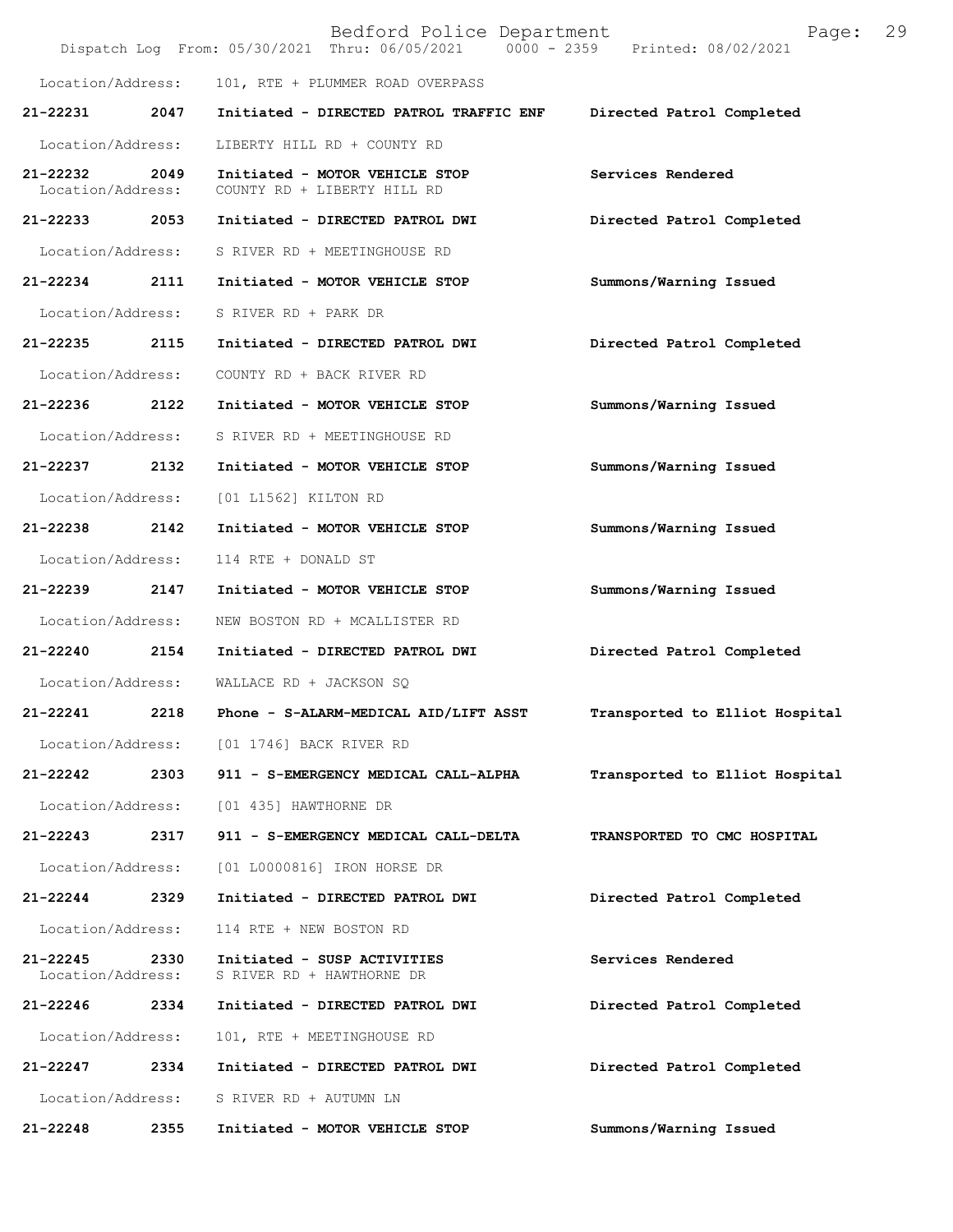Location/Address: 101, RTE + PLUMMER ROAD OVERPASS

**21-22231 2047 Initiated - DIRECTED PATROL TRAFFIC ENF Directed Patrol Completed**

Location/Address: LIBERTY HILL RD + COUNTY RD

**21-22232 2049 Initiated - MOTOR VEHICLE STOP Services Rendered**
Location/Address: COUNTY RD + LIBERTY HILL RD

**21-22233 2053 Initiated - DIRECTED PATROL DWI Directed Patrol Completed**

Location/Address: S RIVER RD + MEETINGHOUSE RD

**21-22234 2111 Initiated - MOTOR VEHICLE STOP Summons/Warning Issued**

Location/Address: S RIVER RD + PARK DR

**21-22235 2115 Initiated - DIRECTED PATROL DWI Directed Patrol Completed**

Location/Address: COUNTY RD + BACK RIVER RD

**21-22236 2122 Initiated - MOTOR VEHICLE STOP Summons/Warning Issued**

Location/Address: S RIVER RD + MEETINGHOUSE RD

**21-22237 2132 Initiated - MOTOR VEHICLE STOP Summons/Warning Issued**

Location/Address: [01 L1562] KILTON RD

**21-22238 2142 Initiated - MOTOR VEHICLE STOP Summons/Warning Issued**

Location/Address: 114 RTE + DONALD ST

**21-22239 2147 Initiated - MOTOR VEHICLE STOP Summons/Warning Issued**

Location/Address: NEW BOSTON RD + MCALLISTER RD

**21-22240 2154 Initiated - DIRECTED PATROL DWI Directed Patrol Completed**

Location/Address: WALLACE RD + JACKSON SQ

**21-22241 2218 Phone - S-ALARM-MEDICAL AID/LIFT ASST Transported to Elliot Hospital**

Location/Address: [01 1746] BACK RIVER RD

**21-22242 2303 911 - S-EMERGENCY MEDICAL CALL-ALPHA Transported to Elliot Hospital**

Location/Address: [01 435] HAWTHORNE DR

**21-22243 2317 911 - S-EMERGENCY MEDICAL CALL-DELTA TRANSPORTED TO CMC HOSPITAL**

Location/Address: [01 L0000816] IRON HORSE DR

**21-22244 2329 Initiated - DIRECTED PATROL DWI Directed Patrol Completed**

Location/Address: 114 RTE + NEW BOSTON RD

**21-22245 2330 Initiated - SUSP ACTIVITIES Services Rendered**
Location/Address: S RIVER RD + HAWTHORNE DR

**21-22246 2334 Initiated - DIRECTED PATROL DWI Directed Patrol Completed**

Location/Address: 101, RTE + MEETINGHOUSE RD

**21-22247 2334 Initiated - DIRECTED PATROL DWI Directed Patrol Completed**

Location/Address: S RIVER RD + AUTUMN LN

**21-22248 2355 Initiated - MOTOR VEHICLE STOP Summons/Warning Issued**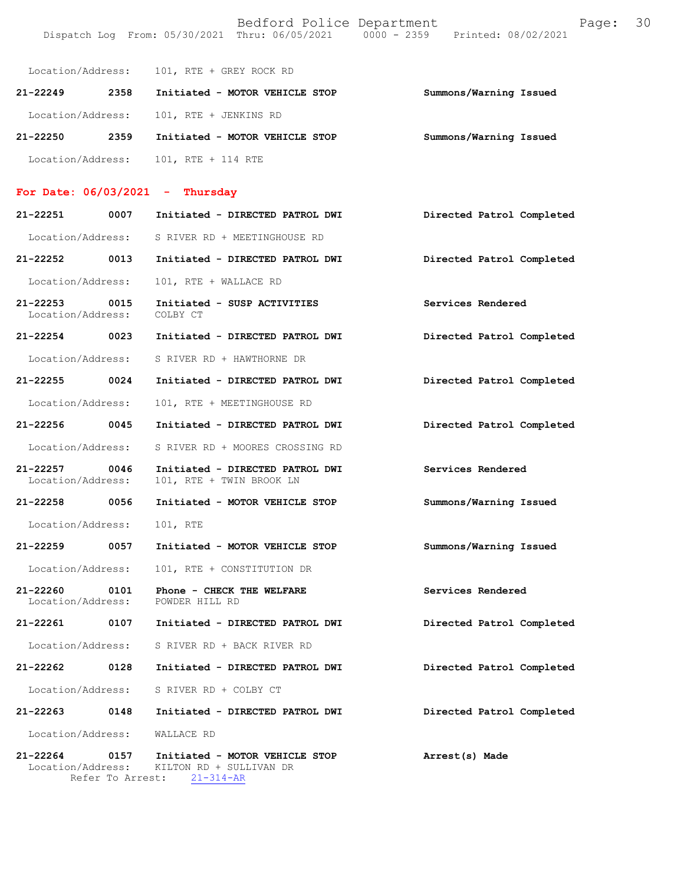Location/Address: 101, RTE + GREY ROCK RD

**21-22249** 2358 **Initiated - MOTOR VEHICLE STOP** **Summons/Warning Issued**

Location/Address: 101, RTE + JENKINS RD

**21-22250** 2359 **Initiated - MOTOR VEHICLE STOP** **Summons/Warning Issued**

Location/Address: 101, RTE + 114 RTE

## For Date: 06/03/2021 - Thursday

**21-22251** 0007 **Initiated - DIRECTED PATROL DWI** **Directed Patrol Completed**

Location/Address: S RIVER RD + MEETINGHOUSE RD

**21-22252** 0013 **Initiated - DIRECTED PATROL DWI** **Directed Patrol Completed**

Location/Address: 101, RTE + WALLACE RD

**21-22253** 0015 **Initiated - SUSP ACTIVITIES** **Services Rendered**
Location/Address: COLBY CT

**21-22254** 0023 **Initiated - DIRECTED PATROL DWI** **Directed Patrol Completed**

Location/Address: S RIVER RD + HAWTHORNE DR

**21-22255** 0024 **Initiated - DIRECTED PATROL DWI** **Directed Patrol Completed**

Location/Address: 101, RTE + MEETINGHOUSE RD

**21-22256** 0045 **Initiated - DIRECTED PATROL DWI** **Directed Patrol Completed**

Location/Address: S RIVER RD + MOORES CROSSING RD

**21-22257** 0046 **Initiated - DIRECTED PATROL DWI** **Services Rendered**
Location/Address: 101, RTE + TWIN BROOK LN

**21-22258** 0056 **Initiated - MOTOR VEHICLE STOP** **Summons/Warning Issued**

Location/Address: 101, RTE

**21-22259** 0057 **Initiated - MOTOR VEHICLE STOP** **Summons/Warning Issued**

Location/Address: 101, RTE + CONSTITUTION DR

**21-22260** 0101 **Phone - CHECK THE WELFARE** **Services Rendered**
Location/Address: POWDER HILL RD

**21-22261** 0107 **Initiated - DIRECTED PATROL DWI** **Directed Patrol Completed**

Location/Address: S RIVER RD + BACK RIVER RD

**21-22262** 0128 **Initiated - DIRECTED PATROL DWI** **Directed Patrol Completed**

Location/Address: S RIVER RD + COLBY CT

**21-22263** 0148 **Initiated - DIRECTED PATROL DWI** **Directed Patrol Completed**

Location/Address: WALLACE RD

**21-22264** 0157 **Initiated - MOTOR VEHICLE STOP** **Arrest(s) Made**
Location/Address: KILTON RD + SULLIVAN DR
Refer To Arrest: 21-314-AR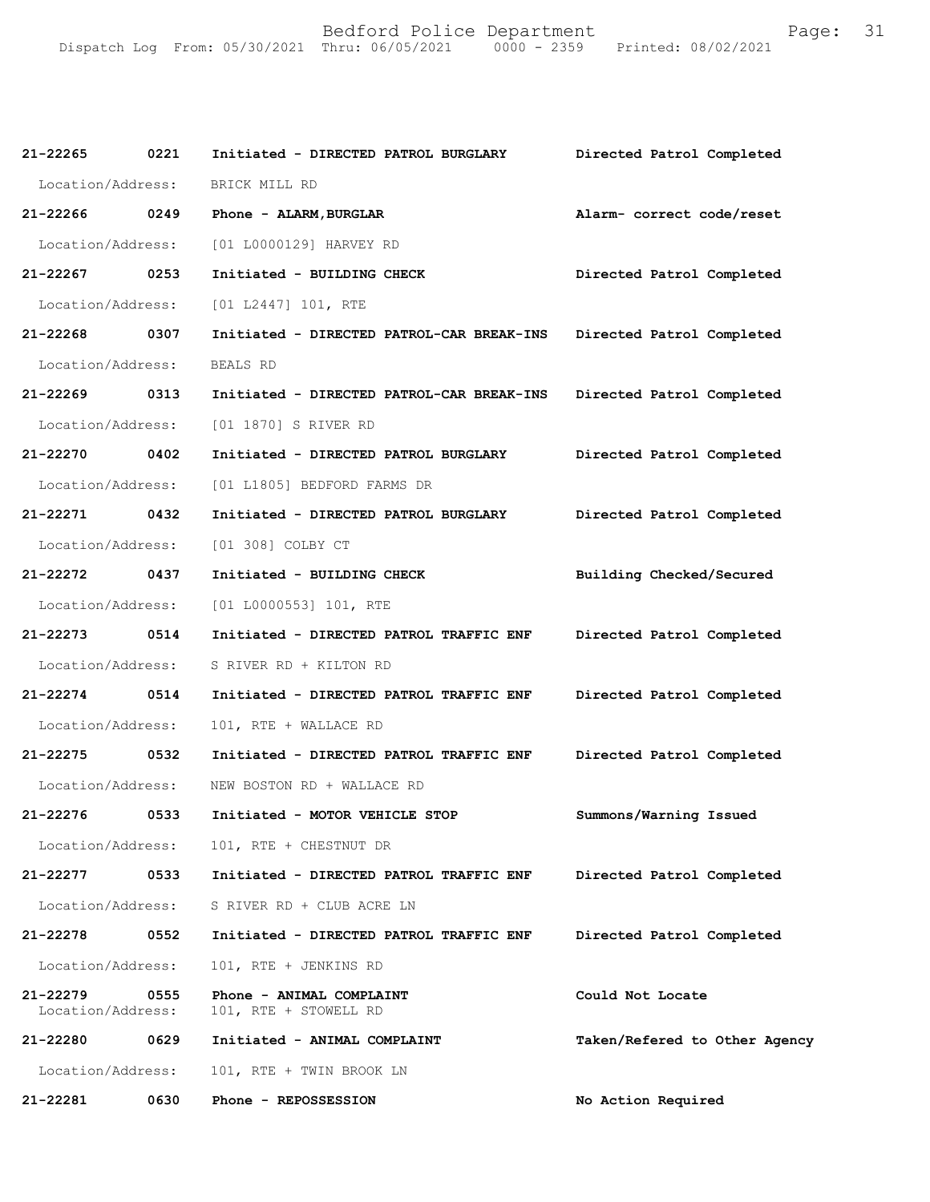21-22265 0221 Initiated - DIRECTED PATROL BURGLARY Directed Patrol Completed
Location/Address: BRICK MILL RD

21-22266 0249 Phone - ALARM,BURGLAR Alarm- correct code/reset
Location/Address: [01 L0000129] HARVEY RD

21-22267 0253 Initiated - BUILDING CHECK Directed Patrol Completed
Location/Address: [01 L2447] 101, RTE

21-22268 0307 Initiated - DIRECTED PATROL-CAR BREAK-INS Directed Patrol Completed
Location/Address: BEALS RD

21-22269 0313 Initiated - DIRECTED PATROL-CAR BREAK-INS Directed Patrol Completed
Location/Address: [01 1870] S RIVER RD

21-22270 0402 Initiated - DIRECTED PATROL BURGLARY Directed Patrol Completed
Location/Address: [01 L1805] BEDFORD FARMS DR

21-22271 0432 Initiated - DIRECTED PATROL BURGLARY Directed Patrol Completed
Location/Address: [01 308] COLBY CT

21-22272 0437 Initiated - BUILDING CHECK Building Checked/Secured
Location/Address: [01 L0000553] 101, RTE

21-22273 0514 Initiated - DIRECTED PATROL TRAFFIC ENF Directed Patrol Completed
Location/Address: S RIVER RD + KILTON RD

21-22274 0514 Initiated - DIRECTED PATROL TRAFFIC ENF Directed Patrol Completed
Location/Address: 101, RTE + WALLACE RD

21-22275 0532 Initiated - DIRECTED PATROL TRAFFIC ENF Directed Patrol Completed
Location/Address: NEW BOSTON RD + WALLACE RD

21-22276 0533 Initiated - MOTOR VEHICLE STOP Summons/Warning Issued
Location/Address: 101, RTE + CHESTNUT DR

21-22277 0533 Initiated - DIRECTED PATROL TRAFFIC ENF Directed Patrol Completed
Location/Address: S RIVER RD + CLUB ACRE LN

21-22278 0552 Initiated - DIRECTED PATROL TRAFFIC ENF Directed Patrol Completed
Location/Address: 101, RTE + JENKINS RD

21-22279 0555 Phone - ANIMAL COMPLAINT Could Not Locate
Location/Address: 101, RTE + STOWELL RD

21-22280 0629 Initiated - ANIMAL COMPLAINT Taken/Refered to Other Agency
Location/Address: 101, RTE + TWIN BROOK LN

21-22281 0630 Phone - REPOSSESSION No Action Required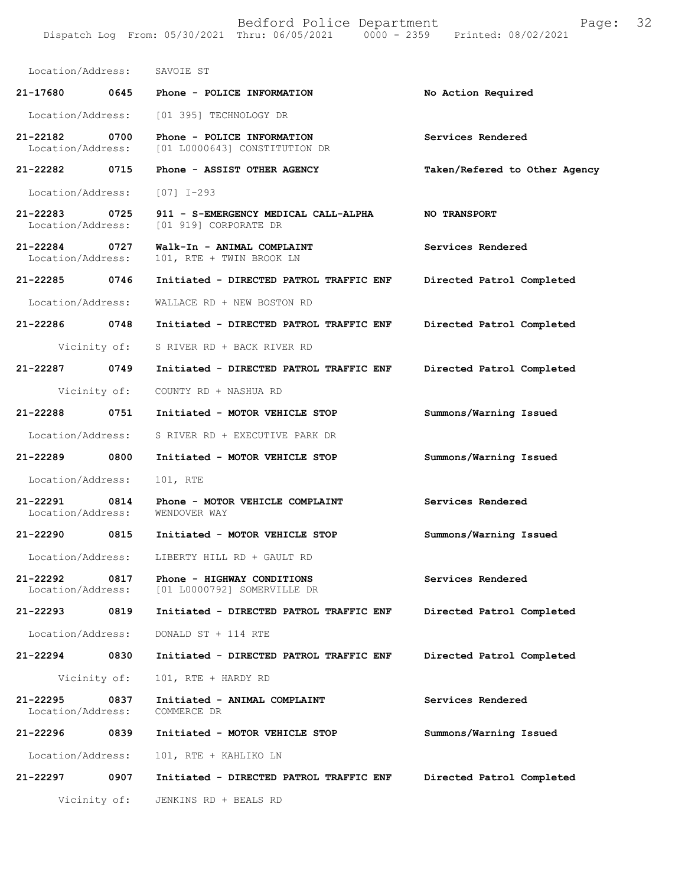Location/Address: SAVOIE ST

| Call # | Time | Call Reason | Action |
|---|---|---|---|
| 21-17680 | 0645 | Phone - POLICE INFORMATION | No Action Required |
| Location/Address: | | [01 395] TECHNOLOGY DR | |
| 21-22182 | 0700 | Phone - POLICE INFORMATION | Services Rendered |
| Location/Address: | | [01 L0000643] CONSTITUTION DR | |
| 21-22282 | 0715 | Phone - ASSIST OTHER AGENCY | Taken/Refered to Other Agency |
| Location/Address: | | [07] I-293 | |
| 21-22283 | 0725 | 911 - S-EMERGENCY MEDICAL CALL-ALPHA | NO TRANSPORT |
| Location/Address: | | [01 919] CORPORATE DR | |
| 21-22284 | 0727 | Walk-In - ANIMAL COMPLAINT | Services Rendered |
| Location/Address: | | 101, RTE + TWIN BROOK LN | |
| 21-22285 | 0746 | Initiated - DIRECTED PATROL TRAFFIC ENF | Directed Patrol Completed |
| Location/Address: | | WALLACE RD + NEW BOSTON RD | |
| 21-22286 | 0748 | Initiated - DIRECTED PATROL TRAFFIC ENF | Directed Patrol Completed |
| Vicinity of: | | S RIVER RD + BACK RIVER RD | |
| 21-22287 | 0749 | Initiated - DIRECTED PATROL TRAFFIC ENF | Directed Patrol Completed |
| Vicinity of: | | COUNTY RD + NASHUA RD | |
| 21-22288 | 0751 | Initiated - MOTOR VEHICLE STOP | Summons/Warning Issued |
| Location/Address: | | S RIVER RD + EXECUTIVE PARK DR | |
| 21-22289 | 0800 | Initiated - MOTOR VEHICLE STOP | Summons/Warning Issued |
| Location/Address: | | 101, RTE | |
| 21-22291 | 0814 | Phone - MOTOR VEHICLE COMPLAINT | Services Rendered |
| Location/Address: | | WENDOVER WAY | |
| 21-22290 | 0815 | Initiated - MOTOR VEHICLE STOP | Summons/Warning Issued |
| Location/Address: | | LIBERTY HILL RD + GAULT RD | |
| 21-22292 | 0817 | Phone - HIGHWAY CONDITIONS | Services Rendered |
| Location/Address: | | [01 L0000792] SOMERVILLE DR | |
| 21-22293 | 0819 | Initiated - DIRECTED PATROL TRAFFIC ENF | Directed Patrol Completed |
| Location/Address: | | DONALD ST + 114 RTE | |
| 21-22294 | 0830 | Initiated - DIRECTED PATROL TRAFFIC ENF | Directed Patrol Completed |
| Vicinity of: | | 101, RTE + HARDY RD | |
| 21-22295 | 0837 | Initiated - ANIMAL COMPLAINT | Services Rendered |
| Location/Address: | | COMMERCE DR | |
| 21-22296 | 0839 | Initiated - MOTOR VEHICLE STOP | Summons/Warning Issued |
| Location/Address: | | 101, RTE + KAHLIKO LN | |
| 21-22297 | 0907 | Initiated - DIRECTED PATROL TRAFFIC ENF | Directed Patrol Completed |
| Vicinity of: | | JENKINS RD + BEALS RD | |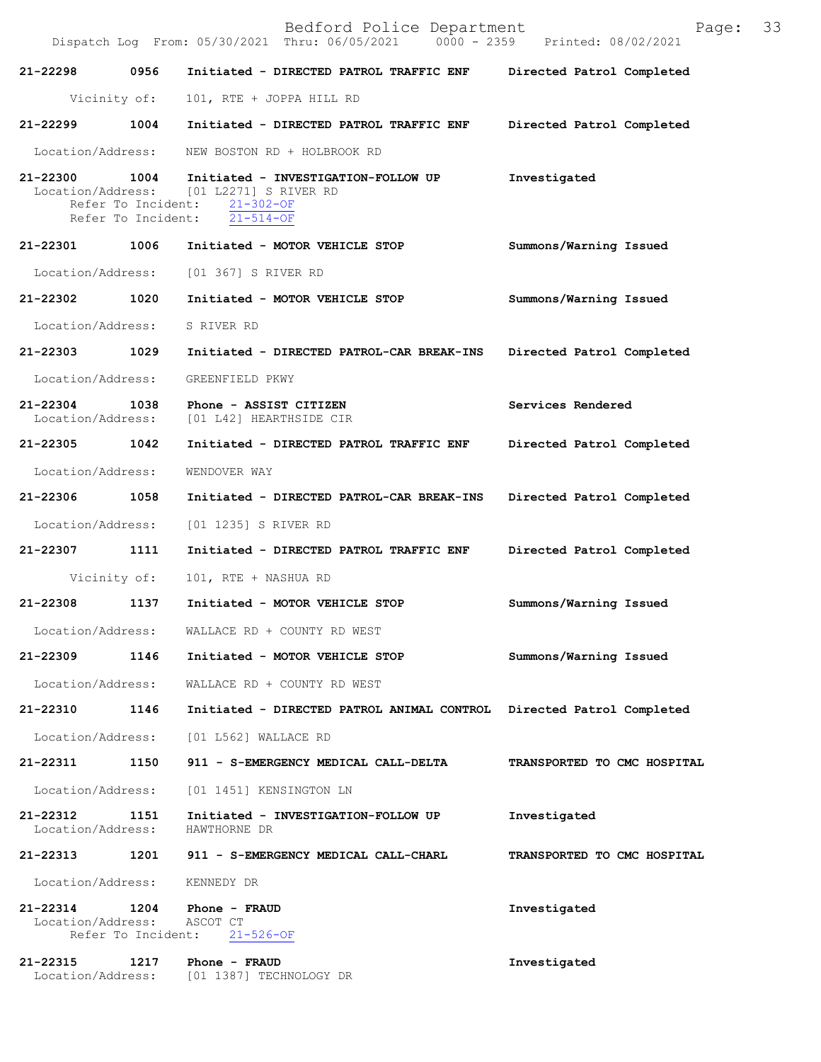21-22298 0956 Initiated - DIRECTED PATROL TRAFFIC ENF Directed Patrol Completed

Vicinity of: 101, RTE + JOPPA HILL RD

21-22299 1004 Initiated - DIRECTED PATROL TRAFFIC ENF Directed Patrol Completed

Location/Address: NEW BOSTON RD + HOLBROOK RD

21-22300 1004 Initiated - INVESTIGATION-FOLLOW UP Investigated
Location/Address: [01 L2271] S RIVER RD
Refer To Incident: 21-302-OF
Refer To Incident: 21-514-OF

21-22301 1006 Initiated - MOTOR VEHICLE STOP Summons/Warning Issued

Location/Address: [01 367] S RIVER RD

21-22302 1020 Initiated - MOTOR VEHICLE STOP Summons/Warning Issued

Location/Address: S RIVER RD

21-22303 1029 Initiated - DIRECTED PATROL-CAR BREAK-INS Directed Patrol Completed

Location/Address: GREENFIELD PKWY

21-22304 1038 Phone - ASSIST CITIZEN Services Rendered
Location/Address: [01 L42] HEARTHSIDE CIR

21-22305 1042 Initiated - DIRECTED PATROL TRAFFIC ENF Directed Patrol Completed

Location/Address: WENDOVER WAY

21-22306 1058 Initiated - DIRECTED PATROL-CAR BREAK-INS Directed Patrol Completed

Location/Address: [01 1235] S RIVER RD

21-22307 1111 Initiated - DIRECTED PATROL TRAFFIC ENF Directed Patrol Completed

Vicinity of: 101, RTE + NASHUA RD

21-22308 1137 Initiated - MOTOR VEHICLE STOP Summons/Warning Issued

Location/Address: WALLACE RD + COUNTY RD WEST

21-22309 1146 Initiated - MOTOR VEHICLE STOP Summons/Warning Issued

Location/Address: WALLACE RD + COUNTY RD WEST

21-22310 1146 Initiated - DIRECTED PATROL ANIMAL CONTROL Directed Patrol Completed

Location/Address: [01 L562] WALLACE RD

21-22311 1150 911 - S-EMERGENCY MEDICAL CALL-DELTA TRANSPORTED TO CMC HOSPITAL

Location/Address: [01 1451] KENSINGTON LN

21-22312 1151 Initiated - INVESTIGATION-FOLLOW UP Investigated
Location/Address: HAWTHORNE DR

21-22313 1201 911 - S-EMERGENCY MEDICAL CALL-CHARL TRANSPORTED TO CMC HOSPITAL

Location/Address: KENNEDY DR

21-22314 1204 Phone - FRAUD Investigated
Location/Address: ASCOT CT
Refer To Incident: 21-526-OF

21-22315 1217 Phone - FRAUD Investigated
Location/Address: [01 1387] TECHNOLOGY DR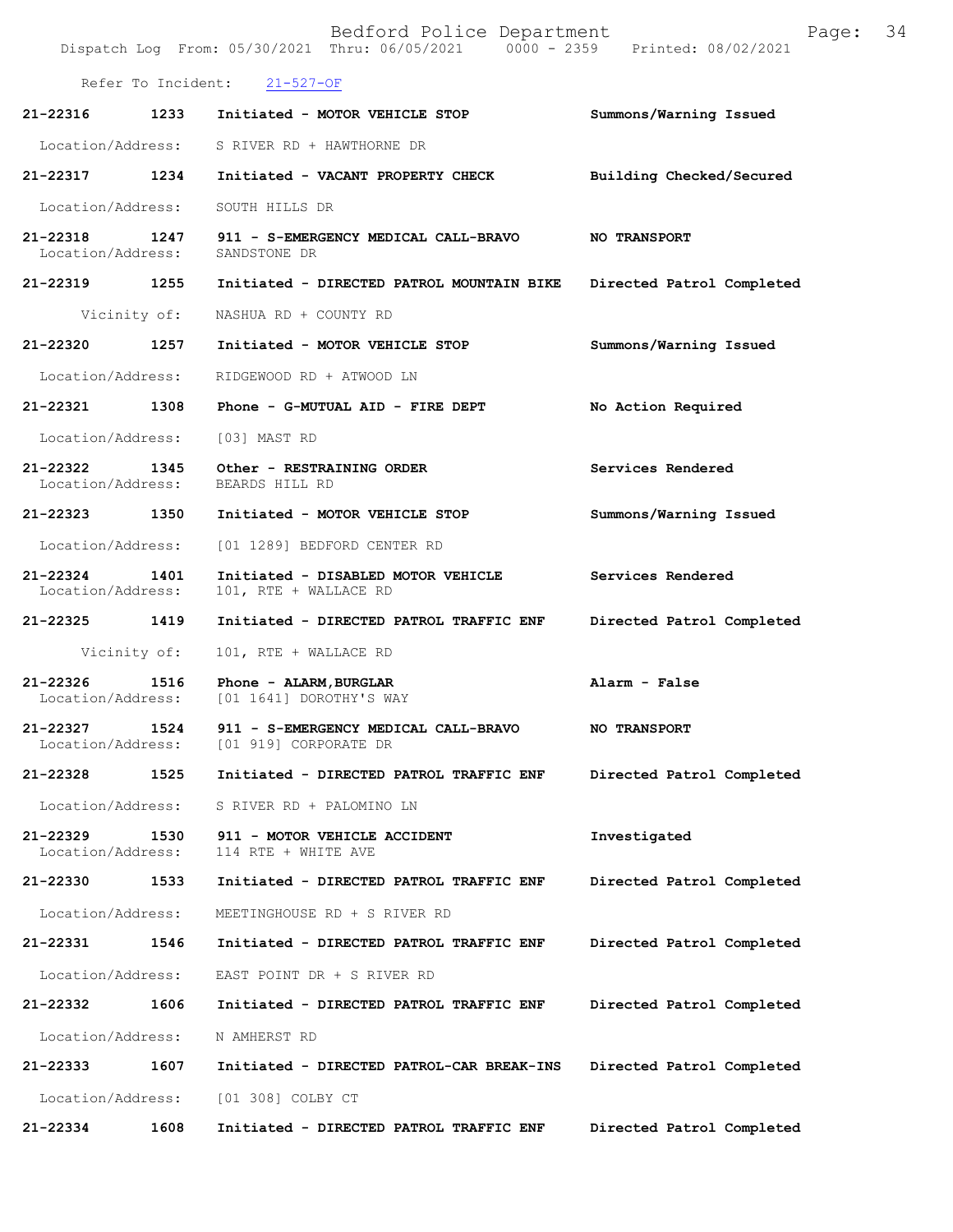Refer To Incident: 21-527-OF

| Call # | Time | Call Reason - Action | Disposition |
|---|---|---|---|
| 21-22316 | 1233 | Initiated - MOTOR VEHICLE STOP | Summons/Warning Issued |
| | | Location/Address: S RIVER RD + HAWTHORNE DR | |
| 21-22317 | 1234 | Initiated - VACANT PROPERTY CHECK | Building Checked/Secured |
| | | Location/Address: SOUTH HILLS DR | |
| 21-22318 | 1247 | 911 - S-EMERGENCY MEDICAL CALL-BRAVO | NO TRANSPORT |
| | | Location/Address: SANDSTONE DR | |
| 21-22319 | 1255 | Initiated - DIRECTED PATROL MOUNTAIN BIKE | Directed Patrol Completed |
| | | Vicinity of: NASHUA RD + COUNTY RD | |
| 21-22320 | 1257 | Initiated - MOTOR VEHICLE STOP | Summons/Warning Issued |
| | | Location/Address: RIDGEWOOD RD + ATWOOD LN | |
| 21-22321 | 1308 | Phone - G-MUTUAL AID - FIRE DEPT | No Action Required |
| | | Location/Address: [03] MAST RD | |
| 21-22322 | 1345 | Other - RESTRAINING ORDER | Services Rendered |
| | | Location/Address: BEARDS HILL RD | |
| 21-22323 | 1350 | Initiated - MOTOR VEHICLE STOP | Summons/Warning Issued |
| | | Location/Address: [01 1289] BEDFORD CENTER RD | |
| 21-22324 | 1401 | Initiated - DISABLED MOTOR VEHICLE | Services Rendered |
| | | Location/Address: 101, RTE + WALLACE RD | |
| 21-22325 | 1419 | Initiated - DIRECTED PATROL TRAFFIC ENF | Directed Patrol Completed |
| | | Vicinity of: 101, RTE + WALLACE RD | |
| 21-22326 | 1516 | Phone - ALARM,BURGLAR | Alarm - False |
| | | Location/Address: [01 1641] DOROTHY'S WAY | |
| 21-22327 | 1524 | 911 - S-EMERGENCY MEDICAL CALL-BRAVO | NO TRANSPORT |
| | | Location/Address: [01 919] CORPORATE DR | |
| 21-22328 | 1525 | Initiated - DIRECTED PATROL TRAFFIC ENF | Directed Patrol Completed |
| | | Location/Address: S RIVER RD + PALOMINO LN | |
| 21-22329 | 1530 | 911 - MOTOR VEHICLE ACCIDENT | Investigated |
| | | Location/Address: 114 RTE + WHITE AVE | |
| 21-22330 | 1533 | Initiated - DIRECTED PATROL TRAFFIC ENF | Directed Patrol Completed |
| | | Location/Address: MEETINGHOUSE RD + S RIVER RD | |
| 21-22331 | 1546 | Initiated - DIRECTED PATROL TRAFFIC ENF | Directed Patrol Completed |
| | | Location/Address: EAST POINT DR + S RIVER RD | |
| 21-22332 | 1606 | Initiated - DIRECTED PATROL TRAFFIC ENF | Directed Patrol Completed |
| | | Location/Address: N AMHERST RD | |
| 21-22333 | 1607 | Initiated - DIRECTED PATROL-CAR BREAK-INS | Directed Patrol Completed |
| | | Location/Address: [01 308] COLBY CT | |
| 21-22334 | 1608 | Initiated - DIRECTED PATROL TRAFFIC ENF | Directed Patrol Completed |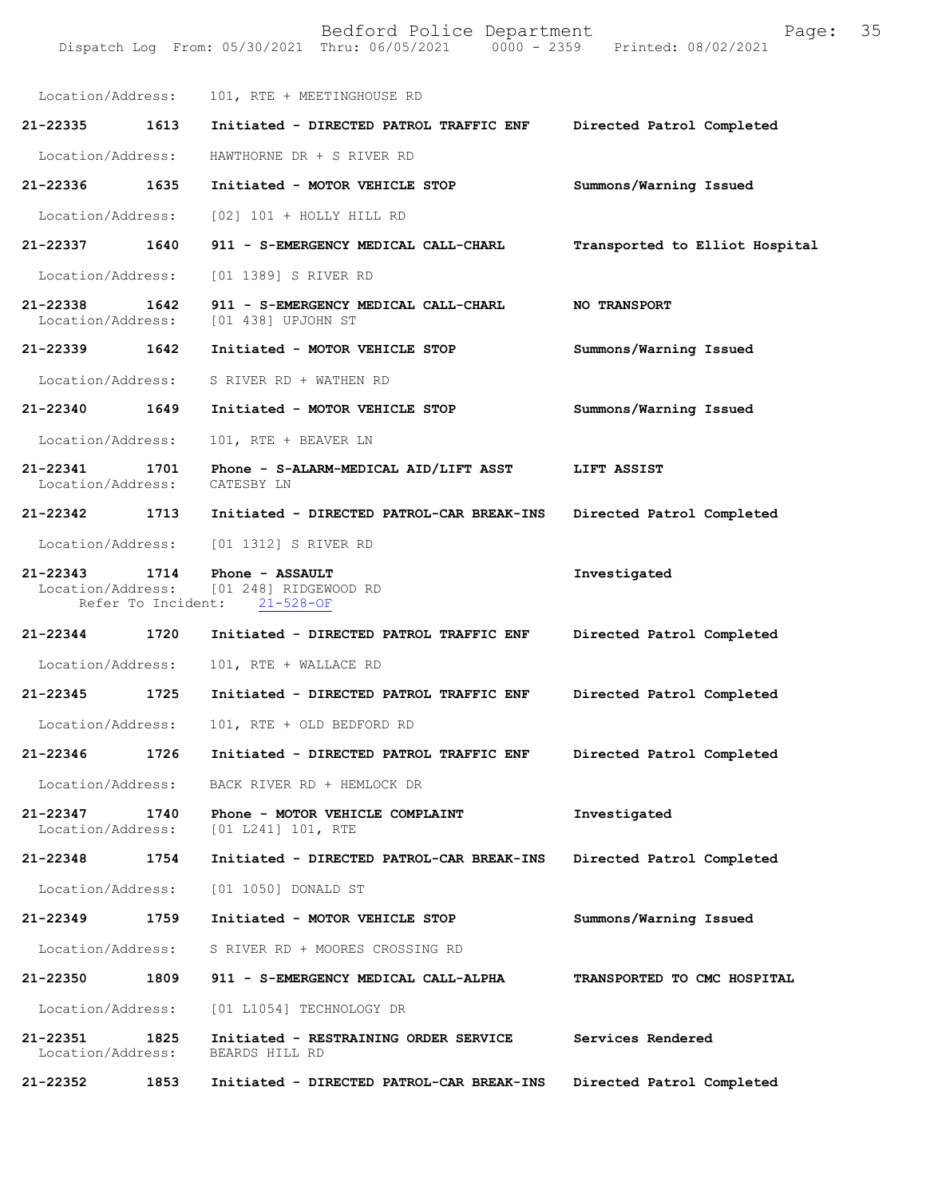Location/Address: 101, RTE + MEETINGHOUSE RD

| Call # | Time | Call Reason | Action |
|---|---|---|---|
| 21-22335 | 1613 | Initiated - DIRECTED PATROL TRAFFIC ENF | Directed Patrol Completed |
| | | Location/Address: HAWTHORNE DR + S RIVER RD | |
| 21-22336 | 1635 | Initiated - MOTOR VEHICLE STOP | Summons/Warning Issued |
| | | Location/Address: [02] 101 + HOLLY HILL RD | |
| 21-22337 | 1640 | 911 - S-EMERGENCY MEDICAL CALL-CHARL | Transported to Elliot Hospital |
| | | Location/Address: [01 1389] S RIVER RD | |
| 21-22338 | 1642 | 911 - S-EMERGENCY MEDICAL CALL-CHARL | NO TRANSPORT |
| | | Location/Address: [01 438] UPJOHN ST | |
| 21-22339 | 1642 | Initiated - MOTOR VEHICLE STOP | Summons/Warning Issued |
| | | Location/Address: S RIVER RD + WATHEN RD | |
| 21-22340 | 1649 | Initiated - MOTOR VEHICLE STOP | Summons/Warning Issued |
| | | Location/Address: 101, RTE + BEAVER LN | |
| 21-22341 | 1701 | Phone - S-ALARM-MEDICAL AID/LIFT ASST | LIFT ASSIST |
| | | Location/Address: CATESBY LN | |
| 21-22342 | 1713 | Initiated - DIRECTED PATROL-CAR BREAK-INS | Directed Patrol Completed |
| | | Location/Address: [01 1312] S RIVER RD | |
| 21-22343 | 1714 | Phone - ASSAULT | Investigated |
| | | Location/Address: [01 248] RIDGEWOOD RD | |
| | | Refer To Incident: 21-528-OF | |
| 21-22344 | 1720 | Initiated - DIRECTED PATROL TRAFFIC ENF | Directed Patrol Completed |
| | | Location/Address: 101, RTE + WALLACE RD | |
| 21-22345 | 1725 | Initiated - DIRECTED PATROL TRAFFIC ENF | Directed Patrol Completed |
| | | Location/Address: 101, RTE + OLD BEDFORD RD | |
| 21-22346 | 1726 | Initiated - DIRECTED PATROL TRAFFIC ENF | Directed Patrol Completed |
| | | Location/Address: BACK RIVER RD + HEMLOCK DR | |
| 21-22347 | 1740 | Phone - MOTOR VEHICLE COMPLAINT | Investigated |
| | | Location/Address: [01 L241] 101, RTE | |
| 21-22348 | 1754 | Initiated - DIRECTED PATROL-CAR BREAK-INS | Directed Patrol Completed |
| | | Location/Address: [01 1050] DONALD ST | |
| 21-22349 | 1759 | Initiated - MOTOR VEHICLE STOP | Summons/Warning Issued |
| | | Location/Address: S RIVER RD + MOORES CROSSING RD | |
| 21-22350 | 1809 | 911 - S-EMERGENCY MEDICAL CALL-ALPHA | TRANSPORTED TO CMC HOSPITAL |
| | | Location/Address: [01 L1054] TECHNOLOGY DR | |
| 21-22351 | 1825 | Initiated - RESTRAINING ORDER SERVICE | Services Rendered |
| | | Location/Address: BEARDS HILL RD | |
| 21-22352 | 1853 | Initiated - DIRECTED PATROL-CAR BREAK-INS | Directed Patrol Completed |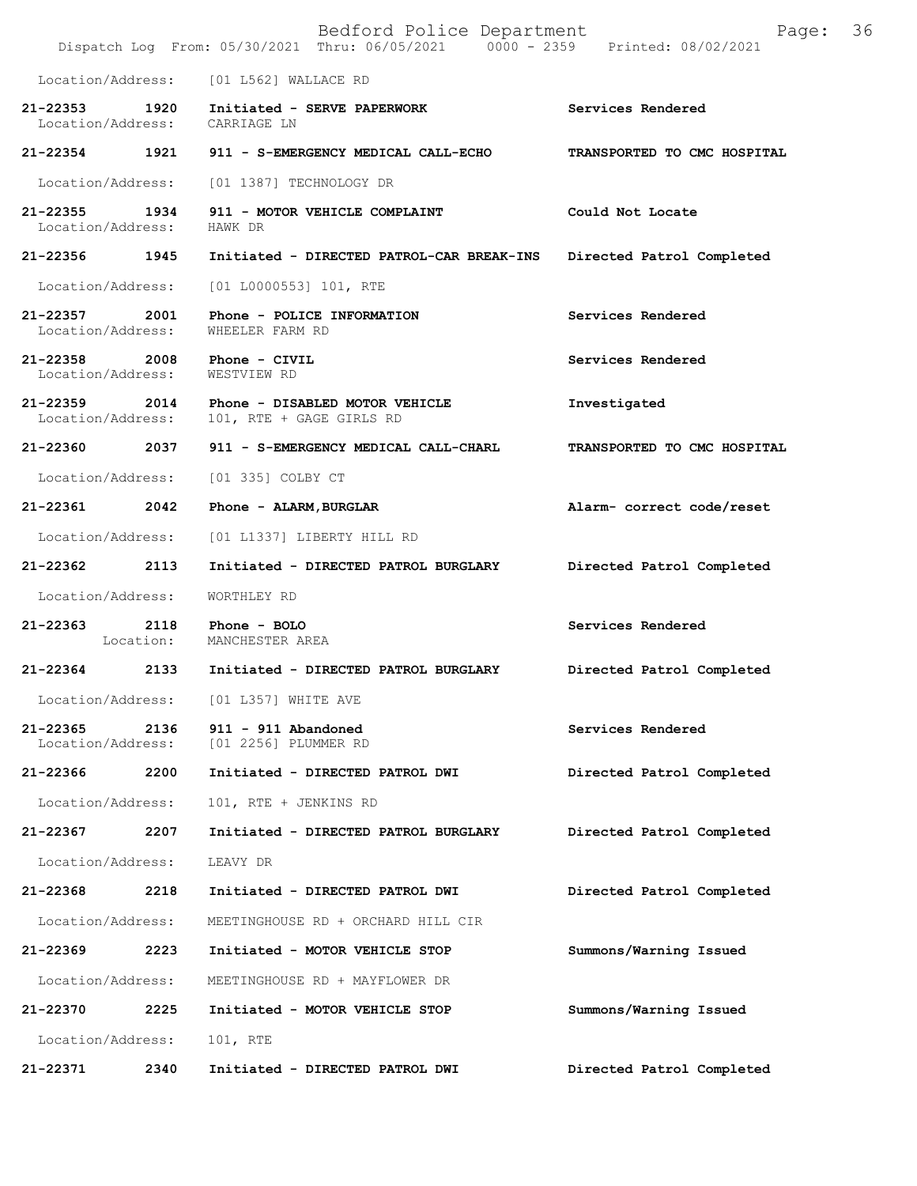Location/Address: [01 L562] WALLACE RD

| Call Number | Time | Call Type | Disposition |
|---|---|---|---|
| 21-22353 | 1920 | Initiated - SERVE PAPERWORK | Services Rendered |

Location/Address: CARRIAGE LN

| Call Number | Time | Call Type | Disposition |
|---|---|---|---|
| 21-22354 | 1921 | 911 - S-EMERGENCY MEDICAL CALL-ECHO | TRANSPORTED TO CMC HOSPITAL |

Location/Address: [01 1387] TECHNOLOGY DR

| Call Number | Time | Call Type | Disposition |
|---|---|---|---|
| 21-22355 | 1934 | 911 - MOTOR VEHICLE COMPLAINT | Could Not Locate |

Location/Address: HAWK DR

| Call Number | Time | Call Type | Disposition |
|---|---|---|---|
| 21-22356 | 1945 | Initiated - DIRECTED PATROL-CAR BREAK-INS | Directed Patrol Completed |

Location/Address: [01 L0000553] 101, RTE

| Call Number | Time | Call Type | Disposition |
|---|---|---|---|
| 21-22357 | 2001 | Phone - POLICE INFORMATION | Services Rendered |

Location/Address: WHEELER FARM RD

| Call Number | Time | Call Type | Disposition |
|---|---|---|---|
| 21-22358 | 2008 | Phone - CIVIL | Services Rendered |

Location/Address: WESTVIEW RD

| Call Number | Time | Call Type | Disposition |
|---|---|---|---|
| 21-22359 | 2014 | Phone - DISABLED MOTOR VEHICLE | Investigated |

Location/Address: 101, RTE + GAGE GIRLS RD

| Call Number | Time | Call Type | Disposition |
|---|---|---|---|
| 21-22360 | 2037 | 911 - S-EMERGENCY MEDICAL CALL-CHARL | TRANSPORTED TO CMC HOSPITAL |

Location/Address: [01 335] COLBY CT

| Call Number | Time | Call Type | Disposition |
|---|---|---|---|
| 21-22361 | 2042 | Phone - ALARM,BURGLAR | Alarm- correct code/reset |

Location/Address: [01 L1337] LIBERTY HILL RD

| Call Number | Time | Call Type | Disposition |
|---|---|---|---|
| 21-22362 | 2113 | Initiated - DIRECTED PATROL BURGLARY | Directed Patrol Completed |

Location/Address: WORTHLEY RD

| Call Number | Time | Call Type | Disposition |
|---|---|---|---|
| 21-22363 | 2118 | Phone - BOLO | Services Rendered |

Location: MANCHESTER AREA

| Call Number | Time | Call Type | Disposition |
|---|---|---|---|
| 21-22364 | 2133 | Initiated - DIRECTED PATROL BURGLARY | Directed Patrol Completed |

Location/Address: [01 L357] WHITE AVE

| Call Number | Time | Call Type | Disposition |
|---|---|---|---|
| 21-22365 | 2136 | 911 - 911 Abandoned | Services Rendered |

Location/Address: [01 2256] PLUMMER RD

| Call Number | Time | Call Type | Disposition |
|---|---|---|---|
| 21-22366 | 2200 | Initiated - DIRECTED PATROL DWI | Directed Patrol Completed |

Location/Address: 101, RTE + JENKINS RD

| Call Number | Time | Call Type | Disposition |
|---|---|---|---|
| 21-22367 | 2207 | Initiated - DIRECTED PATROL BURGLARY | Directed Patrol Completed |

Location/Address: LEAVY DR

| Call Number | Time | Call Type | Disposition |
|---|---|---|---|
| 21-22368 | 2218 | Initiated - DIRECTED PATROL DWI | Directed Patrol Completed |

Location/Address: MEETINGHOUSE RD + ORCHARD HILL CIR

| Call Number | Time | Call Type | Disposition |
|---|---|---|---|
| 21-22369 | 2223 | Initiated - MOTOR VEHICLE STOP | Summons/Warning Issued |

Location/Address: MEETINGHOUSE RD + MAYFLOWER DR

| Call Number | Time | Call Type | Disposition |
|---|---|---|---|
| 21-22370 | 2225 | Initiated - MOTOR VEHICLE STOP | Summons/Warning Issued |

Location/Address: 101, RTE

| Call Number | Time | Call Type | Disposition |
|---|---|---|---|
| 21-22371 | 2340 | Initiated - DIRECTED PATROL DWI | Directed Patrol Completed |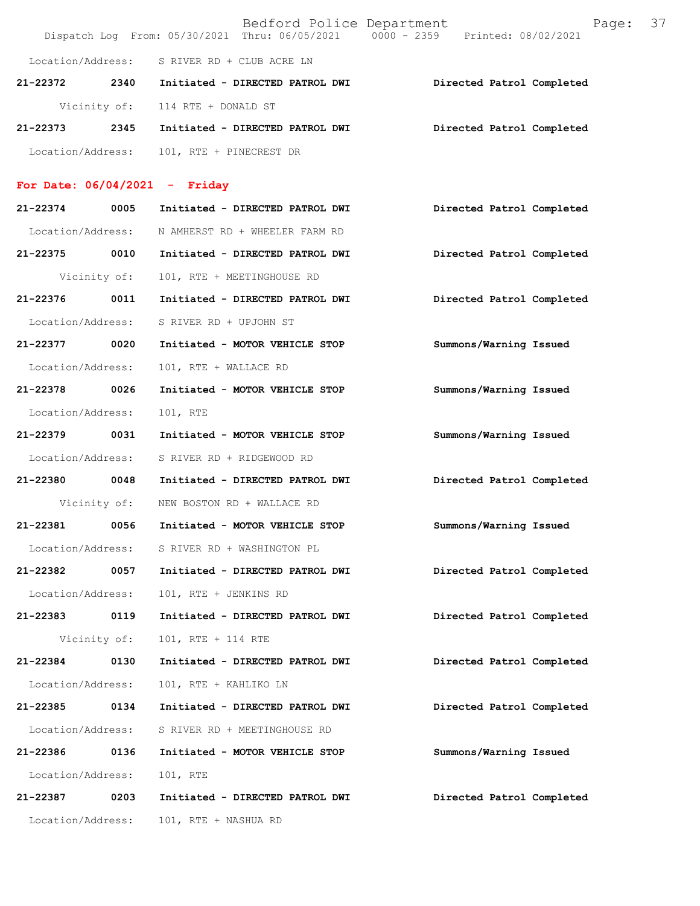Location/Address: S RIVER RD + CLUB ACRE LN

**21-22372 2340 Initiated - DIRECTED PATROL DWI** Directed Patrol Completed

Vicinity of: 114 RTE + DONALD ST

**21-22373 2345 Initiated - DIRECTED PATROL DWI** Directed Patrol Completed

Location/Address: 101, RTE + PINECREST DR

## For Date: 06/04/2021 - Friday

**21-22374 0005 Initiated - DIRECTED PATROL DWI** Directed Patrol Completed

Location/Address: N AMHERST RD + WHEELER FARM RD

**21-22375 0010 Initiated - DIRECTED PATROL DWI** Directed Patrol Completed

Vicinity of: 101, RTE + MEETINGHOUSE RD

**21-22376 0011 Initiated - DIRECTED PATROL DWI** Directed Patrol Completed

Location/Address: S RIVER RD + UPJOHN ST

**21-22377 0020 Initiated - MOTOR VEHICLE STOP** Summons/Warning Issued

Location/Address: 101, RTE + WALLACE RD

**21-22378 0026 Initiated - MOTOR VEHICLE STOP** Summons/Warning Issued

Location/Address: 101, RTE

**21-22379 0031 Initiated - MOTOR VEHICLE STOP** Summons/Warning Issued

Location/Address: S RIVER RD + RIDGEWOOD RD

**21-22380 0048 Initiated - DIRECTED PATROL DWI** Directed Patrol Completed

Vicinity of: NEW BOSTON RD + WALLACE RD

**21-22381 0056 Initiated - MOTOR VEHICLE STOP** Summons/Warning Issued

Location/Address: S RIVER RD + WASHINGTON PL

**21-22382 0057 Initiated - DIRECTED PATROL DWI** Directed Patrol Completed

Location/Address: 101, RTE + JENKINS RD

**21-22383 0119 Initiated - DIRECTED PATROL DWI** Directed Patrol Completed

Vicinity of: 101, RTE + 114 RTE

**21-22384 0130 Initiated - DIRECTED PATROL DWI** Directed Patrol Completed

Location/Address: 101, RTE + KAHLIKO LN

**21-22385 0134 Initiated - DIRECTED PATROL DWI** Directed Patrol Completed

Location/Address: S RIVER RD + MEETINGHOUSE RD

**21-22386 0136 Initiated - MOTOR VEHICLE STOP** Summons/Warning Issued

Location/Address: 101, RTE

**21-22387 0203 Initiated - DIRECTED PATROL DWI** Directed Patrol Completed

Location/Address: 101, RTE + NASHUA RD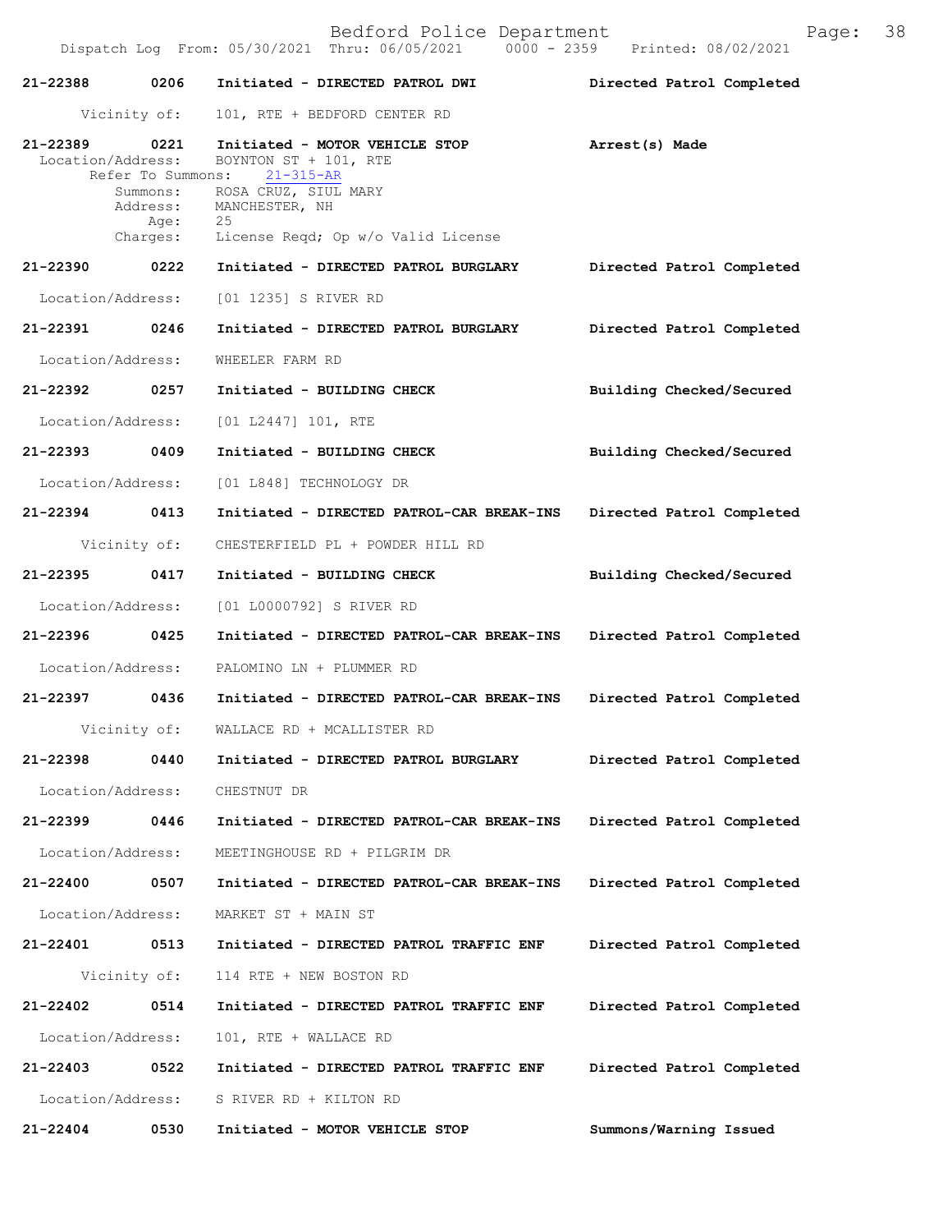Bedford Police Department
Dispatch Log From: 05/30/2021 Thru: 06/05/2021 0000 - 2359 Printed: 08/02/2021

**21-22388** 0206 Initiated - DIRECTED PATROL DWI — Directed Patrol Completed
Vicinity of: 101, RTE + BEDFORD CENTER RD

**21-22389** 0221 Initiated - MOTOR VEHICLE STOP — Arrest(s) Made
Location/Address: BOYNTON ST + 101, RTE
Refer To Summons: 21-315-AR
Summons: ROSA CRUZ, SIUL MARY
Address: MANCHESTER, NH
Age: 25
Charges: License Reqd; Op w/o Valid License

**21-22390** 0222 Initiated - DIRECTED PATROL BURGLARY — Directed Patrol Completed
Location/Address: [01 1235] S RIVER RD

**21-22391** 0246 Initiated - DIRECTED PATROL BURGLARY — Directed Patrol Completed
Location/Address: WHEELER FARM RD

**21-22392** 0257 Initiated - BUILDING CHECK — Building Checked/Secured
Location/Address: [01 L2447] 101, RTE

**21-22393** 0409 Initiated - BUILDING CHECK — Building Checked/Secured
Location/Address: [01 L848] TECHNOLOGY DR

**21-22394** 0413 Initiated - DIRECTED PATROL-CAR BREAK-INS — Directed Patrol Completed
Vicinity of: CHESTERFIELD PL + POWDER HILL RD

**21-22395** 0417 Initiated - BUILDING CHECK — Building Checked/Secured
Location/Address: [01 L0000792] S RIVER RD

**21-22396** 0425 Initiated - DIRECTED PATROL-CAR BREAK-INS — Directed Patrol Completed
Location/Address: PALOMINO LN + PLUMMER RD

**21-22397** 0436 Initiated - DIRECTED PATROL-CAR BREAK-INS — Directed Patrol Completed
Vicinity of: WALLACE RD + MCALLISTER RD

**21-22398** 0440 Initiated - DIRECTED PATROL BURGLARY — Directed Patrol Completed
Location/Address: CHESTNUT DR

**21-22399** 0446 Initiated - DIRECTED PATROL-CAR BREAK-INS — Directed Patrol Completed
Location/Address: MEETINGHOUSE RD + PILGRIM DR

**21-22400** 0507 Initiated - DIRECTED PATROL-CAR BREAK-INS — Directed Patrol Completed
Location/Address: MARKET ST + MAIN ST

**21-22401** 0513 Initiated - DIRECTED PATROL TRAFFIC ENF — Directed Patrol Completed
Vicinity of: 114 RTE + NEW BOSTON RD

**21-22402** 0514 Initiated - DIRECTED PATROL TRAFFIC ENF — Directed Patrol Completed
Location/Address: 101, RTE + WALLACE RD

**21-22403** 0522 Initiated - DIRECTED PATROL TRAFFIC ENF — Directed Patrol Completed
Location/Address: S RIVER RD + KILTON RD

**21-22404** 0530 Initiated - MOTOR VEHICLE STOP — Summons/Warning Issued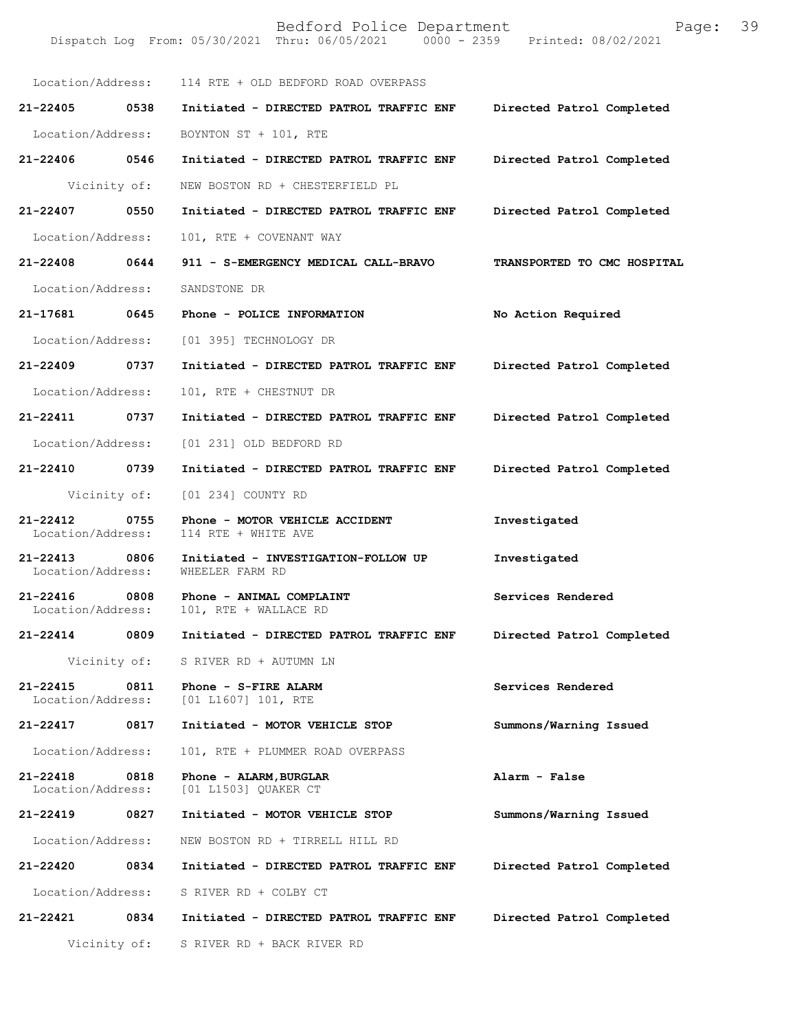Location/Address: 114 RTE + OLD BEDFORD ROAD OVERPASS

**21-22405 0538 Initiated - DIRECTED PATROL TRAFFIC ENF — Directed Patrol Completed**

Location/Address: BOYNTON ST + 101, RTE

**21-22406 0546 Initiated - DIRECTED PATROL TRAFFIC ENF — Directed Patrol Completed**

Vicinity of: NEW BOSTON RD + CHESTERFIELD PL

**21-22407 0550 Initiated - DIRECTED PATROL TRAFFIC ENF — Directed Patrol Completed**

Location/Address: 101, RTE + COVENANT WAY

**21-22408 0644 911 - S-EMERGENCY MEDICAL CALL-BRAVO — TRANSPORTED TO CMC HOSPITAL**

Location/Address: SANDSTONE DR

**21-17681 0645 Phone - POLICE INFORMATION — No Action Required**

Location/Address: [01 395] TECHNOLOGY DR

**21-22409 0737 Initiated - DIRECTED PATROL TRAFFIC ENF — Directed Patrol Completed**

Location/Address: 101, RTE + CHESTNUT DR

**21-22411 0737 Initiated - DIRECTED PATROL TRAFFIC ENF — Directed Patrol Completed**

Location/Address: [01 231] OLD BEDFORD RD

**21-22410 0739 Initiated - DIRECTED PATROL TRAFFIC ENF — Directed Patrol Completed**

Vicinity of: [01 234] COUNTY RD

**21-22412 0755 Phone - MOTOR VEHICLE ACCIDENT — Investigated**

Location/Address: 114 RTE + WHITE AVE

**21-22413 0806 Initiated - INVESTIGATION-FOLLOW UP — Investigated**

Location/Address: WHEELER FARM RD

**21-22416 0808 Phone - ANIMAL COMPLAINT — Services Rendered**

Location/Address: 101, RTE + WALLACE RD

**21-22414 0809 Initiated - DIRECTED PATROL TRAFFIC ENF — Directed Patrol Completed**

Vicinity of: S RIVER RD + AUTUMN LN

**21-22415 0811 Phone - S-FIRE ALARM — Services Rendered**

Location/Address: [01 L1607] 101, RTE

**21-22417 0817 Initiated - MOTOR VEHICLE STOP — Summons/Warning Issued**

Location/Address: 101, RTE + PLUMMER ROAD OVERPASS

**21-22418 0818 Phone - ALARM,BURGLAR — Alarm - False**

Location/Address: [01 L1503] QUAKER CT

**21-22419 0827 Initiated - MOTOR VEHICLE STOP — Summons/Warning Issued**

Location/Address: NEW BOSTON RD + TIRRELL HILL RD

**21-22420 0834 Initiated - DIRECTED PATROL TRAFFIC ENF — Directed Patrol Completed**

Location/Address: S RIVER RD + COLBY CT

**21-22421 0834 Initiated - DIRECTED PATROL TRAFFIC ENF — Directed Patrol Completed**

Vicinity of: S RIVER RD + BACK RIVER RD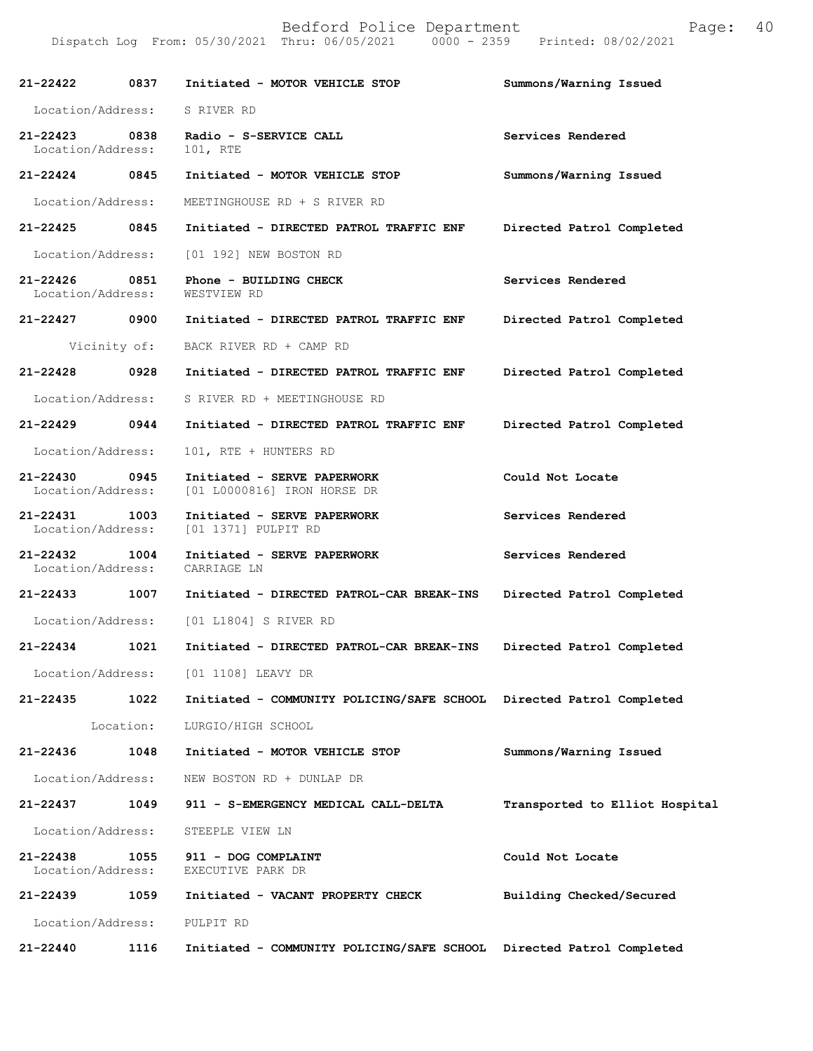| Call Number | Time | Call Reason | Action |
| --- | --- | --- | --- |
| 21-22422 | 0837 | Initiated - MOTOR VEHICLE STOP | Summons/Warning Issued |
| Location/Address: | | S RIVER RD | |
| 21-22423 | 0838 | Radio - S-SERVICE CALL | Services Rendered |
| Location/Address: | | 101, RTE | |
| 21-22424 | 0845 | Initiated - MOTOR VEHICLE STOP | Summons/Warning Issued |
| Location/Address: | | MEETINGHOUSE RD + S RIVER RD | |
| 21-22425 | 0845 | Initiated - DIRECTED PATROL TRAFFIC ENF | Directed Patrol Completed |
| Location/Address: | | [01 192] NEW BOSTON RD | |
| 21-22426 | 0851 | Phone - BUILDING CHECK | Services Rendered |
| Location/Address: | | WESTVIEW RD | |
| 21-22427 | 0900 | Initiated - DIRECTED PATROL TRAFFIC ENF | Directed Patrol Completed |
| Vicinity of: | | BACK RIVER RD + CAMP RD | |
| 21-22428 | 0928 | Initiated - DIRECTED PATROL TRAFFIC ENF | Directed Patrol Completed |
| Location/Address: | | S RIVER RD + MEETINGHOUSE RD | |
| 21-22429 | 0944 | Initiated - DIRECTED PATROL TRAFFIC ENF | Directed Patrol Completed |
| Location/Address: | | 101, RTE + HUNTERS RD | |
| 21-22430 | 0945 | Initiated - SERVE PAPERWORK | Could Not Locate |
| Location/Address: | | [01 L0000816] IRON HORSE DR | |
| 21-22431 | 1003 | Initiated - SERVE PAPERWORK | Services Rendered |
| Location/Address: | | [01 1371] PULPIT RD | |
| 21-22432 | 1004 | Initiated - SERVE PAPERWORK | Services Rendered |
| Location/Address: | | CARRIAGE LN | |
| 21-22433 | 1007 | Initiated - DIRECTED PATROL-CAR BREAK-INS | Directed Patrol Completed |
| Location/Address: | | [01 L1804] S RIVER RD | |
| 21-22434 | 1021 | Initiated - DIRECTED PATROL-CAR BREAK-INS | Directed Patrol Completed |
| Location/Address: | | [01 1108] LEAVY DR | |
| 21-22435 | 1022 | Initiated - COMMUNITY POLICING/SAFE SCHOOL | Directed Patrol Completed |
| Location: | | LURGIO/HIGH SCHOOL | |
| 21-22436 | 1048 | Initiated - MOTOR VEHICLE STOP | Summons/Warning Issued |
| Location/Address: | | NEW BOSTON RD + DUNLAP DR | |
| 21-22437 | 1049 | 911 - S-EMERGENCY MEDICAL CALL-DELTA | Transported to Elliot Hospital |
| Location/Address: | | STEEPLE VIEW LN | |
| 21-22438 | 1055 | 911 - DOG COMPLAINT | Could Not Locate |
| Location/Address: | | EXECUTIVE PARK DR | |
| 21-22439 | 1059 | Initiated - VACANT PROPERTY CHECK | Building Checked/Secured |
| Location/Address: | | PULPIT RD | |
| 21-22440 | 1116 | Initiated - COMMUNITY POLICING/SAFE SCHOOL | Directed Patrol Completed |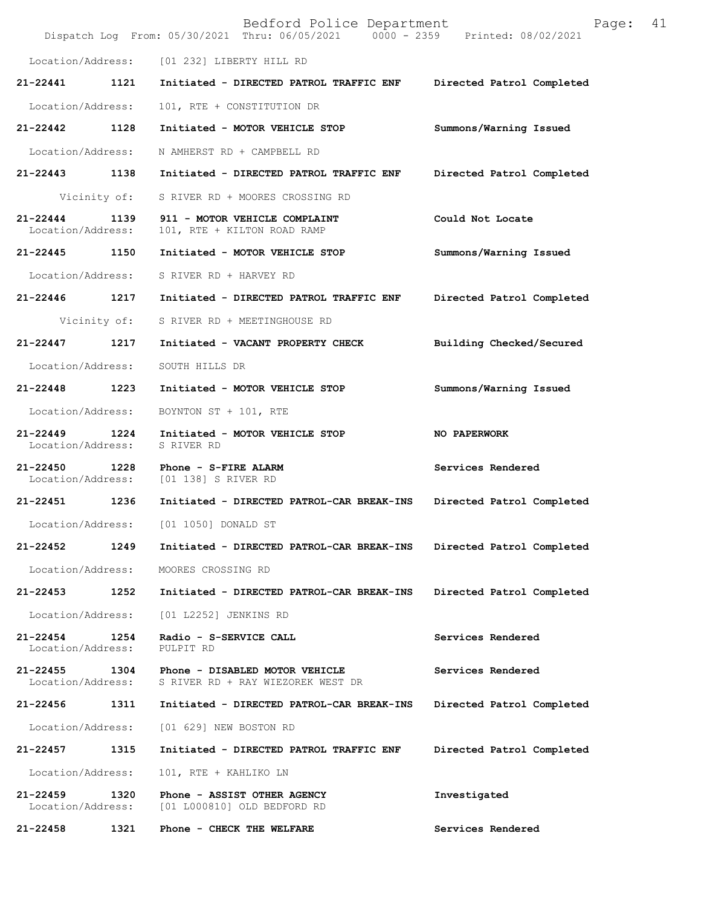Location/Address: [01 232] LIBERTY HILL RD

| | | | |
|---|---|---|---|
| 21-22441 | 1121 | Initiated - DIRECTED PATROL TRAFFIC ENF | Directed Patrol Completed |
| | Location/Address: | 101, RTE + CONSTITUTION DR | |
| 21-22442 | 1128 | Initiated - MOTOR VEHICLE STOP | Summons/Warning Issued |
| | Location/Address: | N AMHERST RD + CAMPBELL RD | |
| 21-22443 | 1138 | Initiated - DIRECTED PATROL TRAFFIC ENF | Directed Patrol Completed |
| | Vicinity of: | S RIVER RD + MOORES CROSSING RD | |
| 21-22444 | 1139 | 911 - MOTOR VEHICLE COMPLAINT | Could Not Locate |
| | Location/Address: | 101, RTE + KILTON ROAD RAMP | |
| 21-22445 | 1150 | Initiated - MOTOR VEHICLE STOP | Summons/Warning Issued |
| | Location/Address: | S RIVER RD + HARVEY RD | |
| 21-22446 | 1217 | Initiated - DIRECTED PATROL TRAFFIC ENF | Directed Patrol Completed |
| | Vicinity of: | S RIVER RD + MEETINGHOUSE RD | |
| 21-22447 | 1217 | Initiated - VACANT PROPERTY CHECK | Building Checked/Secured |
| | Location/Address: | SOUTH HILLS DR | |
| 21-22448 | 1223 | Initiated - MOTOR VEHICLE STOP | Summons/Warning Issued |
| | Location/Address: | BOYNTON ST + 101, RTE | |
| 21-22449 | 1224 | Initiated - MOTOR VEHICLE STOP | NO PAPERWORK |
| | Location/Address: | S RIVER RD | |
| 21-22450 | 1228 | Phone - S-FIRE ALARM | Services Rendered |
| | Location/Address: | [01 138] S RIVER RD | |
| 21-22451 | 1236 | Initiated - DIRECTED PATROL-CAR BREAK-INS | Directed Patrol Completed |
| | Location/Address: | [01 1050] DONALD ST | |
| 21-22452 | 1249 | Initiated - DIRECTED PATROL-CAR BREAK-INS | Directed Patrol Completed |
| | Location/Address: | MOORES CROSSING RD | |
| 21-22453 | 1252 | Initiated - DIRECTED PATROL-CAR BREAK-INS | Directed Patrol Completed |
| | Location/Address: | [01 L2252] JENKINS RD | |
| 21-22454 | 1254 | Radio - S-SERVICE CALL | Services Rendered |
| | Location/Address: | PULPIT RD | |
| 21-22455 | 1304 | Phone - DISABLED MOTOR VEHICLE | Services Rendered |
| | Location/Address: | S RIVER RD + RAY WIEZOREK WEST DR | |
| 21-22456 | 1311 | Initiated - DIRECTED PATROL-CAR BREAK-INS | Directed Patrol Completed |
| | Location/Address: | [01 629] NEW BOSTON RD | |
| 21-22457 | 1315 | Initiated - DIRECTED PATROL TRAFFIC ENF | Directed Patrol Completed |
| | Location/Address: | 101, RTE + KAHLIKO LN | |
| 21-22459 | 1320 | Phone - ASSIST OTHER AGENCY | Investigated |
| | Location/Address: | [01 L000810] OLD BEDFORD RD | |
| 21-22458 | 1321 | Phone - CHECK THE WELFARE | Services Rendered |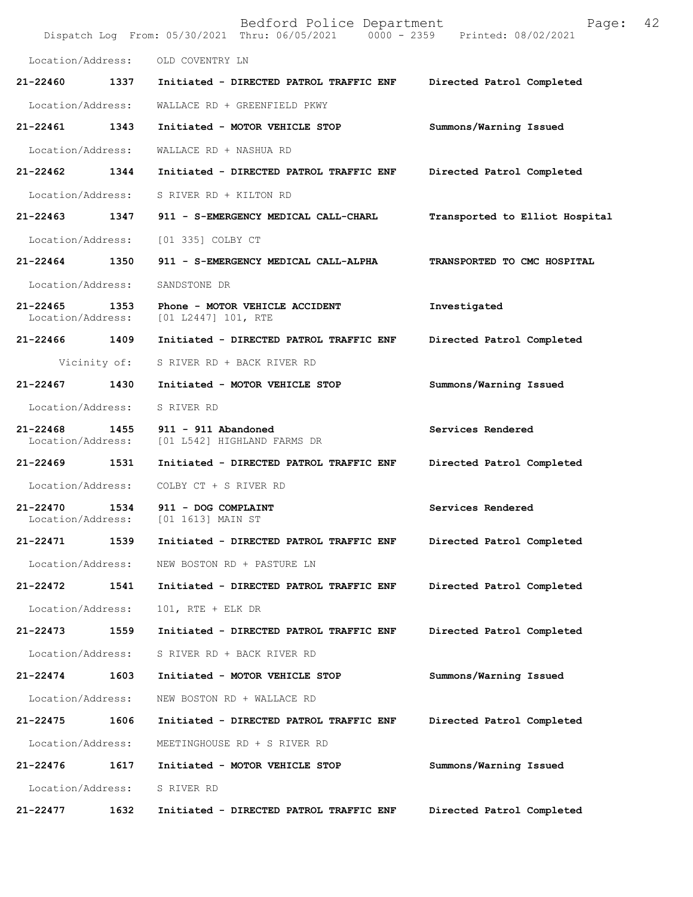Location/Address: OLD COVENTRY LN

**21-22460 1337 Initiated - DIRECTED PATROL TRAFFIC ENF Directed Patrol Completed**

Location/Address: WALLACE RD + GREENFIELD PKWY

**21-22461 1343 Initiated - MOTOR VEHICLE STOP Summons/Warning Issued**

Location/Address: WALLACE RD + NASHUA RD

**21-22462 1344 Initiated - DIRECTED PATROL TRAFFIC ENF Directed Patrol Completed**

Location/Address: S RIVER RD + KILTON RD

**21-22463 1347 911 - S-EMERGENCY MEDICAL CALL-CHARL Transported to Elliot Hospital**

Location/Address: [01 335] COLBY CT

**21-22464 1350 911 - S-EMERGENCY MEDICAL CALL-ALPHA TRANSPORTED TO CMC HOSPITAL**

Location/Address: SANDSTONE DR

**21-22465 1353 Phone - MOTOR VEHICLE ACCIDENT Investigated**
Location/Address: [01 L2447] 101, RTE

**21-22466 1409 Initiated - DIRECTED PATROL TRAFFIC ENF Directed Patrol Completed**

Vicinity of: S RIVER RD + BACK RIVER RD

**21-22467 1430 Initiated - MOTOR VEHICLE STOP Summons/Warning Issued**

Location/Address: S RIVER RD

**21-22468 1455 911 - 911 Abandoned Services Rendered**
Location/Address: [01 L542] HIGHLAND FARMS DR

**21-22469 1531 Initiated - DIRECTED PATROL TRAFFIC ENF Directed Patrol Completed**

Location/Address: COLBY CT + S RIVER RD

**21-22470 1534 911 - DOG COMPLAINT Services Rendered**
Location/Address: [01 1613] MAIN ST

**21-22471 1539 Initiated - DIRECTED PATROL TRAFFIC ENF Directed Patrol Completed**

Location/Address: NEW BOSTON RD + PASTURE LN

**21-22472 1541 Initiated - DIRECTED PATROL TRAFFIC ENF Directed Patrol Completed**

Location/Address: 101, RTE + ELK DR

**21-22473 1559 Initiated - DIRECTED PATROL TRAFFIC ENF Directed Patrol Completed**

Location/Address: S RIVER RD + BACK RIVER RD

**21-22474 1603 Initiated - MOTOR VEHICLE STOP Summons/Warning Issued**

Location/Address: NEW BOSTON RD + WALLACE RD

**21-22475 1606 Initiated - DIRECTED PATROL TRAFFIC ENF Directed Patrol Completed**

Location/Address: MEETINGHOUSE RD + S RIVER RD

**21-22476 1617 Initiated - MOTOR VEHICLE STOP Summons/Warning Issued**

Location/Address: S RIVER RD

**21-22477 1632 Initiated - DIRECTED PATROL TRAFFIC ENF Directed Patrol Completed**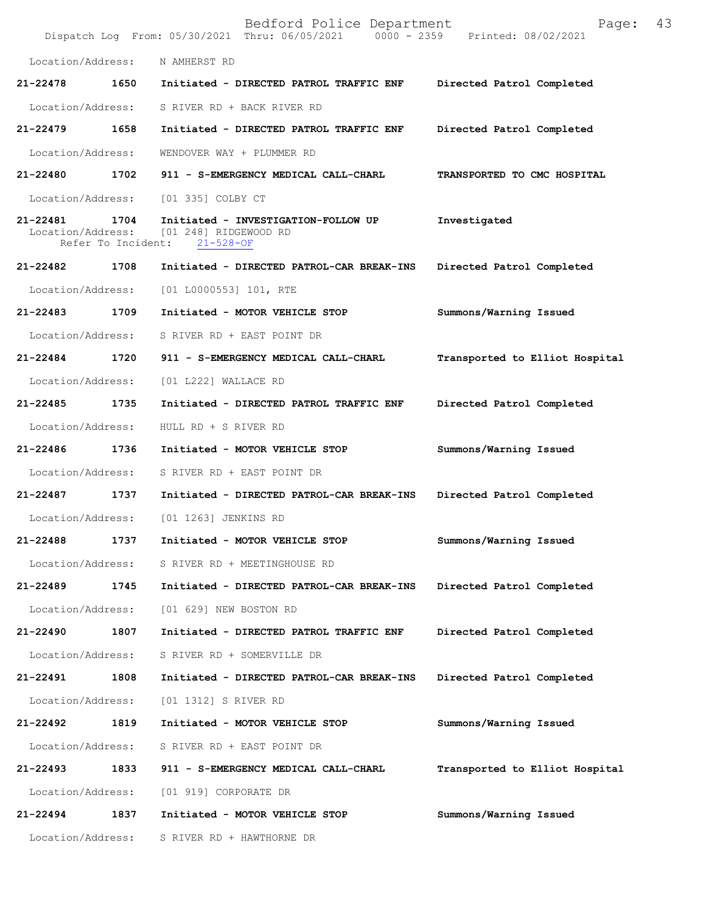Location/Address: N AMHERST RD

**21-22478 1650 Initiated - DIRECTED PATROL TRAFFIC ENF Directed Patrol Completed**

Location/Address: S RIVER RD + BACK RIVER RD

**21-22479 1658 Initiated - DIRECTED PATROL TRAFFIC ENF Directed Patrol Completed**

Location/Address: WENDOVER WAY + PLUMMER RD

**21-22480 1702 911 - S-EMERGENCY MEDICAL CALL-CHARL TRANSPORTED TO CMC HOSPITAL**

Location/Address: [01 335] COLBY CT

**21-22481 1704 Initiated - INVESTIGATION-FOLLOW UP Investigated**

Location/Address: [01 248] RIDGEWOOD RD
Refer To Incident: 21-528-OF

**21-22482 1708 Initiated - DIRECTED PATROL-CAR BREAK-INS Directed Patrol Completed**

Location/Address: [01 L0000553] 101, RTE

**21-22483 1709 Initiated - MOTOR VEHICLE STOP Summons/Warning Issued**

Location/Address: S RIVER RD + EAST POINT DR

**21-22484 1720 911 - S-EMERGENCY MEDICAL CALL-CHARL Transported to Elliot Hospital**

Location/Address: [01 L222] WALLACE RD

**21-22485 1735 Initiated - DIRECTED PATROL TRAFFIC ENF Directed Patrol Completed**

Location/Address: HULL RD + S RIVER RD

**21-22486 1736 Initiated - MOTOR VEHICLE STOP Summons/Warning Issued**

Location/Address: S RIVER RD + EAST POINT DR

**21-22487 1737 Initiated - DIRECTED PATROL-CAR BREAK-INS Directed Patrol Completed**

Location/Address: [01 1263] JENKINS RD

**21-22488 1737 Initiated - MOTOR VEHICLE STOP Summons/Warning Issued**

Location/Address: S RIVER RD + MEETINGHOUSE RD

**21-22489 1745 Initiated - DIRECTED PATROL-CAR BREAK-INS Directed Patrol Completed**

Location/Address: [01 629] NEW BOSTON RD

**21-22490 1807 Initiated - DIRECTED PATROL TRAFFIC ENF Directed Patrol Completed**

Location/Address: S RIVER RD + SOMERVILLE DR

**21-22491 1808 Initiated - DIRECTED PATROL-CAR BREAK-INS Directed Patrol Completed**

Location/Address: [01 1312] S RIVER RD

**21-22492 1819 Initiated - MOTOR VEHICLE STOP Summons/Warning Issued**

Location/Address: S RIVER RD + EAST POINT DR

**21-22493 1833 911 - S-EMERGENCY MEDICAL CALL-CHARL Transported to Elliot Hospital**

Location/Address: [01 919] CORPORATE DR

**21-22494 1837 Initiated - MOTOR VEHICLE STOP Summons/Warning Issued**

Location/Address: S RIVER RD + HAWTHORNE DR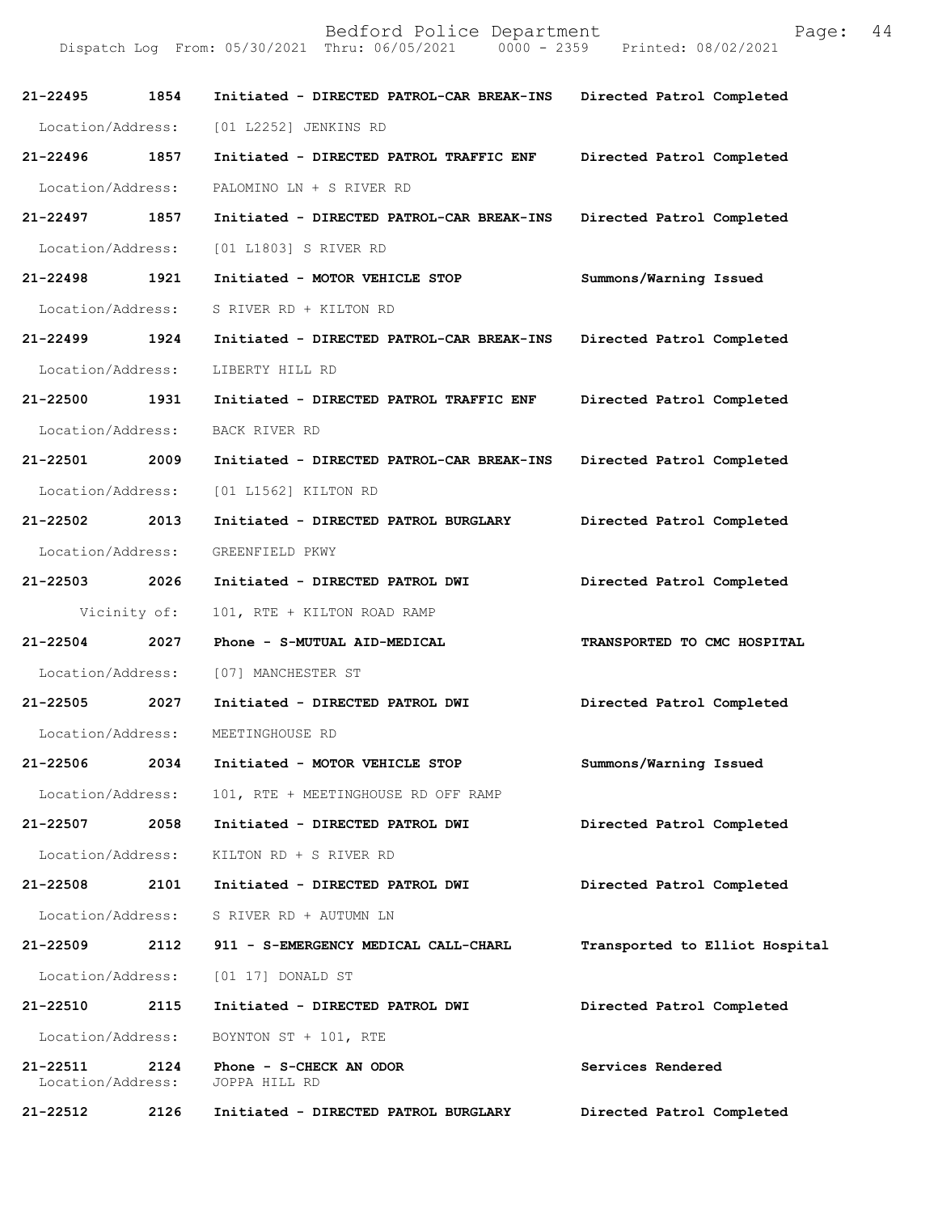21-22495 1854 Initiated - DIRECTED PATROL-CAR BREAK-INS Directed Patrol Completed
Location/Address: [01 L2252] JENKINS RD

21-22496 1857 Initiated - DIRECTED PATROL TRAFFIC ENF Directed Patrol Completed
Location/Address: PALOMINO LN + S RIVER RD

21-22497 1857 Initiated - DIRECTED PATROL-CAR BREAK-INS Directed Patrol Completed
Location/Address: [01 L1803] S RIVER RD

21-22498 1921 Initiated - MOTOR VEHICLE STOP Summons/Warning Issued
Location/Address: S RIVER RD + KILTON RD

21-22499 1924 Initiated - DIRECTED PATROL-CAR BREAK-INS Directed Patrol Completed
Location/Address: LIBERTY HILL RD

21-22500 1931 Initiated - DIRECTED PATROL TRAFFIC ENF Directed Patrol Completed
Location/Address: BACK RIVER RD

21-22501 2009 Initiated - DIRECTED PATROL-CAR BREAK-INS Directed Patrol Completed
Location/Address: [01 L1562] KILTON RD

21-22502 2013 Initiated - DIRECTED PATROL BURGLARY Directed Patrol Completed
Location/Address: GREENFIELD PKWY

21-22503 2026 Initiated - DIRECTED PATROL DWI Directed Patrol Completed
Vicinity of: 101, RTE + KILTON ROAD RAMP

21-22504 2027 Phone - S-MUTUAL AID-MEDICAL TRANSPORTED TO CMC HOSPITAL
Location/Address: [07] MANCHESTER ST

21-22505 2027 Initiated - DIRECTED PATROL DWI Directed Patrol Completed
Location/Address: MEETINGHOUSE RD

21-22506 2034 Initiated - MOTOR VEHICLE STOP Summons/Warning Issued
Location/Address: 101, RTE + MEETINGHOUSE RD OFF RAMP

21-22507 2058 Initiated - DIRECTED PATROL DWI Directed Patrol Completed
Location/Address: KILTON RD + S RIVER RD

21-22508 2101 Initiated - DIRECTED PATROL DWI Directed Patrol Completed
Location/Address: S RIVER RD + AUTUMN LN

21-22509 2112 911 - S-EMERGENCY MEDICAL CALL-CHARL Transported to Elliot Hospital
Location/Address: [01 17] DONALD ST

21-22510 2115 Initiated - DIRECTED PATROL DWI Directed Patrol Completed
Location/Address: BOYNTON ST + 101, RTE

21-22511 2124 Phone - S-CHECK AN ODOR Services Rendered
Location/Address: JOPPA HILL RD

21-22512 2126 Initiated - DIRECTED PATROL BURGLARY Directed Patrol Completed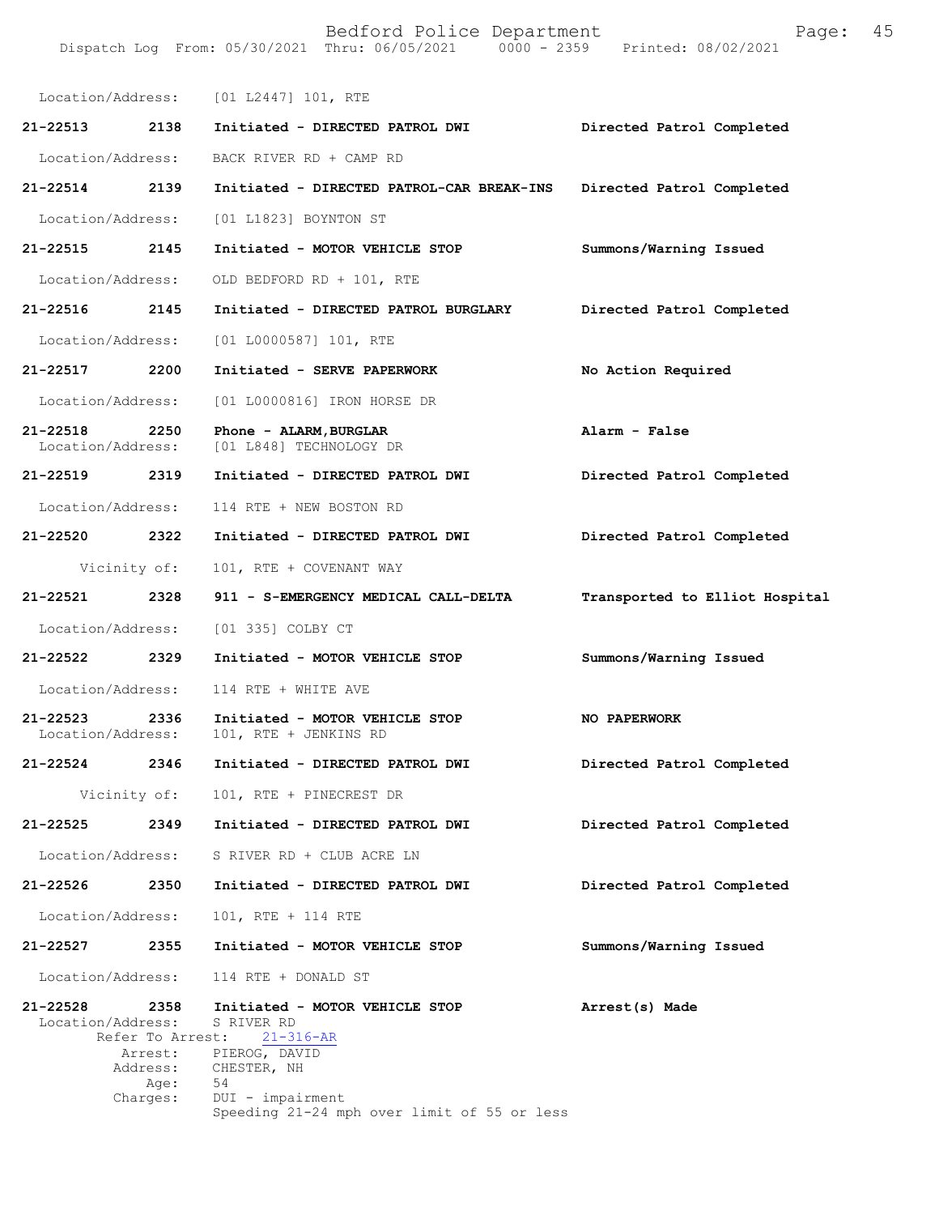Location/Address: [01 L2447] 101, RTE

**21-22513 2138 Initiated - DIRECTED PATROL DWI** — **Directed Patrol Completed**

Location/Address: BACK RIVER RD + CAMP RD

**21-22514 2139 Initiated - DIRECTED PATROL-CAR BREAK-INS** — **Directed Patrol Completed**

Location/Address: [01 L1823] BOYNTON ST

**21-22515 2145 Initiated - MOTOR VEHICLE STOP** — **Summons/Warning Issued**

Location/Address: OLD BEDFORD RD + 101, RTE

**21-22516 2145 Initiated - DIRECTED PATROL BURGLARY** — **Directed Patrol Completed**

Location/Address: [01 L0000587] 101, RTE

**21-22517 2200 Initiated - SERVE PAPERWORK** — **No Action Required**

Location/Address: [01 L0000816] IRON HORSE DR

**21-22518 2250 Phone - ALARM,BURGLAR** — **Alarm - False**

Location/Address: [01 L848] TECHNOLOGY DR

**21-22519 2319 Initiated - DIRECTED PATROL DWI** — **Directed Patrol Completed**

Location/Address: 114 RTE + NEW BOSTON RD

**21-22520 2322 Initiated - DIRECTED PATROL DWI** — **Directed Patrol Completed**

Vicinity of: 101, RTE + COVENANT WAY

**21-22521 2328 911 - S-EMERGENCY MEDICAL CALL-DELTA** — **Transported to Elliot Hospital**

Location/Address: [01 335] COLBY CT

**21-22522 2329 Initiated - MOTOR VEHICLE STOP** — **Summons/Warning Issued**

Location/Address: 114 RTE + WHITE AVE

**21-22523 2336 Initiated - MOTOR VEHICLE STOP** — **NO PAPERWORK**

Location/Address: 101, RTE + JENKINS RD

**21-22524 2346 Initiated - DIRECTED PATROL DWI** — **Directed Patrol Completed**

Vicinity of: 101, RTE + PINECREST DR

**21-22525 2349 Initiated - DIRECTED PATROL DWI** — **Directed Patrol Completed**

Location/Address: S RIVER RD + CLUB ACRE LN

**21-22526 2350 Initiated - DIRECTED PATROL DWI** — **Directed Patrol Completed**

Location/Address: 101, RTE + 114 RTE

**21-22527 2355 Initiated - MOTOR VEHICLE STOP** — **Summons/Warning Issued**

Location/Address: 114 RTE + DONALD ST

**21-22528 2358 Initiated - MOTOR VEHICLE STOP** — **Arrest(s) Made**

Location/Address: S RIVER RD
Refer To Arrest: 21-316-AR
Arrest: PIEROG, DAVID
Address: CHESTER, NH
Age: 54
Charges: DUI - impairment
Speeding 21-24 mph over limit of 55 or less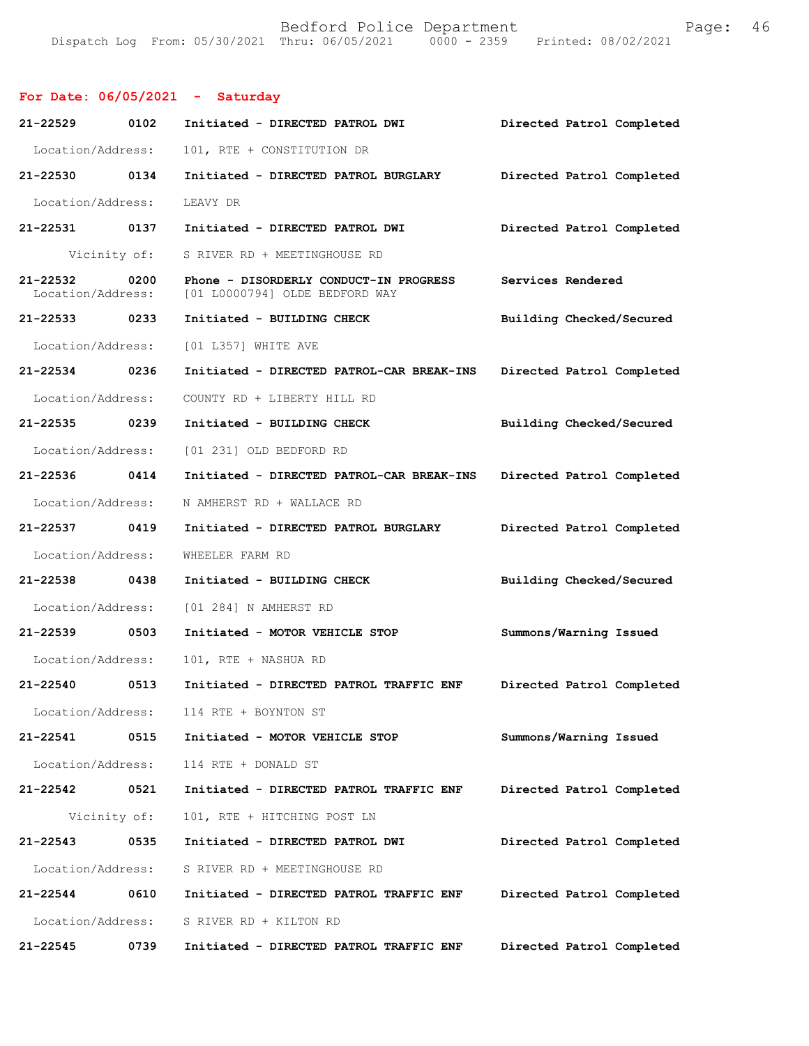**For Date: 06/05/2021 - Saturday**

**21-22529 0102 Initiated - DIRECTED PATROL DWI** Directed Patrol Completed
Location/Address: 101, RTE + CONSTITUTION DR

**21-22530 0134 Initiated - DIRECTED PATROL BURGLARY** Directed Patrol Completed
Location/Address: LEAVY DR

**21-22531 0137 Initiated - DIRECTED PATROL DWI** Directed Patrol Completed
Vicinity of: S RIVER RD + MEETINGHOUSE RD

**21-22532 0200 Phone - DISORDERLY CONDUCT-IN PROGRESS** Services Rendered
Location/Address: [01 L0000794] OLDE BEDFORD WAY

**21-22533 0233 Initiated - BUILDING CHECK** Building Checked/Secured
Location/Address: [01 L357] WHITE AVE

**21-22534 0236 Initiated - DIRECTED PATROL-CAR BREAK-INS** Directed Patrol Completed
Location/Address: COUNTY RD + LIBERTY HILL RD

**21-22535 0239 Initiated - BUILDING CHECK** Building Checked/Secured
Location/Address: [01 231] OLD BEDFORD RD

**21-22536 0414 Initiated - DIRECTED PATROL-CAR BREAK-INS** Directed Patrol Completed
Location/Address: N AMHERST RD + WALLACE RD

**21-22537 0419 Initiated - DIRECTED PATROL BURGLARY** Directed Patrol Completed
Location/Address: WHEELER FARM RD

**21-22538 0438 Initiated - BUILDING CHECK** Building Checked/Secured
Location/Address: [01 284] N AMHERST RD

**21-22539 0503 Initiated - MOTOR VEHICLE STOP** Summons/Warning Issued
Location/Address: 101, RTE + NASHUA RD

**21-22540 0513 Initiated - DIRECTED PATROL TRAFFIC ENF** Directed Patrol Completed
Location/Address: 114 RTE + BOYNTON ST

**21-22541 0515 Initiated - MOTOR VEHICLE STOP** Summons/Warning Issued
Location/Address: 114 RTE + DONALD ST

**21-22542 0521 Initiated - DIRECTED PATROL TRAFFIC ENF** Directed Patrol Completed
Vicinity of: 101, RTE + HITCHING POST LN

**21-22543 0535 Initiated - DIRECTED PATROL DWI** Directed Patrol Completed
Location/Address: S RIVER RD + MEETINGHOUSE RD

**21-22544 0610 Initiated - DIRECTED PATROL TRAFFIC ENF** Directed Patrol Completed
Location/Address: S RIVER RD + KILTON RD

**21-22545 0739 Initiated - DIRECTED PATROL TRAFFIC ENF** Directed Patrol Completed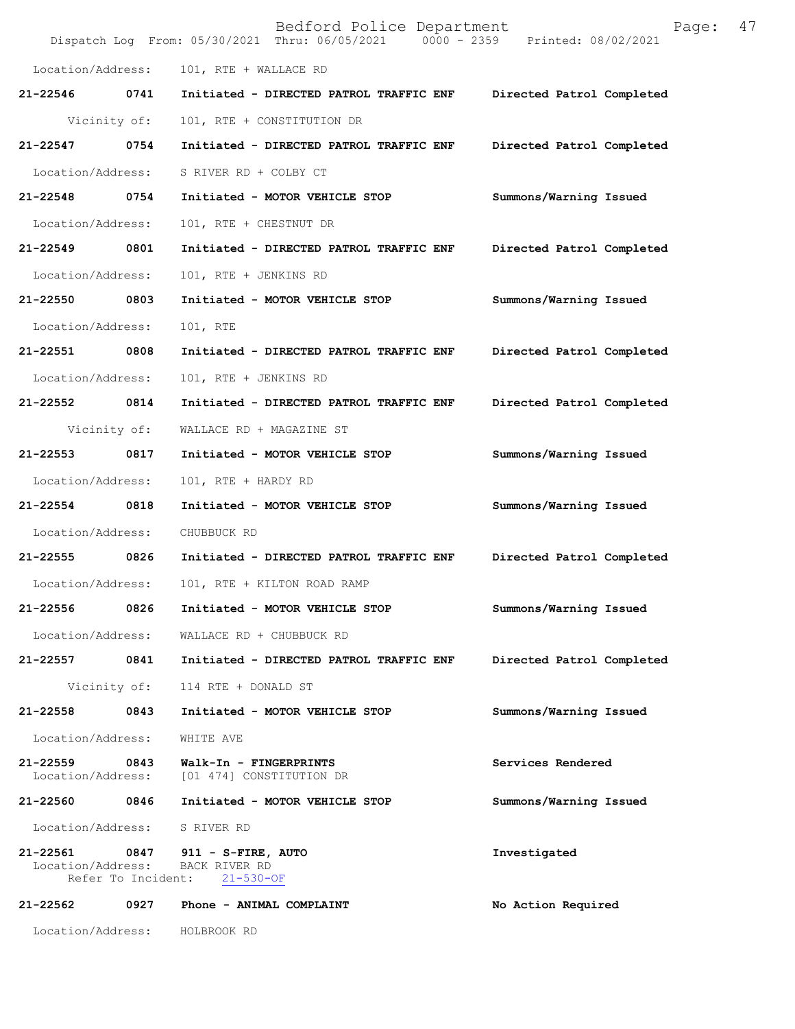Location/Address: 101, RTE + WALLACE RD

**21-22546 0741 Initiated - DIRECTED PATROL TRAFFIC ENF Directed Patrol Completed**

Vicinity of: 101, RTE + CONSTITUTION DR

**21-22547 0754 Initiated - DIRECTED PATROL TRAFFIC ENF Directed Patrol Completed**

Location/Address: S RIVER RD + COLBY CT

**21-22548 0754 Initiated - MOTOR VEHICLE STOP Summons/Warning Issued**

Location/Address: 101, RTE + CHESTNUT DR

**21-22549 0801 Initiated - DIRECTED PATROL TRAFFIC ENF Directed Patrol Completed**

Location/Address: 101, RTE + JENKINS RD

**21-22550 0803 Initiated - MOTOR VEHICLE STOP Summons/Warning Issued**

Location/Address: 101, RTE

**21-22551 0808 Initiated - DIRECTED PATROL TRAFFIC ENF Directed Patrol Completed**

Location/Address: 101, RTE + JENKINS RD

**21-22552 0814 Initiated - DIRECTED PATROL TRAFFIC ENF Directed Patrol Completed**

Vicinity of: WALLACE RD + MAGAZINE ST

**21-22553 0817 Initiated - MOTOR VEHICLE STOP Summons/Warning Issued**

Location/Address: 101, RTE + HARDY RD

**21-22554 0818 Initiated - MOTOR VEHICLE STOP Summons/Warning Issued**

Location/Address: CHUBBUCK RD

**21-22555 0826 Initiated - DIRECTED PATROL TRAFFIC ENF Directed Patrol Completed**

Location/Address: 101, RTE + KILTON ROAD RAMP

**21-22556 0826 Initiated - MOTOR VEHICLE STOP Summons/Warning Issued**

Location/Address: WALLACE RD + CHUBBUCK RD

**21-22557 0841 Initiated - DIRECTED PATROL TRAFFIC ENF Directed Patrol Completed**

Vicinity of: 114 RTE + DONALD ST

**21-22558 0843 Initiated - MOTOR VEHICLE STOP Summons/Warning Issued**

Location/Address: WHITE AVE

**21-22559 0843 Walk-In - FINGERPRINTS Services Rendered**
Location/Address: [01 474] CONSTITUTION DR

**21-22560 0846 Initiated - MOTOR VEHICLE STOP Summons/Warning Issued**

Location/Address: S RIVER RD

**21-22561 0847 911 - S-FIRE, AUTO Investigated**
Location/Address: BACK RIVER RD
Refer To Incident: 21-530-OF

**21-22562 0927 Phone - ANIMAL COMPLAINT No Action Required**

Location/Address: HOLBROOK RD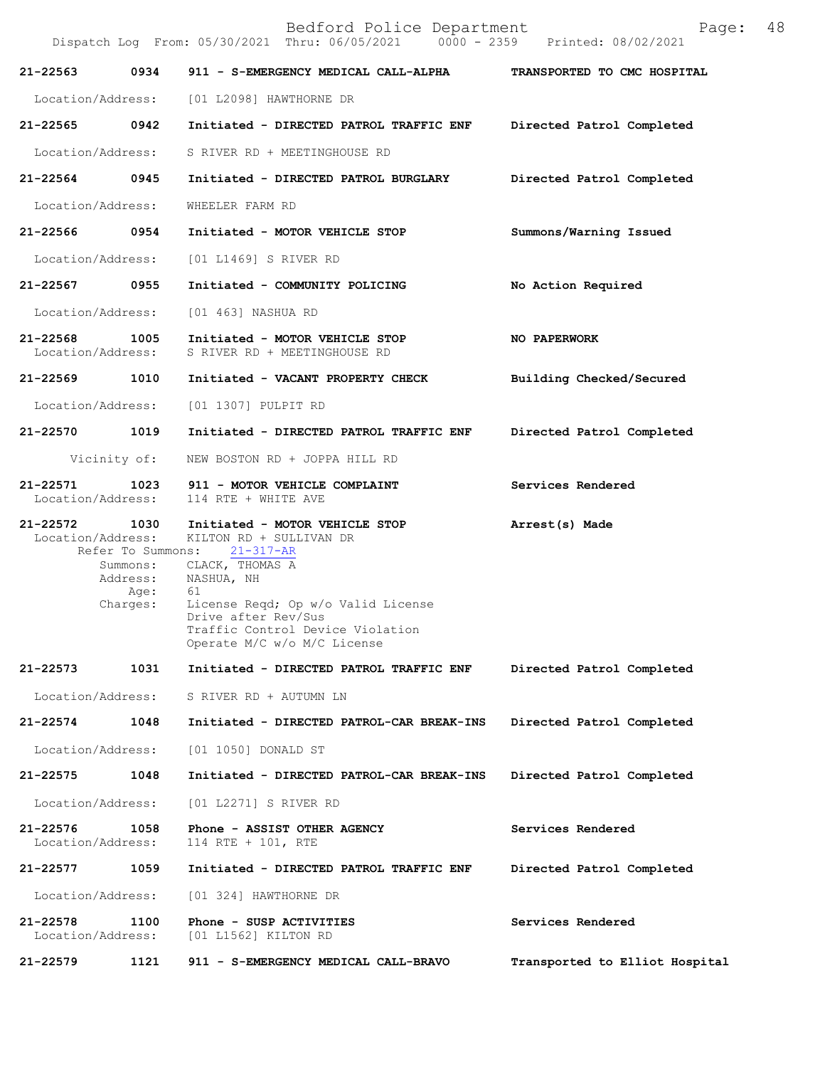| Call # | Time | Call Type | Disposition |
|---|---|---|---|
| 21-22563 | 0934 | 911 - S-EMERGENCY MEDICAL CALL-ALPHA | TRANSPORTED TO CMC HOSPITAL |
| Location/Address: | | [01 L2098] HAWTHORNE DR | |
| 21-22565 | 0942 | Initiated - DIRECTED PATROL TRAFFIC ENF | Directed Patrol Completed |
| Location/Address: | | S RIVER RD + MEETINGHOUSE RD | |
| 21-22564 | 0945 | Initiated - DIRECTED PATROL BURGLARY | Directed Patrol Completed |
| Location/Address: | | WHEELER FARM RD | |
| 21-22566 | 0954 | Initiated - MOTOR VEHICLE STOP | Summons/Warning Issued |
| Location/Address: | | [01 L1469] S RIVER RD | |
| 21-22567 | 0955 | Initiated - COMMUNITY POLICING | No Action Required |
| Location/Address: | | [01 463] NASHUA RD | |
| 21-22568 | 1005 | Initiated - MOTOR VEHICLE STOP | NO PAPERWORK |
| Location/Address: | | S RIVER RD + MEETINGHOUSE RD | |
| 21-22569 | 1010 | Initiated - VACANT PROPERTY CHECK | Building Checked/Secured |
| Location/Address: | | [01 1307] PULPIT RD | |
| 21-22570 | 1019 | Initiated - DIRECTED PATROL TRAFFIC ENF | Directed Patrol Completed |
| Vicinity of: | | NEW BOSTON RD + JOPPA HILL RD | |
| 21-22571 | 1023 | 911 - MOTOR VEHICLE COMPLAINT | Services Rendered |
| Location/Address: | | 114 RTE + WHITE AVE | |
| 21-22572 | 1030 | Initiated - MOTOR VEHICLE STOP | Arrest(s) Made |
| Location/Address: | | KILTON RD + SULLIVAN DR | |
| Refer To Summons: | | 21-317-AR | |
| Summons: | | CLACK, THOMAS A | |
| Address: | | NASHUA, NH | |
| Age: | | 61 | |
| Charges: | | License Reqd; Op w/o Valid License<br>Drive after Rev/Sus<br>Traffic Control Device Violation<br>Operate M/C w/o M/C License | |
| 21-22573 | 1031 | Initiated - DIRECTED PATROL TRAFFIC ENF | Directed Patrol Completed |
| Location/Address: | | S RIVER RD + AUTUMN LN | |
| 21-22574 | 1048 | Initiated - DIRECTED PATROL-CAR BREAK-INS | Directed Patrol Completed |
| Location/Address: | | [01 1050] DONALD ST | |
| 21-22575 | 1048 | Initiated - DIRECTED PATROL-CAR BREAK-INS | Directed Patrol Completed |
| Location/Address: | | [01 L2271] S RIVER RD | |
| 21-22576 | 1058 | Phone - ASSIST OTHER AGENCY | Services Rendered |
| Location/Address: | | 114 RTE + 101, RTE | |
| 21-22577 | 1059 | Initiated - DIRECTED PATROL TRAFFIC ENF | Directed Patrol Completed |
| Location/Address: | | [01 324] HAWTHORNE DR | |
| 21-22578 | 1100 | Phone - SUSP ACTIVITIES | Services Rendered |
| Location/Address: | | [01 L1562] KILTON RD | |
| 21-22579 | 1121 | 911 - S-EMERGENCY MEDICAL CALL-BRAVO | Transported to Elliot Hospital |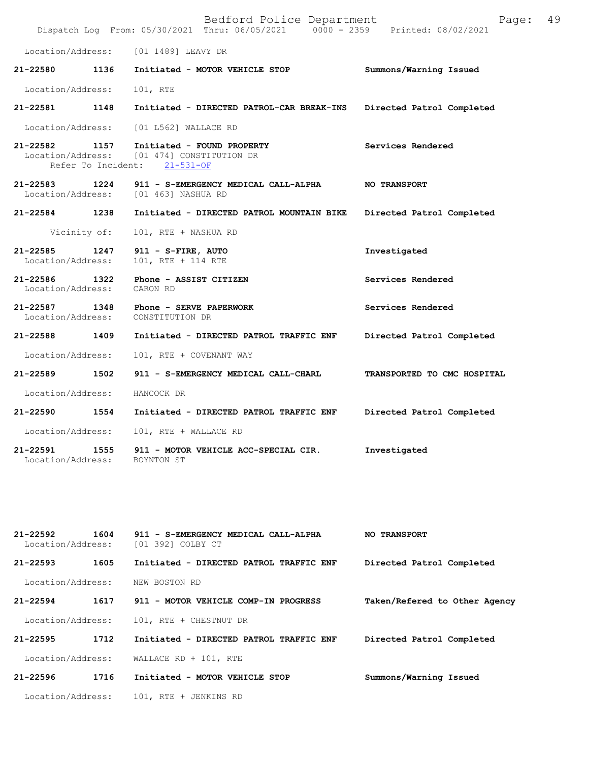Location/Address: [01 1489] LEAVY DR

**21-22580 1136 Initiated - MOTOR VEHICLE STOP** — **Summons/Warning Issued**
Location/Address: 101, RTE

**21-22581 1148 Initiated - DIRECTED PATROL-CAR BREAK-INS** — **Directed Patrol Completed**
Location/Address: [01 L562] WALLACE RD

**21-22582 1157 Initiated - FOUND PROPERTY** — **Services Rendered**
Location/Address: [01 474] CONSTITUTION DR
Refer To Incident: 21-531-OF

**21-22583 1224 911 - S-EMERGENCY MEDICAL CALL-ALPHA** — **NO TRANSPORT**
Location/Address: [01 463] NASHUA RD

**21-22584 1238 Initiated - DIRECTED PATROL MOUNTAIN BIKE** — **Directed Patrol Completed**
Vicinity of: 101, RTE + NASHUA RD

**21-22585 1247 911 - S-FIRE, AUTO** — **Investigated**
Location/Address: 101, RTE + 114 RTE

**21-22586 1322 Phone - ASSIST CITIZEN** — **Services Rendered**
Location/Address: CARON RD

**21-22587 1348 Phone - SERVE PAPERWORK** — **Services Rendered**
Location/Address: CONSTITUTION DR

**21-22588 1409 Initiated - DIRECTED PATROL TRAFFIC ENF** — **Directed Patrol Completed**
Location/Address: 101, RTE + COVENANT WAY

**21-22589 1502 911 - S-EMERGENCY MEDICAL CALL-CHARL** — **TRANSPORTED TO CMC HOSPITAL**
Location/Address: HANCOCK DR

**21-22590 1554 Initiated - DIRECTED PATROL TRAFFIC ENF** — **Directed Patrol Completed**
Location/Address: 101, RTE + WALLACE RD

**21-22591 1555 911 - MOTOR VEHICLE ACC-SPECIAL CIR.** — **Investigated**
Location/Address: BOYNTON ST

**21-22592 1604 911 - S-EMERGENCY MEDICAL CALL-ALPHA** — **NO TRANSPORT**
Location/Address: [01 392] COLBY CT

**21-22593 1605 Initiated - DIRECTED PATROL TRAFFIC ENF** — **Directed Patrol Completed**
Location/Address: NEW BOSTON RD

**21-22594 1617 911 - MOTOR VEHICLE COMP-IN PROGRESS** — **Taken/Refered to Other Agency**
Location/Address: 101, RTE + CHESTNUT DR

**21-22595 1712 Initiated - DIRECTED PATROL TRAFFIC ENF** — **Directed Patrol Completed**
Location/Address: WALLACE RD + 101, RTE

**21-22596 1716 Initiated - MOTOR VEHICLE STOP** — **Summons/Warning Issued**
Location/Address: 101, RTE + JENKINS RD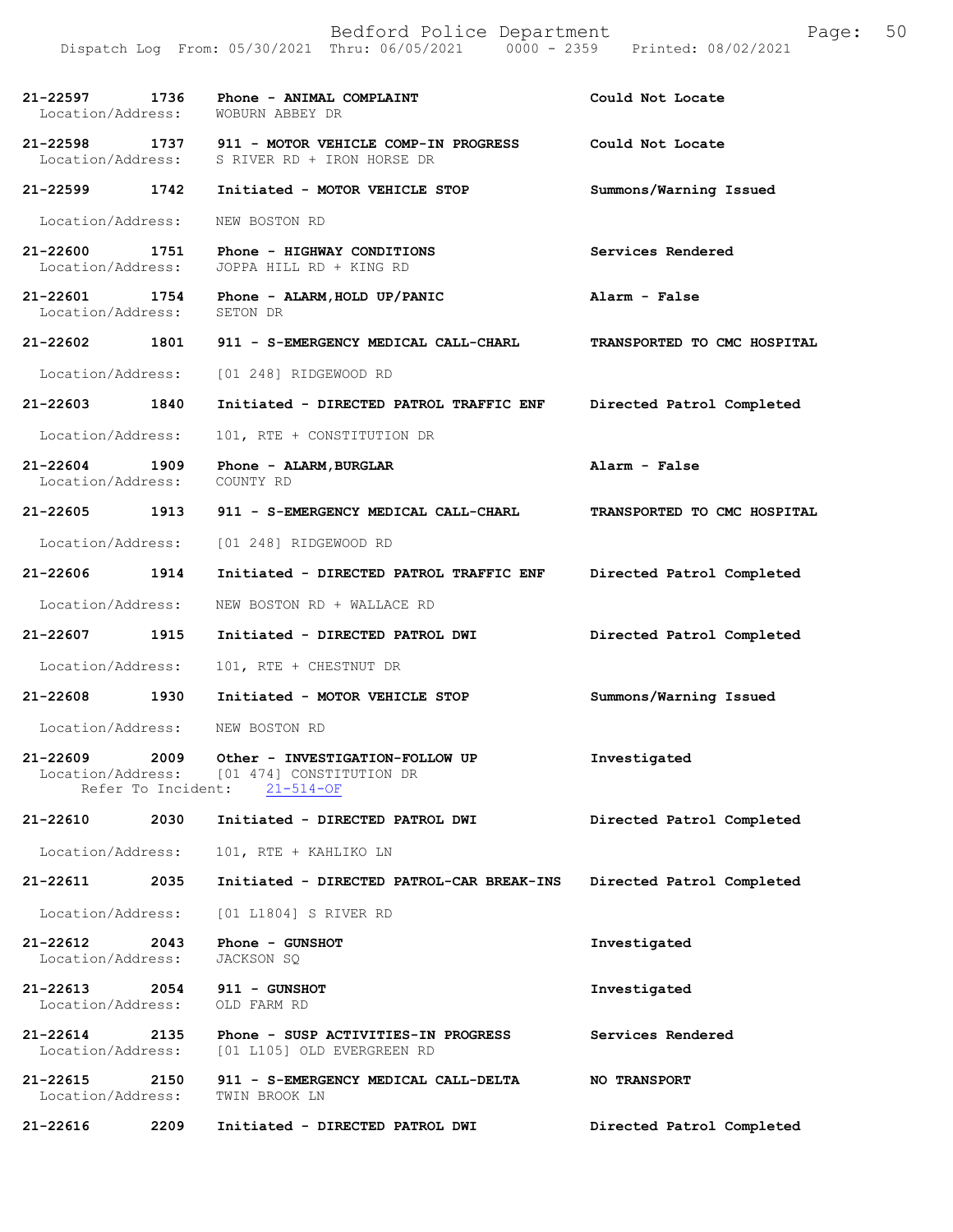| Call Number | Time | Call Reason | Action |
|---|---|---|---|
| 21-22597 | 1736 | Phone - ANIMAL COMPLAINT | Could Not Locate |
| Location/Address: | | WOBURN ABBEY DR | |
| 21-22598 | 1737 | 911 - MOTOR VEHICLE COMP-IN PROGRESS | Could Not Locate |
| Location/Address: | | S RIVER RD + IRON HORSE DR | |
| 21-22599 | 1742 | Initiated - MOTOR VEHICLE STOP | Summons/Warning Issued |
| Location/Address: | | NEW BOSTON RD | |
| 21-22600 | 1751 | Phone - HIGHWAY CONDITIONS | Services Rendered |
| Location/Address: | | JOPPA HILL RD + KING RD | |
| 21-22601 | 1754 | Phone - ALARM,HOLD UP/PANIC | Alarm - False |
| Location/Address: | | SETON DR | |
| 21-22602 | 1801 | 911 - S-EMERGENCY MEDICAL CALL-CHARL | TRANSPORTED TO CMC HOSPITAL |
| Location/Address: | | [01 248] RIDGEWOOD RD | |
| 21-22603 | 1840 | Initiated - DIRECTED PATROL TRAFFIC ENF | Directed Patrol Completed |
| Location/Address: | | 101, RTE + CONSTITUTION DR | |
| 21-22604 | 1909 | Phone - ALARM,BURGLAR | Alarm - False |
| Location/Address: | | COUNTY RD | |
| 21-22605 | 1913 | 911 - S-EMERGENCY MEDICAL CALL-CHARL | TRANSPORTED TO CMC HOSPITAL |
| Location/Address: | | [01 248] RIDGEWOOD RD | |
| 21-22606 | 1914 | Initiated - DIRECTED PATROL TRAFFIC ENF | Directed Patrol Completed |
| Location/Address: | | NEW BOSTON RD + WALLACE RD | |
| 21-22607 | 1915 | Initiated - DIRECTED PATROL DWI | Directed Patrol Completed |
| Location/Address: | | 101, RTE + CHESTNUT DR | |
| 21-22608 | 1930 | Initiated - MOTOR VEHICLE STOP | Summons/Warning Issued |
| Location/Address: | | NEW BOSTON RD | |
| 21-22609 | 2009 | Other - INVESTIGATION-FOLLOW UP | Investigated |
| Location/Address: | | [01 474] CONSTITUTION DR | |
| Refer To Incident: | | 21-514-OF | |
| 21-22610 | 2030 | Initiated - DIRECTED PATROL DWI | Directed Patrol Completed |
| Location/Address: | | 101, RTE + KAHLIKO LN | |
| 21-22611 | 2035 | Initiated - DIRECTED PATROL-CAR BREAK-INS | Directed Patrol Completed |
| Location/Address: | | [01 L1804] S RIVER RD | |
| 21-22612 | 2043 | Phone - GUNSHOT | Investigated |
| Location/Address: | | JACKSON SQ | |
| 21-22613 | 2054 | 911 - GUNSHOT | Investigated |
| Location/Address: | | OLD FARM RD | |
| 21-22614 | 2135 | Phone - SUSP ACTIVITIES-IN PROGRESS | Services Rendered |
| Location/Address: | | [01 L105] OLD EVERGREEN RD | |
| 21-22615 | 2150 | 911 - S-EMERGENCY MEDICAL CALL-DELTA | NO TRANSPORT |
| Location/Address: | | TWIN BROOK LN | |
| 21-22616 | 2209 | Initiated - DIRECTED PATROL DWI | Directed Patrol Completed |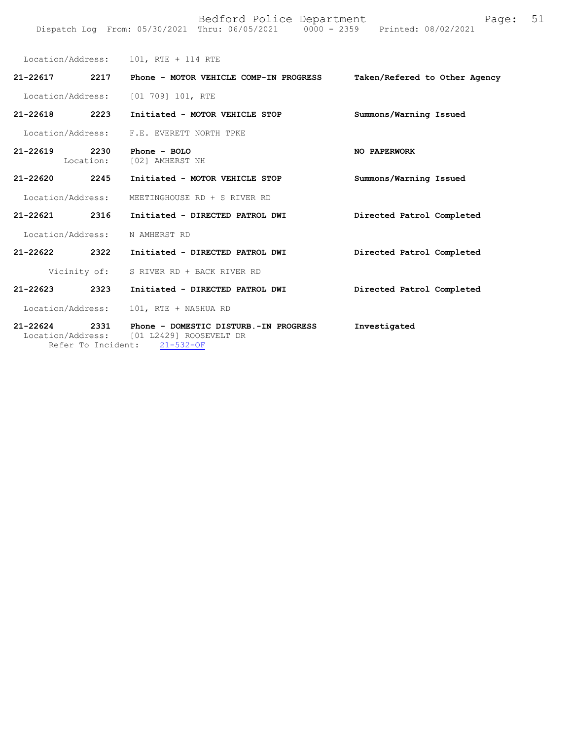Location/Address: 101, RTE + 114 RTE

**21-22617 2217 Phone - MOTOR VEHICLE COMP-IN PROGRESS Taken/Refered to Other Agency**

Location/Address: [01 709] 101, RTE

**21-22618 2223 Initiated - MOTOR VEHICLE STOP Summons/Warning Issued**

Location/Address: F.E. EVERETT NORTH TPKE

**21-22619 2230 Phone - BOLO NO PAPERWORK**

Location: [02] AMHERST NH

**21-22620 2245 Initiated - MOTOR VEHICLE STOP Summons/Warning Issued**

Location/Address: MEETINGHOUSE RD + S RIVER RD

**21-22621 2316 Initiated - DIRECTED PATROL DWI Directed Patrol Completed**

Location/Address: N AMHERST RD

**21-22622 2322 Initiated - DIRECTED PATROL DWI Directed Patrol Completed**

Vicinity of: S RIVER RD + BACK RIVER RD

**21-22623 2323 Initiated - DIRECTED PATROL DWI Directed Patrol Completed**

Location/Address: 101, RTE + NASHUA RD

**21-22624 2331 Phone - DOMESTIC DISTURB.-IN PROGRESS Investigated**

Location/Address: [01 L2429] ROOSEVELT DR

Refer To Incident: 21-532-OF